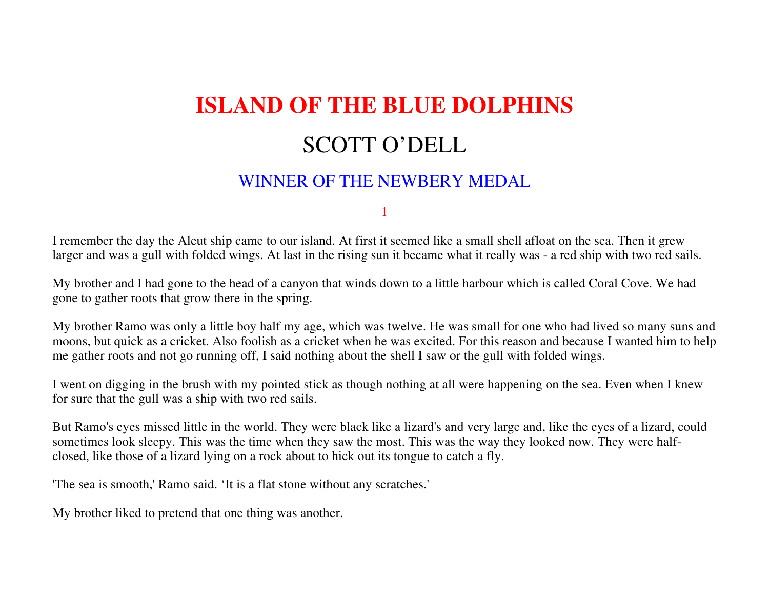# ISLAND OF THE BLUE DOLPHINS

## SCOTT O'DELL

### WINNER OF THE NEWBERY MEDAL

### 1

I remember the day the Aleut ship came to our island. At first it seemed like a small shell afloat on the sea. Then it grew larger and was a gull with folded wings. At last in the rising sun it became what it really was - a red ship with two red sails.

My brother and I had gone to the head of a canyon that winds down to a little harbour which is called Coral Cove. We had gone to gather roots that grow there in the spring.

My brother Ramo was only a little boy half my age, which was twelve. He was small for one who had lived so many suns and moons, but quick as a cricket. Also foolish as a cricket when he was excited. For this reason and because I wanted him to help me gather roots and not go running off, I said nothing about the shell I saw or the gull with folded wings.

I went on digging in the brush with my pointed stick as though nothing at all were happening on the sea. Even when I knew for sure that the gull was a ship with two red sails.

But Ramo's eyes missed little in the world. They were black like a lizard's and very large and, like the eyes of a lizard, could sometimes look sleepy. This was the time when they saw the most. This was the way they looked now. They were half-closed, like those of a lizard lying on a rock about to hick out its tongue to catch a fly.

'The sea is smooth,' Ramo said. 'It is a flat stone without any scratches.'

My brother liked to pretend that one thing was another.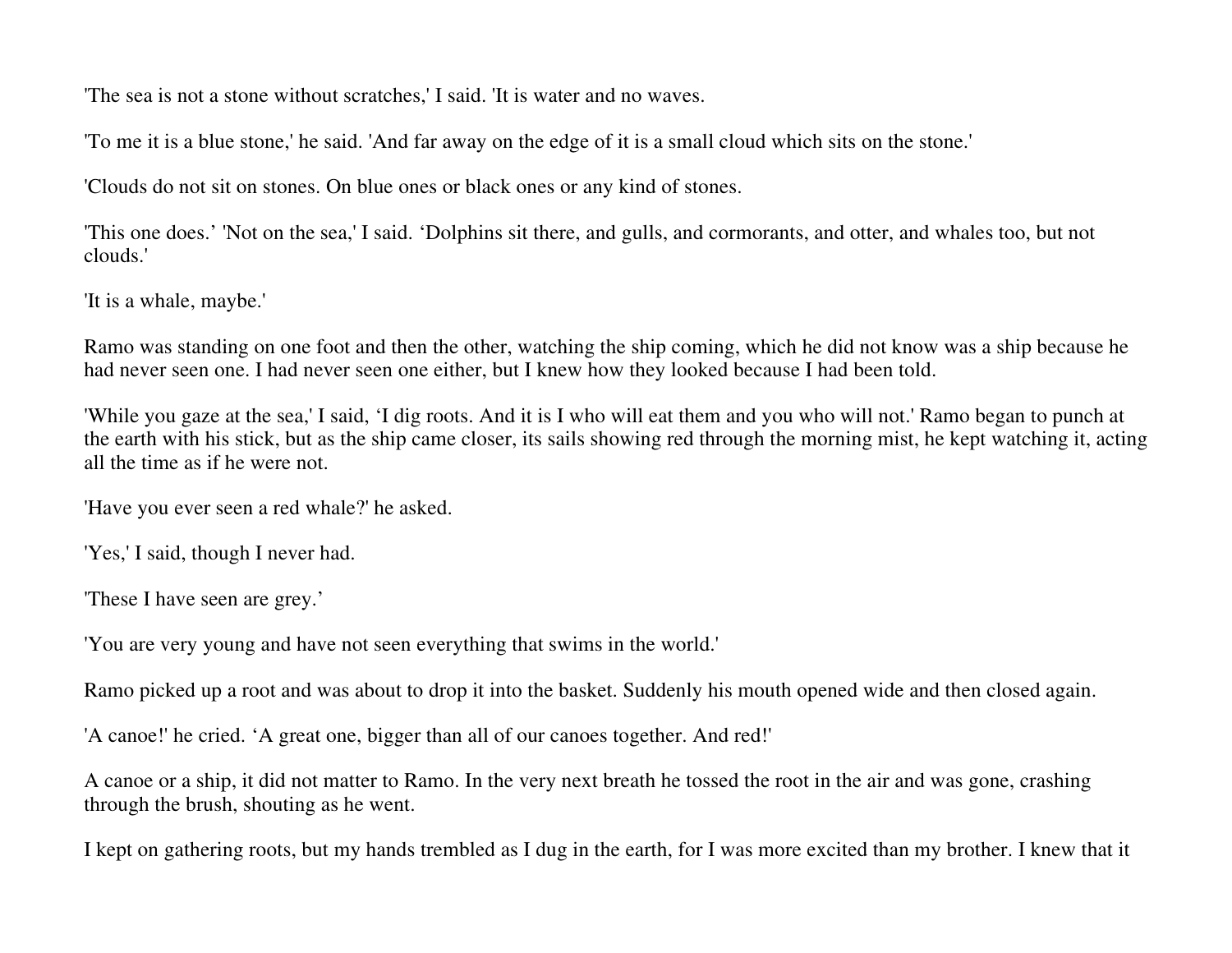'The sea is not a stone without scratches,' I said. 'It is water and no waves.

'To me it is a blue stone,' he said. 'And far away on the edge of it is a small cloud which sits on the stone.'

'Clouds do not sit on stones. On blue ones or black ones or any kind of stones.

'This one does.' 'Not on the sea,' I said. 'Dolphins sit there, and gulls, and cormorants, and otter, and whales too, but not clouds.'

'It is a whale, maybe.'

Ramo was standing on one foot and then the other, watching the ship coming, which he did not know was a ship because he had never seen one. I had never seen one either, but I knew how they looked because I had been told.

'While you gaze at the sea,' I said, 'I dig roots. And it is I who will eat them and you who will not.' Ramo began to punch at the earth with his stick, but as the ship came closer, its sails showing red through the morning mist, he kept watching it, acting all the time as if he were not.

'Have you ever seen a red whale?' he asked.

'Yes,' I said, though I never had.

'These I have seen are grey.'

'You are very young and have not seen everything that swims in the world.'

Ramo picked up a root and was about to drop it into the basket. Suddenly his mouth opened wide and then closed again.

'A canoe!' he cried. 'A great one, bigger than all of our canoes together. And red!'

A canoe or a ship, it did not matter to Ramo. In the very next breath he tossed the root in the air and was gone, crashing through the brush, shouting as he went.

I kept on gathering roots, but my hands trembled as I dug in the earth, for I was more excited than my brother. I knew that it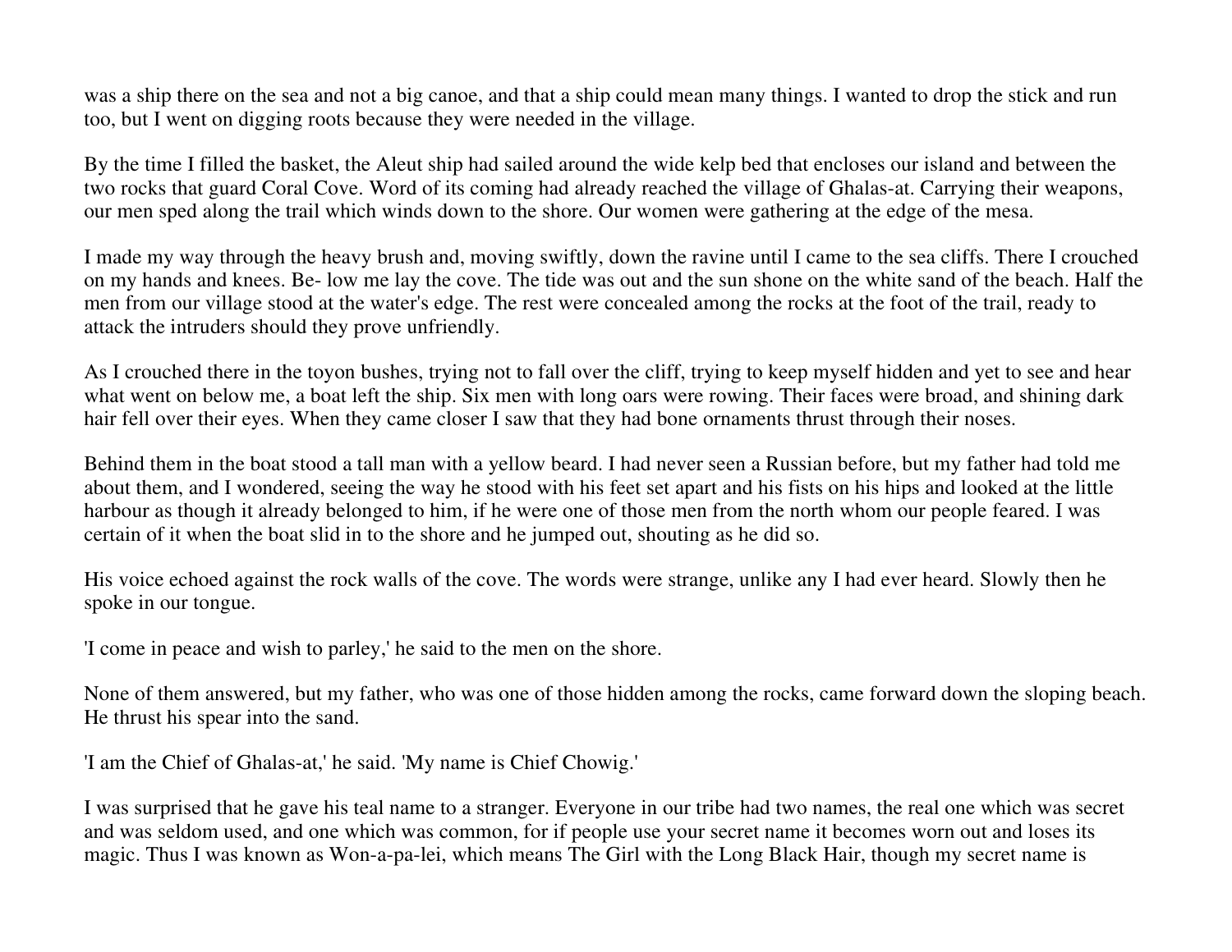was a ship there on the sea and not a big canoe, and that a ship could mean many things. I wanted to drop the stick and run too, but I went on digging roots because they were needed in the village.

By the time I filled the basket, the Aleut ship had sailed around the wide kelp bed that encloses our island and between the two rocks that guard Coral Cove. Word of its coming had already reached the village of Ghalas-at. Carrying their weapons, our men sped along the trail which winds down to the shore. Our women were gathering at the edge of the mesa.

I made my way through the heavy brush and, moving swiftly, down the ravine until I came to the sea cliffs. There I crouched on my hands and knees. Be- low me lay the cove. The tide was out and the sun shone on the white sand of the beach. Half the men from our village stood at the water's edge. The rest were concealed among the rocks at the foot of the trail, ready to attack the intruders should they prove unfriendly.

As I crouched there in the toyon bushes, trying not to fall over the cliff, trying to keep myself hidden and yet to see and hear what went on below me, a boat left the ship. Six men with long oars were rowing. Their faces were broad, and shining dark hair fell over their eyes. When they came closer I saw that they had bone ornaments thrust through their noses.

Behind them in the boat stood a tall man with a yellow beard. I had never seen a Russian before, but my father had told me about them, and I wondered, seeing the way he stood with his feet set apart and his fists on his hips and looked at the little harbour as though it already belonged to him, if he were one of those men from the north whom our people feared. I was certain of it when the boat slid in to the shore and he jumped out, shouting as he did so.

His voice echoed against the rock walls of the cove. The words were strange, unlike any I had ever heard. Slowly then he spoke in our tongue.

'I come in peace and wish to parley,' he said to the men on the shore.

None of them answered, but my father, who was one of those hidden among the rocks, came forward down the sloping beach. He thrust his spear into the sand.

'I am the Chief of Ghalas-at,' he said. 'My name is Chief Chowig.'

I was surprised that he gave his teal name to a stranger. Everyone in our tribe had two names, the real one which was secret and was seldom used, and one which was common, for if people use your secret name it becomes worn out and loses its magic. Thus I was known as Won-a-pa-lei, which means The Girl with the Long Black Hair, though my secret name is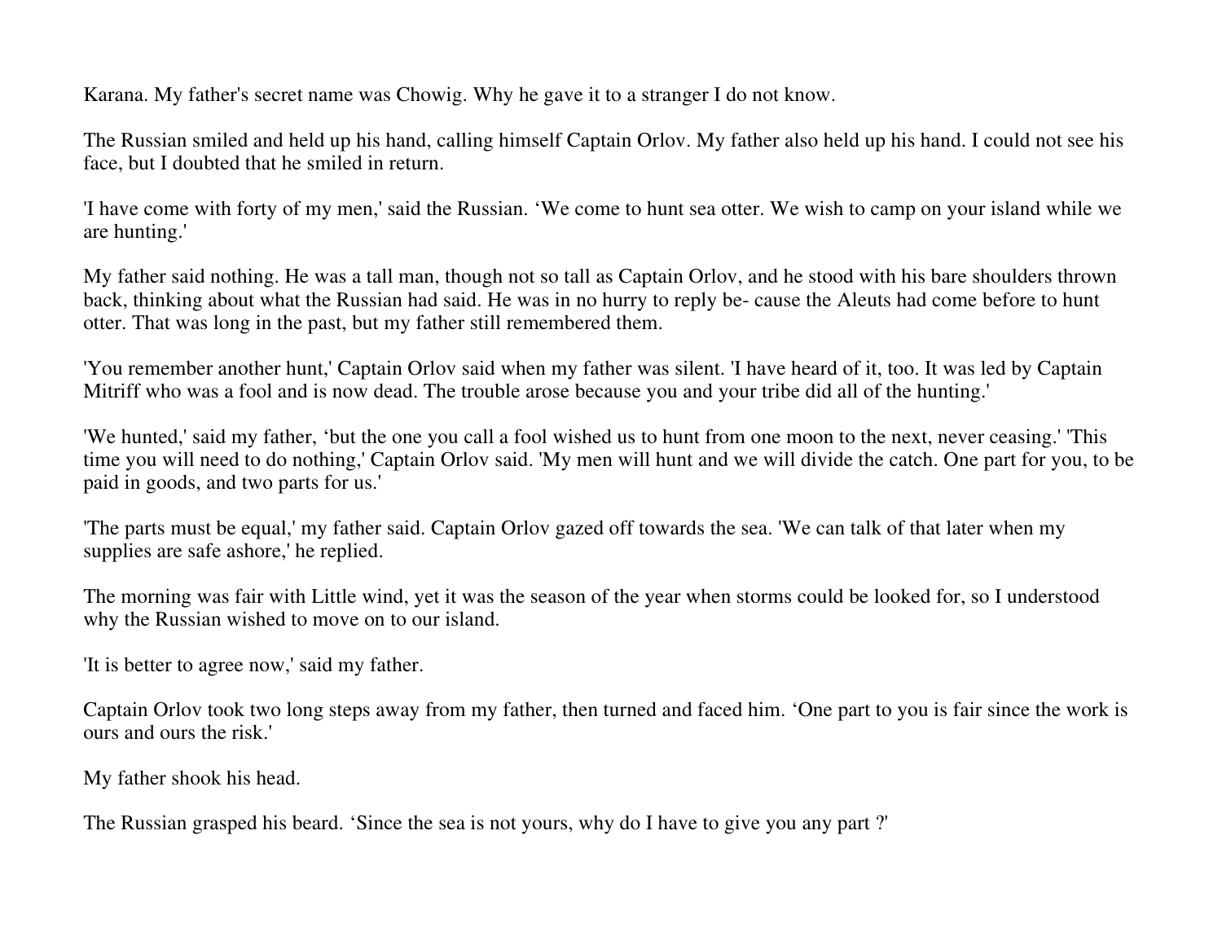Karana. My father's secret name was Chowig. Why he gave it to a stranger I do not know.

The Russian smiled and held up his hand, calling himself Captain Orlov. My father also held up his hand. I could not see his face, but I doubted that he smiled in return.

'I have come with forty of my men,' said the Russian. 'We come to hunt sea otter. We wish to camp on your island while we are hunting.'

My father said nothing. He was a tall man, though not so tall as Captain Orlov, and he stood with his bare shoulders thrown back, thinking about what the Russian had said. He was in no hurry to reply be- cause the Aleuts had come before to hunt otter. That was long in the past, but my father still remembered them.

'You remember another hunt,' Captain Orlov said when my father was silent. 'I have heard of it, too. It was led by Captain Mitriff who was a fool and is now dead. The trouble arose because you and your tribe did all of the hunting.'

'We hunted,' said my father, 'but the one you call a fool wished us to hunt from one moon to the next, never ceasing.' 'This time you will need to do nothing,' Captain Orlov said. 'My men will hunt and we will divide the catch. One part for you, to be paid in goods, and two parts for us.'

'The parts must be equal,' my father said. Captain Orlov gazed off towards the sea. 'We can talk of that later when my supplies are safe ashore,' he replied.

The morning was fair with Little wind, yet it was the season of the year when storms could be looked for, so I understood why the Russian wished to move on to our island.

'It is better to agree now,' said my father.

Captain Orlov took two long steps away from my father, then turned and faced him. 'One part to you is fair since the work is ours and ours the risk.'

My father shook his head.

The Russian grasped his beard. 'Since the sea is not yours, why do I have to give you any part ?'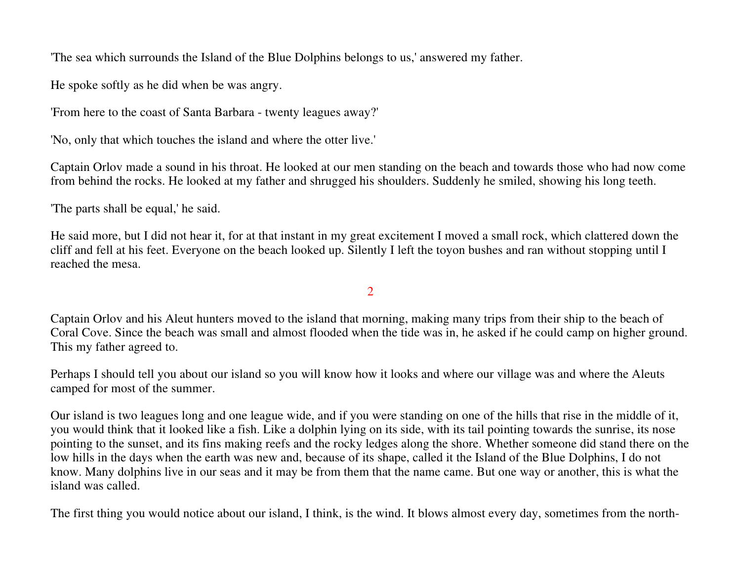'The sea which surrounds the Island of the Blue Dolphins belongs to us,' answered my father.

He spoke softly as he did when be was angry.

'From here to the coast of Santa Barbara - twenty leagues away?'

'No, only that which touches the island and where the otter live.'

Captain Orlov made a sound in his throat. He looked at our men standing on the beach and towards those who had now come from behind the rocks. He looked at my father and shrugged his shoulders. Suddenly he smiled, showing his long teeth.

'The parts shall be equal,' he said.

He said more, but I did not hear it, for at that instant in my great excitement I moved a small rock, which clattered down the cliff and fell at his feet. Everyone on the beach looked up. Silently I left the toyon bushes and ran without stopping until I reached the mesa.

## 2

Captain Orlov and his Aleut hunters moved to the island that morning, making many trips from their ship to the beach of Coral Cove. Since the beach was small and almost flooded when the tide was in, he asked if he could camp on higher ground. This my father agreed to.

Perhaps I should tell you about our island so you will know how it looks and where our village was and where the Aleuts camped for most of the summer.

Our island is two leagues long and one league wide, and if you were standing on one of the hills that rise in the middle of it, you would think that it looked like a fish. Like a dolphin lying on its side, with its tail pointing towards the sunrise, its nose pointing to the sunset, and its fins making reefs and the rocky ledges along the shore. Whether someone did stand there on the low hills in the days when the earth was new and, because of its shape, called it the Island of the Blue Dolphins, I do not know. Many dolphins live in our seas and it may be from them that the name came. But one way or another, this is what the island was called.

The first thing you would notice about our island, I think, is the wind. It blows almost every day, sometimes from the north-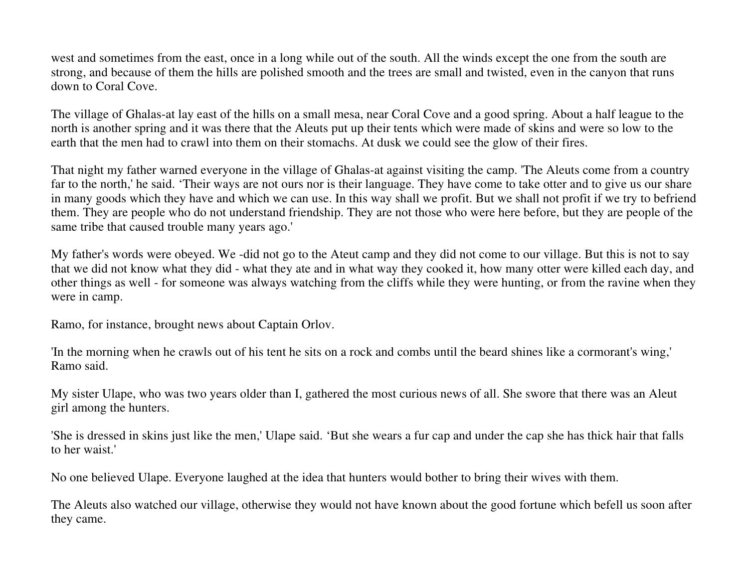west and sometimes from the east, once in a long while out of the south. All the winds except the one from the south are strong, and because of them the hills are polished smooth and the trees are small and twisted, even in the canyon that runs down to Coral Cove.

The village of Ghalas-at lay east of the hills on a small mesa, near Coral Cove and a good spring. About a half league to the north is another spring and it was there that the Aleuts put up their tents which were made of skins and were so low to the earth that the men had to crawl into them on their stomachs. At dusk we could see the glow of their fires.

That night my father warned everyone in the village of Ghalas-at against visiting the camp. 'The Aleuts come from a country far to the north,' he said. 'Their ways are not ours nor is their language. They have come to take otter and to give us our share in many goods which they have and which we can use. In this way shall we profit. But we shall not profit if we try to befriend them. They are people who do not understand friendship. They are not those who were here before, but they are people of the same tribe that caused trouble many years ago.'

My father's words were obeyed. We -did not go to the Ateut camp and they did not come to our village. But this is not to say that we did not know what they did - what they ate and in what way they cooked it, how many otter were killed each day, and other things as well - for someone was always watching from the cliffs while they were hunting, or from the ravine when they were in camp.

Ramo, for instance, brought news about Captain Orlov.

'In the morning when he crawls out of his tent he sits on a rock and combs until the beard shines like a cormorant's wing,' Ramo said.

My sister Ulape, who was two years older than I, gathered the most curious news of all. She swore that there was an Aleut girl among the hunters.

'She is dressed in skins just like the men,' Ulape said. 'But she wears a fur cap and under the cap she has thick hair that falls to her waist.'

No one believed Ulape. Everyone laughed at the idea that hunters would bother to bring their wives with them.

The Aleuts also watched our village, otherwise they would not have known about the good fortune which befell us soon after they came.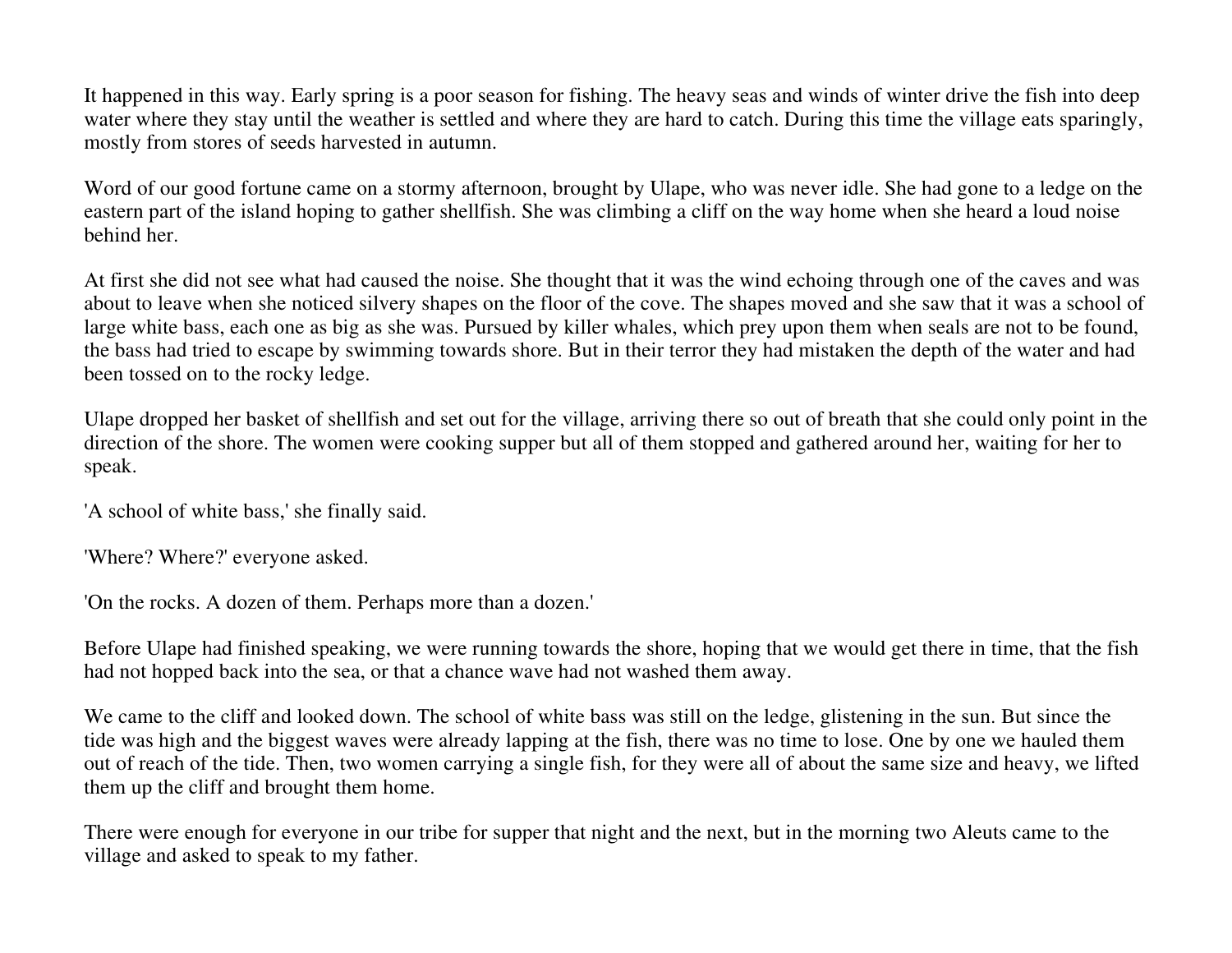It happened in this way. Early spring is a poor season for fishing. The heavy seas and winds of winter drive the fish into deep water where they stay until the weather is settled and where they are hard to catch. During this time the village eats sparingly, mostly from stores of seeds harvested in autumn.

Word of our good fortune came on a stormy afternoon, brought by Ulape, who was never idle. She had gone to a ledge on the eastern part of the island hoping to gather shellfish. She was climbing a cliff on the way home when she heard a loud noise behind her.

At first she did not see what had caused the noise. She thought that it was the wind echoing through one of the caves and was about to leave when she noticed silvery shapes on the floor of the cove. The shapes moved and she saw that it was a school of large white bass, each one as big as she was. Pursued by killer whales, which prey upon them when seals are not to be found, the bass had tried to escape by swimming towards shore. But in their terror they had mistaken the depth of the water and had been tossed on to the rocky ledge.

Ulape dropped her basket of shellfish and set out for the village, arriving there so out of breath that she could only point in the direction of the shore. The women were cooking supper but all of them stopped and gathered around her, waiting for her to speak.

'A school of white bass,' she finally said.

'Where? Where?' everyone asked.

'On the rocks. A dozen of them. Perhaps more than a dozen.'

Before Ulape had finished speaking, we were running towards the shore, hoping that we would get there in time, that the fish had not hopped back into the sea, or that a chance wave had not washed them away.

We came to the cliff and looked down. The school of white bass was still on the ledge, glistening in the sun. But since the tide was high and the biggest waves were already lapping at the fish, there was no time to lose. One by one we hauled them out of reach of the tide. Then, two women carrying a single fish, for they were all of about the same size and heavy, we lifted them up the cliff and brought them home.

There were enough for everyone in our tribe for supper that night and the next, but in the morning two Aleuts came to the village and asked to speak to my father.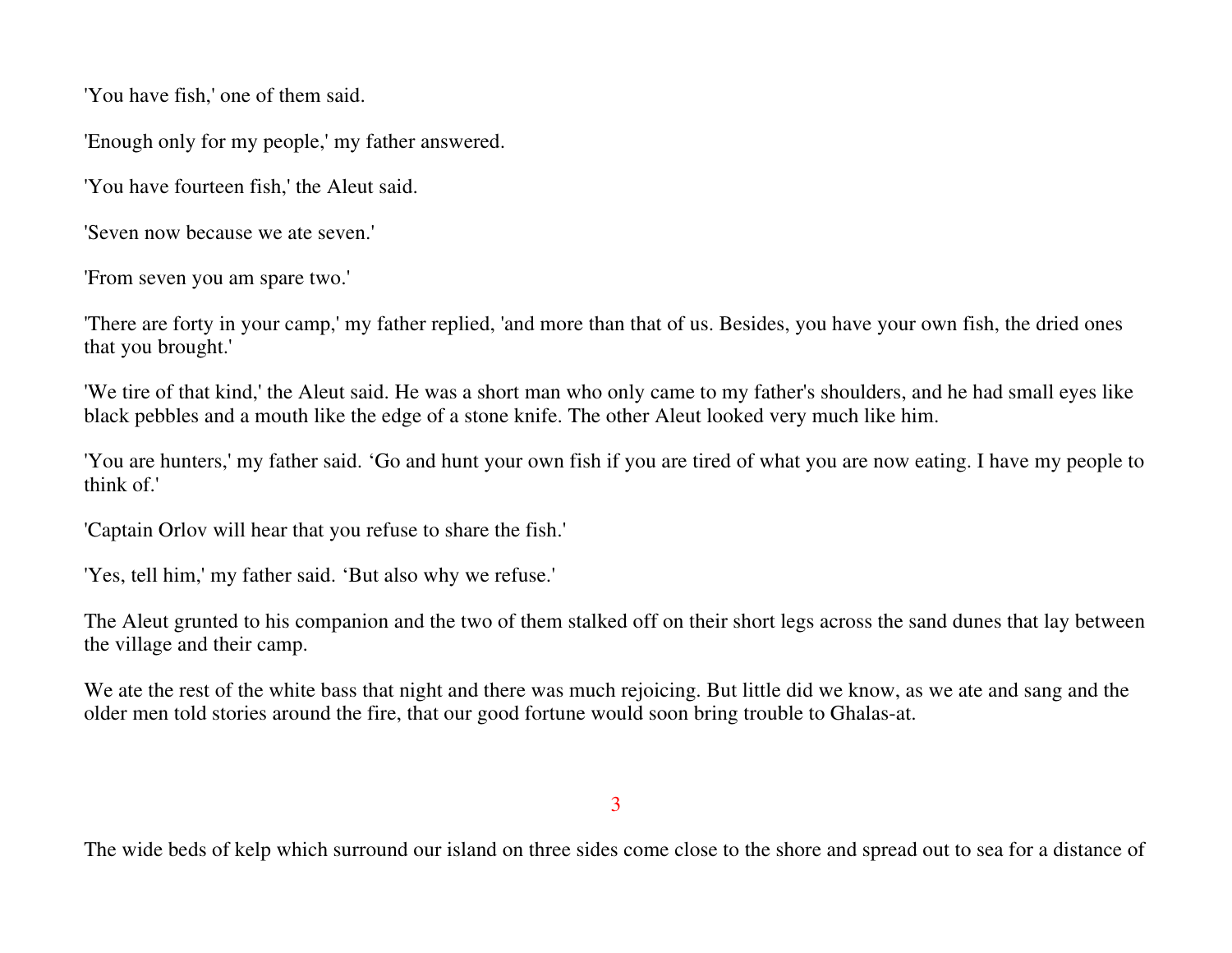'You have fish,' one of them said.

'Enough only for my people,' my father answered.

'You have fourteen fish,' the Aleut said.

'Seven now because we ate seven.'

'From seven you am spare two.'

'There are forty in your camp,' my father replied, 'and more than that of us. Besides, you have your own fish, the dried ones that you brought.'

'We tire of that kind,' the Aleut said. He was a short man who only came to my father's shoulders, and he had small eyes like black pebbles and a mouth like the edge of a stone knife. The other Aleut looked very much like him.

'You are hunters,' my father said. 'Go and hunt your own fish if you are tired of what you are now eating. I have my people to think of.'

'Captain Orlov will hear that you refuse to share the fish.'

'Yes, tell him,' my father said. 'But also why we refuse.'

The Aleut grunted to his companion and the two of them stalked off on their short legs across the sand dunes that lay between the village and their camp.

We ate the rest of the white bass that night and there was much rejoicing. But little did we know, as we ate and sang and the older men told stories around the fire, that our good fortune would soon bring trouble to Ghalas-at.

## 3

The wide beds of kelp which surround our island on three sides come close to the shore and spread out to sea for a distance of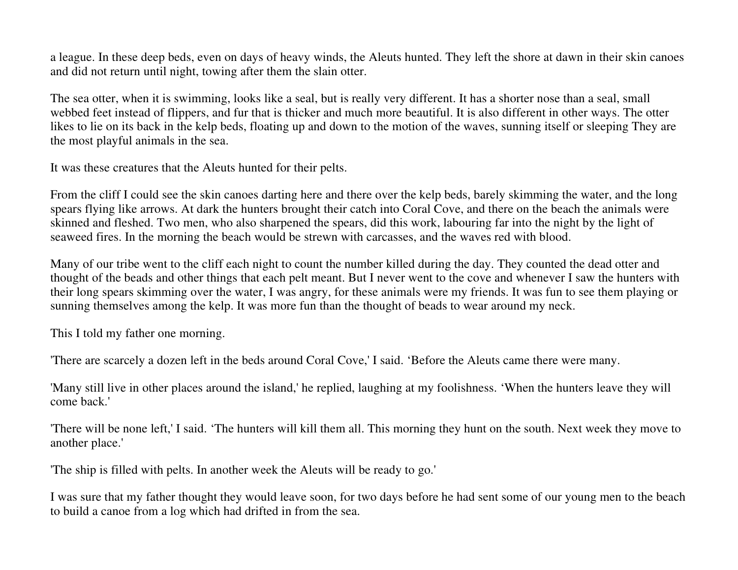a league. In these deep beds, even on days of heavy winds, the Aleuts hunted. They left the shore at dawn in their skin canoes and did not return until night, towing after them the slain otter.

The sea otter, when it is swimming, looks like a seal, but is really very different. It has a shorter nose than a seal, small webbed feet instead of flippers, and fur that is thicker and much more beautiful. It is also different in other ways. The otter likes to lie on its back in the kelp beds, floating up and down to the motion of the waves, sunning itself or sleeping They are the most playful animals in the sea.

It was these creatures that the Aleuts hunted for their pelts.

From the cliff I could see the skin canoes darting here and there over the kelp beds, barely skimming the water, and the long spears flying like arrows. At dark the hunters brought their catch into Coral Cove, and there on the beach the animals were skinned and fleshed. Two men, who also sharpened the spears, did this work, labouring far into the night by the light of seaweed fires. In the morning the beach would be strewn with carcasses, and the waves red with blood.

Many of our tribe went to the cliff each night to count the number killed during the day. They counted the dead otter and thought of the beads and other things that each pelt meant. But I never went to the cove and whenever I saw the hunters with their long spears skimming over the water, I was angry, for these animals were my friends. It was fun to see them playing or sunning themselves among the kelp. It was more fun than the thought of beads to wear around my neck.

This I told my father one morning.

'There are scarcely a dozen left in the beds around Coral Cove,' I said. ‘Before the Aleuts came there were many.

'Many still live in other places around the island,' he replied, laughing at my foolishness. ‘When the hunters leave they will come back.'

'There will be none left,' I said. ‘The hunters will kill them all. This morning they hunt on the south. Next week they move to another place.'

'The ship is filled with pelts. In another week the Aleuts will be ready to go.'

I was sure that my father thought they would leave soon, for two days before he had sent some of our young men to the beach to build a canoe from a log which had drifted in from the sea.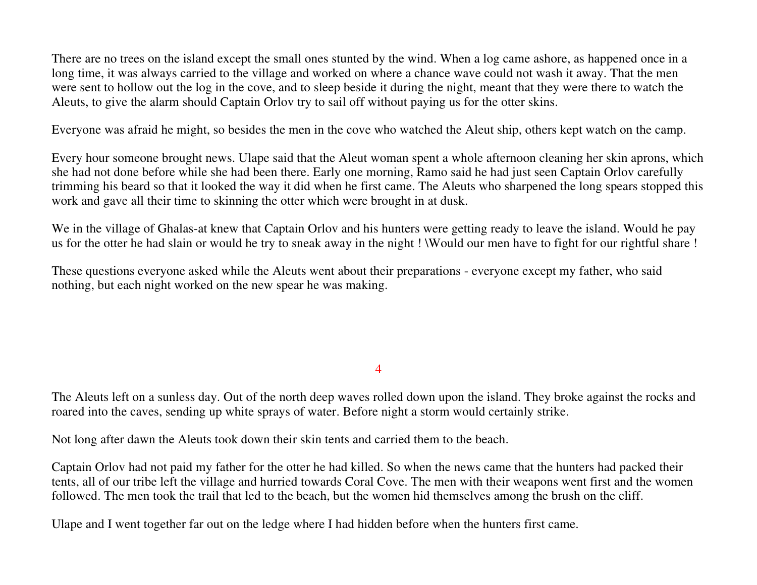There are no trees on the island except the small ones stunted by the wind. When a log came ashore, as happened once in a long time, it was always carried to the village and worked on where a chance wave could not wash it away. That the men were sent to hollow out the log in the cove, and to sleep beside it during the night, meant that they were there to watch the Aleuts, to give the alarm should Captain Orlov try to sail off without paying us for the otter skins.

Everyone was afraid he might, so besides the men in the cove who watched the Aleut ship, others kept watch on the camp.

Every hour someone brought news. Ulape said that the Aleut woman spent a whole afternoon cleaning her skin aprons, which she had not done before while she had been there. Early one morning, Ramo said he had just seen Captain Orlov carefully trimming his beard so that it looked the way it did when he first came. The Aleuts who sharpened the long spears stopped this work and gave all their time to skinning the otter which were brought in at dusk.

We in the village of Ghalas-at knew that Captain Orlov and his hunters were getting ready to leave the island. Would he pay us for the otter he had slain or would he try to sneak away in the night ! \Would our men have to fight for our rightful share !

These questions everyone asked while the Aleuts went about their preparations - everyone except my father, who said nothing, but each night worked on the new spear he was making.

## 4

The Aleuts left on a sunless day. Out of the north deep waves rolled down upon the island. They broke against the rocks and roared into the caves, sending up white sprays of water. Before night a storm would certainly strike.

Not long after dawn the Aleuts took down their skin tents and carried them to the beach.

Captain Orlov had not paid my father for the otter he had killed. So when the news came that the hunters had packed their tents, all of our tribe left the village and hurried towards Coral Cove. The men with their weapons went first and the women followed. The men took the trail that led to the beach, but the women hid themselves among the brush on the cliff.

Ulape and I went together far out on the ledge where I had hidden before when the hunters first came.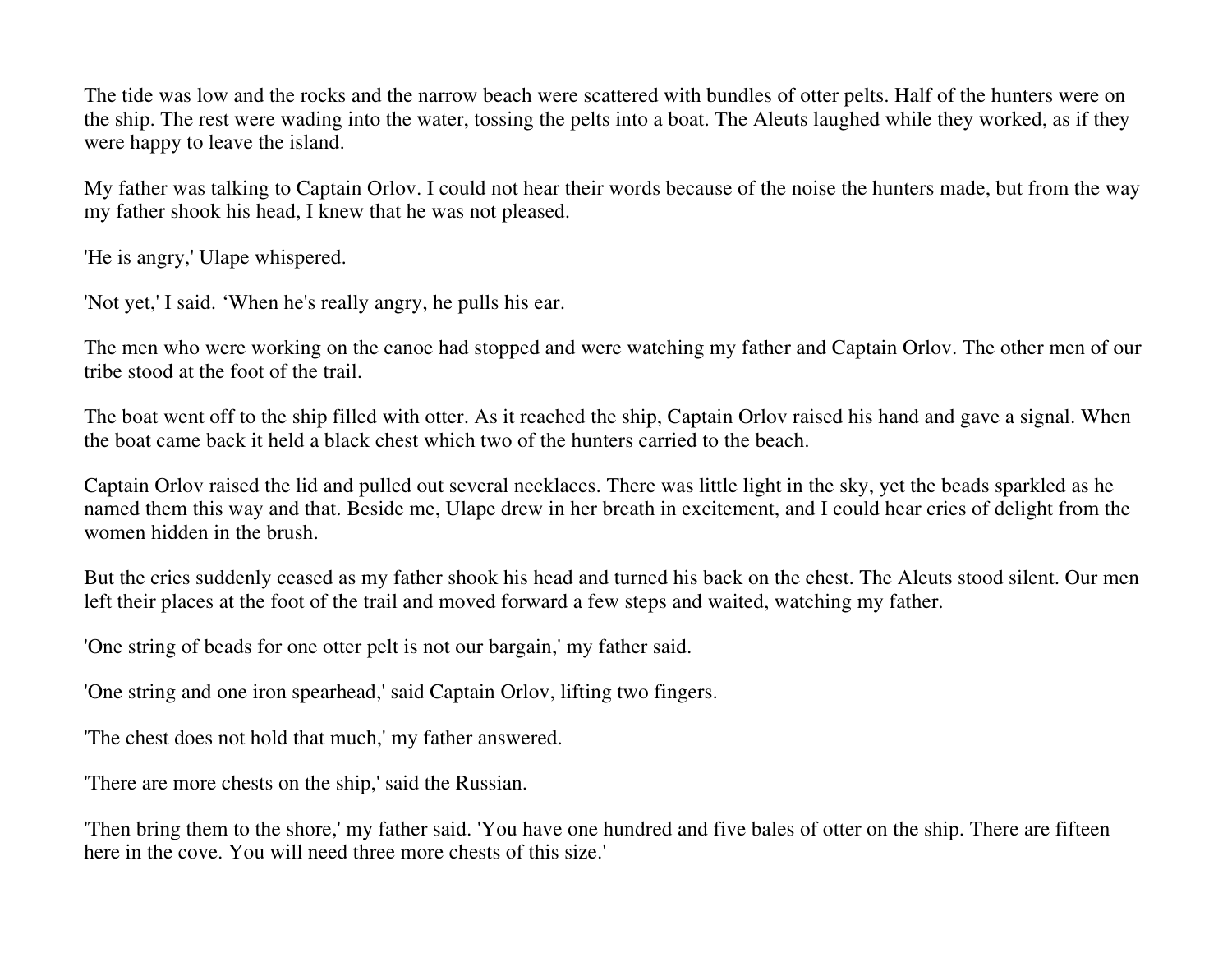The tide was low and the rocks and the narrow beach were scattered with bundles of otter pelts. Half of the hunters were on the ship. The rest were wading into the water, tossing the pelts into a boat. The Aleuts laughed while they worked, as if they were happy to leave the island.

My father was talking to Captain Orlov. I could not hear their words because of the noise the hunters made, but from the way my father shook his head, I knew that he was not pleased.

'He is angry,' Ulape whispered.

'Not yet,' I said. ‘When he's really angry, he pulls his ear.

The men who were working on the canoe had stopped and were watching my father and Captain Orlov. The other men of our tribe stood at the foot of the trail.

The boat went off to the ship filled with otter. As it reached the ship, Captain Orlov raised his hand and gave a signal. When the boat came back it held a black chest which two of the hunters carried to the beach.

Captain Orlov raised the lid and pulled out several necklaces. There was little light in the sky, yet the beads sparkled as he named them this way and that. Beside me, Ulape drew in her breath in excitement, and I could hear cries of delight from the women hidden in the brush.

But the cries suddenly ceased as my father shook his head and turned his back on the chest. The Aleuts stood silent. Our men left their places at the foot of the trail and moved forward a few steps and waited, watching my father.

'One string of beads for one otter pelt is not our bargain,' my father said.

'One string and one iron spearhead,' said Captain Orlov, lifting two fingers.

'The chest does not hold that much,' my father answered.

'There are more chests on the ship,' said the Russian.

'Then bring them to the shore,' my father said. 'You have one hundred and five bales of otter on the ship. There are fifteen here in the cove. You will need three more chests of this size.'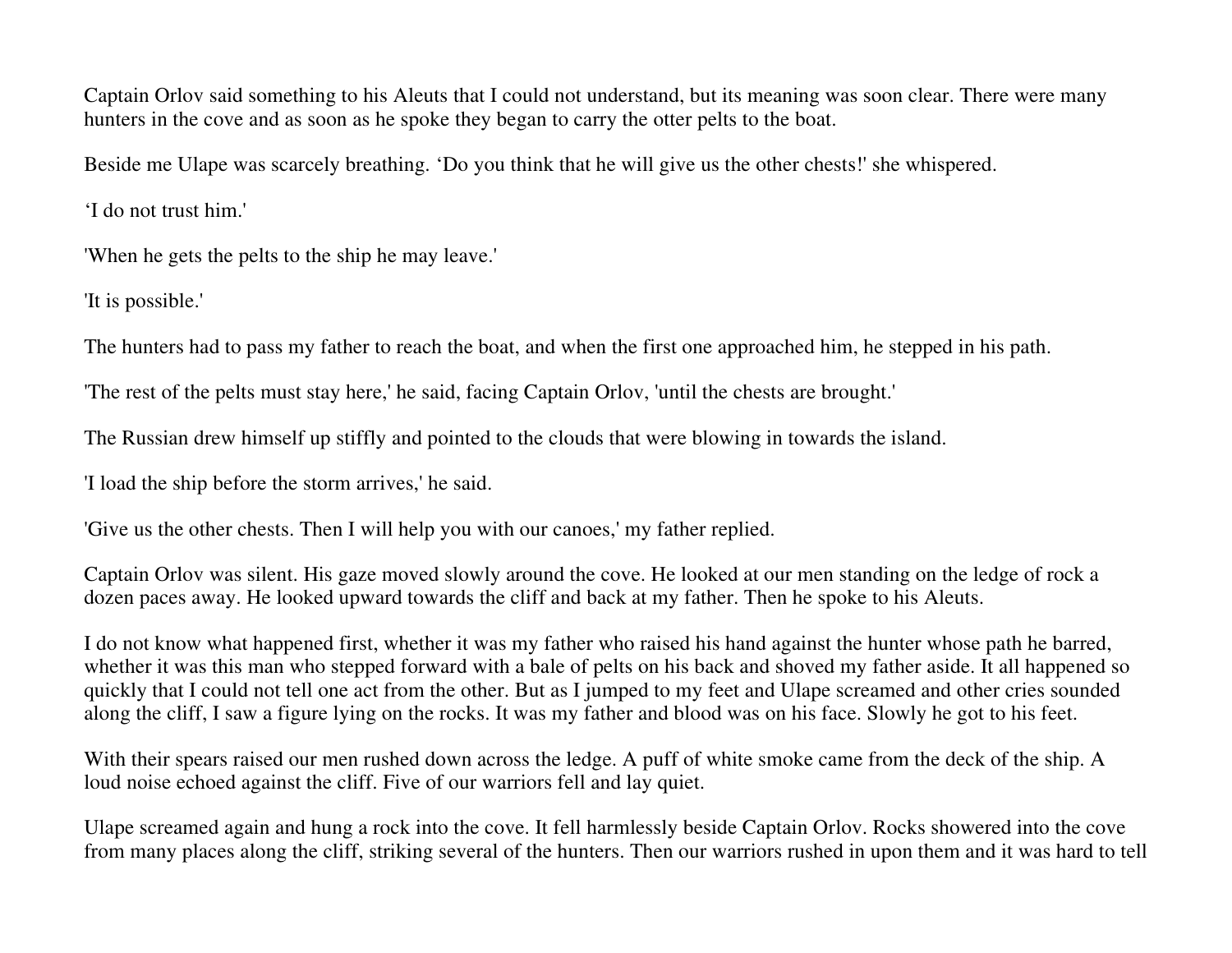Captain Orlov said something to his Aleuts that I could not understand, but its meaning was soon clear. There were many hunters in the cove and as soon as he spoke they began to carry the otter pelts to the boat.

Beside me Ulape was scarcely breathing. ‘Do you think that he will give us the other chests!' she whispered.

‘I do not trust him.'

'When he gets the pelts to the ship he may leave.'

'It is possible.'

The hunters had to pass my father to reach the boat, and when the first one approached him, he stepped in his path.

'The rest of the pelts must stay here,' he said, facing Captain Orlov, 'until the chests are brought.'

The Russian drew himself up stiffly and pointed to the clouds that were blowing in towards the island.

'I load the ship before the storm arrives,' he said.

'Give us the other chests. Then I will help you with our canoes,' my father replied.

Captain Orlov was silent. His gaze moved slowly around the cove. He looked at our men standing on the ledge of rock a dozen paces away. He looked upward towards the cliff and back at my father. Then he spoke to his Aleuts.

I do not know what happened first, whether it was my father who raised his hand against the hunter whose path he barred, whether it was this man who stepped forward with a bale of pelts on his back and shoved my father aside. It all happened so quickly that I could not tell one act from the other. But as I jumped to my feet and Ulape screamed and other cries sounded along the cliff, I saw a figure lying on the rocks. It was my father and blood was on his face. Slowly he got to his feet.

With their spears raised our men rushed down across the ledge. A puff of white smoke came from the deck of the ship. A loud noise echoed against the cliff. Five of our warriors fell and lay quiet.

Ulape screamed again and hung a rock into the cove. It fell harmlessly beside Captain Orlov. Rocks showered into the cove from many places along the cliff, striking several of the hunters. Then our warriors rushed in upon them and it was hard to tell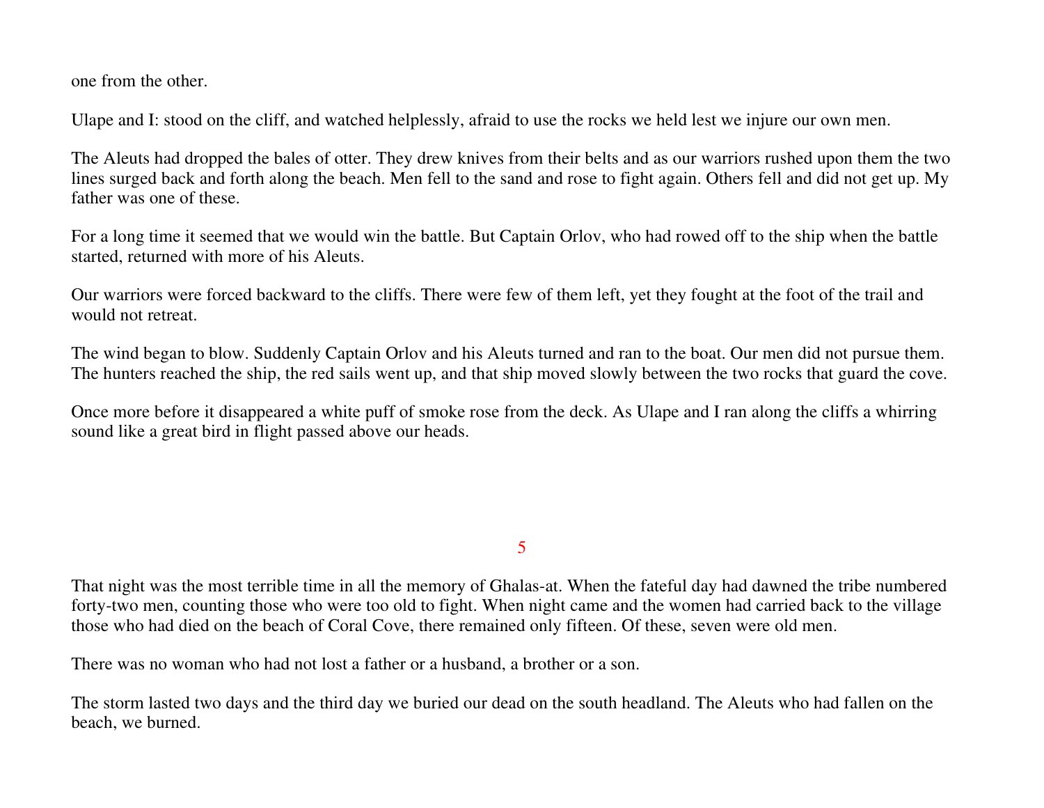one from the other.

Ulape and I: stood on the cliff, and watched helplessly, afraid to use the rocks we held lest we injure our own men.

The Aleuts had dropped the bales of otter. They drew knives from their belts and as our warriors rushed upon them the two lines surged back and forth along the beach. Men fell to the sand and rose to fight again. Others fell and did not get up. My father was one of these.

For a long time it seemed that we would win the battle. But Captain Orlov, who had rowed off to the ship when the battle started, returned with more of his Aleuts.

Our warriors were forced backward to the cliffs. There were few of them left, yet they fought at the foot of the trail and would not retreat.

The wind began to blow. Suddenly Captain Orlov and his Aleuts turned and ran to the boat. Our men did not pursue them. The hunters reached the ship, the red sails went up, and that ship moved slowly between the two rocks that guard the cove.

Once more before it disappeared a white puff of smoke rose from the deck. As Ulape and I ran along the cliffs a whirring sound like a great bird in flight passed above our heads.

## 5

That night was the most terrible time in all the memory of Ghalas-at. When the fateful day had dawned the tribe numbered forty-two men, counting those who were too old to fight. When night came and the women had carried back to the village those who had died on the beach of Coral Cove, there remained only fifteen. Of these, seven were old men.

There was no woman who had not lost a father or a husband, a brother or a son.

The storm lasted two days and the third day we buried our dead on the south headland. The Aleuts who had fallen on the beach, we burned.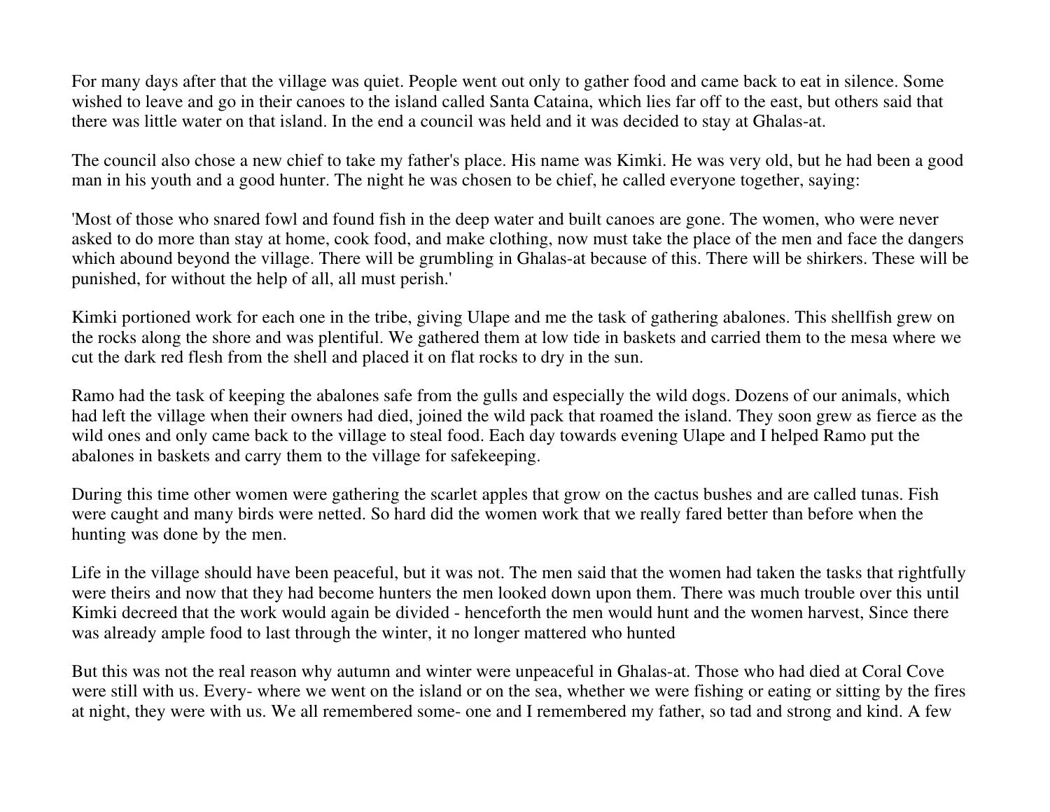For many days after that the village was quiet. People went out only to gather food and came back to eat in silence. Some wished to leave and go in their canoes to the island called Santa Cataina, which lies far off to the east, but others said that there was little water on that island. In the end a council was held and it was decided to stay at Ghalas-at.

The council also chose a new chief to take my father's place. His name was Kimki. He was very old, but he had been a good man in his youth and a good hunter. The night he was chosen to be chief, he called everyone together, saying:

'Most of those who snared fowl and found fish in the deep water and built canoes are gone. The women, who were never asked to do more than stay at home, cook food, and make clothing, now must take the place of the men and face the dangers which abound beyond the village. There will be grumbling in Ghalas-at because of this. There will be shirkers. These will be punished, for without the help of all, all must perish.'

Kimki portioned work for each one in the tribe, giving Ulape and me the task of gathering abalones. This shellfish grew on the rocks along the shore and was plentiful. We gathered them at low tide in baskets and carried them to the mesa where we cut the dark red flesh from the shell and placed it on flat rocks to dry in the sun.

Ramo had the task of keeping the abalones safe from the gulls and especially the wild dogs. Dozens of our animals, which had left the village when their owners had died, joined the wild pack that roamed the island. They soon grew as fierce as the wild ones and only came back to the village to steal food. Each day towards evening Ulape and I helped Ramo put the abalones in baskets and carry them to the village for safekeeping.

During this time other women were gathering the scarlet apples that grow on the cactus bushes and are called tunas. Fish were caught and many birds were netted. So hard did the women work that we really fared better than before when the hunting was done by the men.

Life in the village should have been peaceful, but it was not. The men said that the women had taken the tasks that rightfully were theirs and now that they had become hunters the men looked down upon them. There was much trouble over this until Kimki decreed that the work would again be divided - henceforth the men would hunt and the women harvest, Since there was already ample food to last through the winter, it no longer mattered who hunted

But this was not the real reason why autumn and winter were unpeaceful in Ghalas-at. Those who had died at Coral Cove were still with us. Every- where we went on the island or on the sea, whether we were fishing or eating or sitting by the fires at night, they were with us. We all remembered some- one and I remembered my father, so tad and strong and kind. A few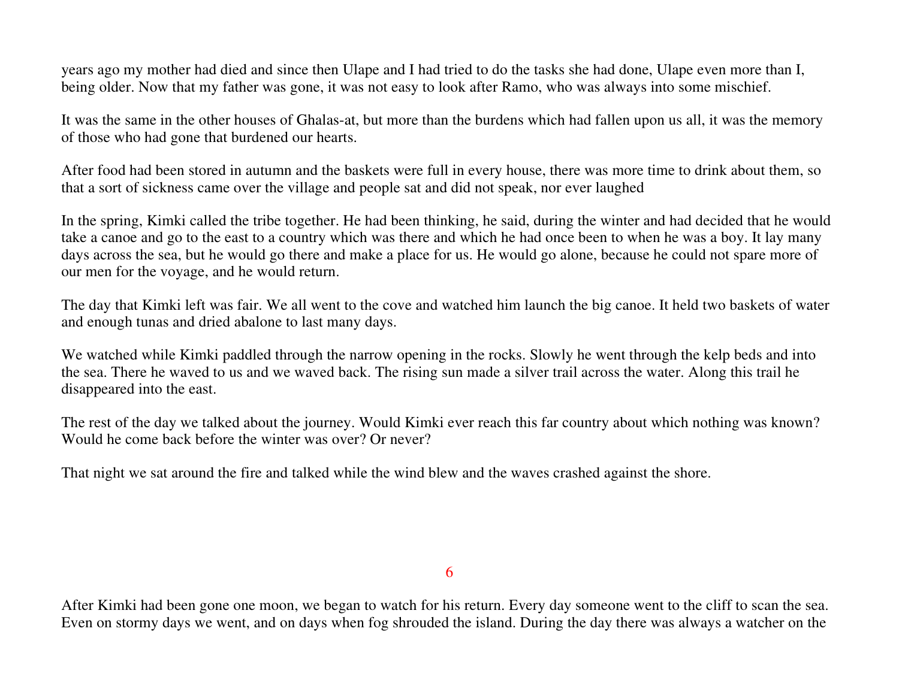years ago my mother had died and since then Ulape and I had tried to do the tasks she had done, Ulape even more than I, being older. Now that my father was gone, it was not easy to look after Ramo, who was always into some mischief.

It was the same in the other houses of Ghalas-at, but more than the burdens which had fallen upon us all, it was the memory of those who had gone that burdened our hearts.

After food had been stored in autumn and the baskets were full in every house, there was more time to drink about them, so that a sort of sickness came over the village and people sat and did not speak, nor ever laughed

In the spring, Kimki called the tribe together. He had been thinking, he said, during the winter and had decided that he would take a canoe and go to the east to a country which was there and which he had once been to when he was a boy. It lay many days across the sea, but he would go there and make a place for us. He would go alone, because he could not spare more of our men for the voyage, and he would return.

The day that Kimki left was fair. We all went to the cove and watched him launch the big canoe. It held two baskets of water and enough tunas and dried abalone to last many days.

We watched while Kimki paddled through the narrow opening in the rocks. Slowly he went through the kelp beds and into the sea. There he waved to us and we waved back. The rising sun made a silver trail across the water. Along this trail he disappeared into the east.

The rest of the day we talked about the journey. Would Kimki ever reach this far country about which nothing was known? Would he come back before the winter was over? Or never?

That night we sat around the fire and talked while the wind blew and the waves crashed against the shore.

## 6

After Kimki had been gone one moon, we began to watch for his return. Every day someone went to the cliff to scan the sea. Even on stormy days we went, and on days when fog shrouded the island. During the day there was always a watcher on the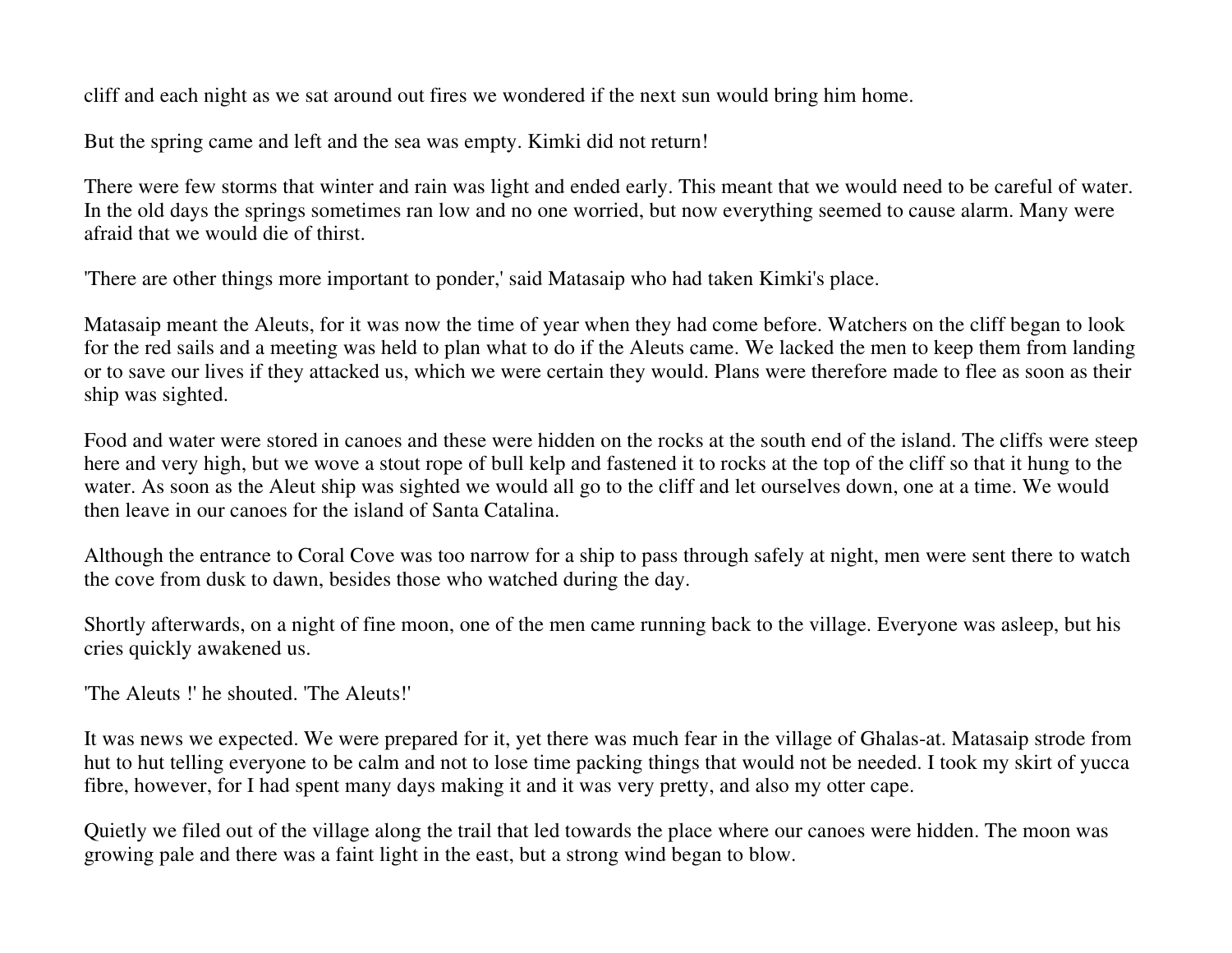cliff and each night as we sat around out fires we wondered if the next sun would bring him home.

But the spring came and left and the sea was empty. Kimki did not return!

There were few storms that winter and rain was light and ended early. This meant that we would need to be careful of water. In the old days the springs sometimes ran low and no one worried, but now everything seemed to cause alarm. Many were afraid that we would die of thirst.

'There are other things more important to ponder,' said Matasaip who had taken Kimki's place.

Matasaip meant the Aleuts, for it was now the time of year when they had come before. Watchers on the cliff began to look for the red sails and a meeting was held to plan what to do if the Aleuts came. We lacked the men to keep them from landing or to save our lives if they attacked us, which we were certain they would. Plans were therefore made to flee as soon as their ship was sighted.

Food and water were stored in canoes and these were hidden on the rocks at the south end of the island. The cliffs were steep here and very high, but we wove a stout rope of bull kelp and fastened it to rocks at the top of the cliff so that it hung to the water. As soon as the Aleut ship was sighted we would all go to the cliff and let ourselves down, one at a time. We would then leave in our canoes for the island of Santa Catalina.

Although the entrance to Coral Cove was too narrow for a ship to pass through safely at night, men were sent there to watch the cove from dusk to dawn, besides those who watched during the day.

Shortly afterwards, on a night of fine moon, one of the men came running back to the village. Everyone was asleep, but his cries quickly awakened us.

'The Aleuts !' he shouted. 'The Aleuts!'

It was news we expected. We were prepared for it, yet there was much fear in the village of Ghalas-at. Matasaip strode from hut to hut telling everyone to be calm and not to lose time packing things that would not be needed. I took my skirt of yucca fibre, however, for I had spent many days making it and it was very pretty, and also my otter cape.

Quietly we filed out of the village along the trail that led towards the place where our canoes were hidden. The moon was growing pale and there was a faint light in the east, but a strong wind began to blow.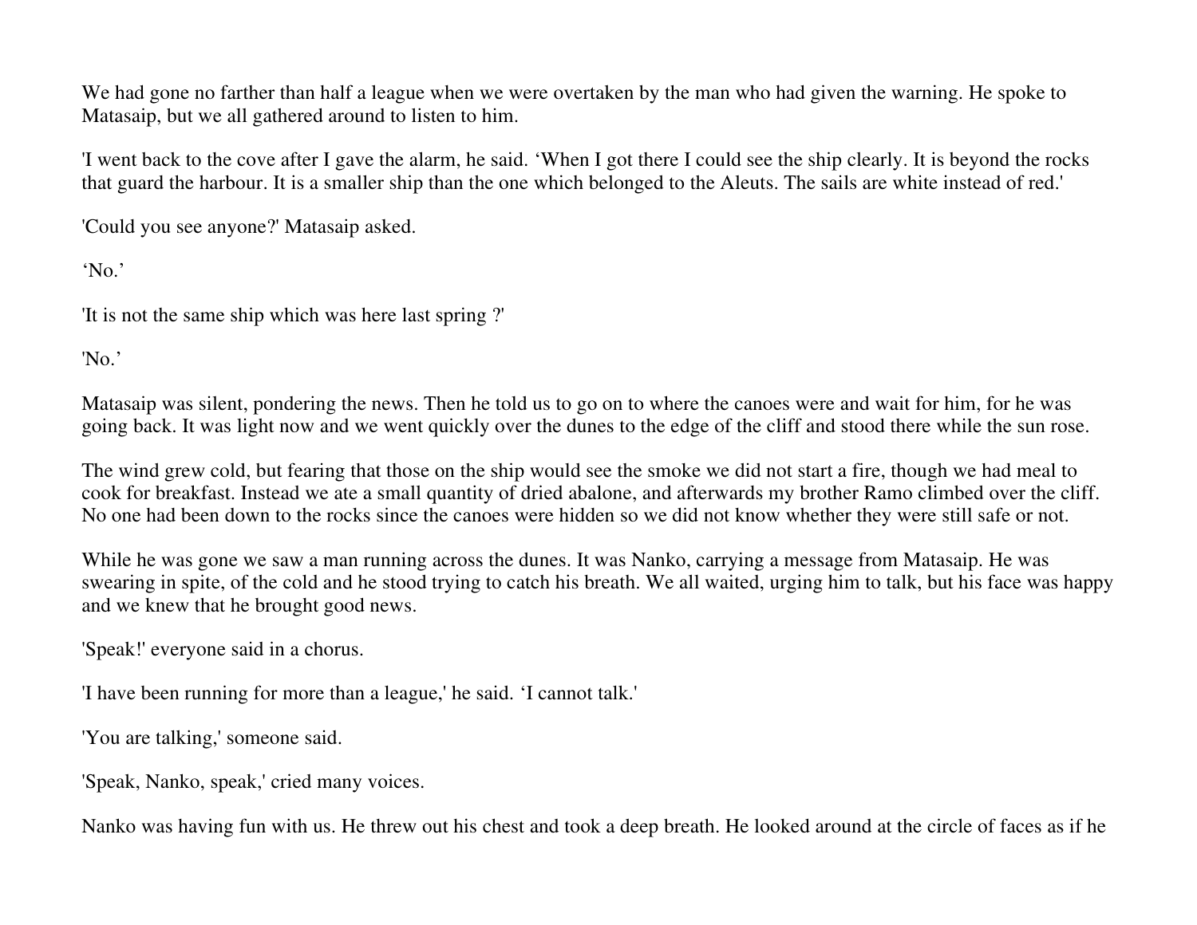We had gone no farther than half a league when we were overtaken by the man who had given the warning. He spoke to Matasaip, but we all gathered around to listen to him.

'I went back to the cove after I gave the alarm, he said. ‘When I got there I could see the ship clearly. It is beyond the rocks that guard the harbour. It is a smaller ship than the one which belonged to the Aleuts. The sails are white instead of red.'

'Could you see anyone?' Matasaip asked.

‘No.’

'It is not the same ship which was here last spring ?'

'No.’

Matasaip was silent, pondering the news. Then he told us to go on to where the canoes were and wait for him, for he was going back. It was light now and we went quickly over the dunes to the edge of the cliff and stood there while the sun rose.

The wind grew cold, but fearing that those on the ship would see the smoke we did not start a fire, though we had meal to cook for breakfast. Instead we ate a small quantity of dried abalone, and afterwards my brother Ramo climbed over the cliff. No one had been down to the rocks since the canoes were hidden so we did not know whether they were still safe or not.

While he was gone we saw a man running across the dunes. It was Nanko, carrying a message from Matasaip. He was swearing in spite, of the cold and he stood trying to catch his breath. We all waited, urging him to talk, but his face was happy and we knew that he brought good news.

'Speak!' everyone said in a chorus.

'I have been running for more than a league,' he said. ‘I cannot talk.'

'You are talking,' someone said.

'Speak, Nanko, speak,' cried many voices.

Nanko was having fun with us. He threw out his chest and took a deep breath. He looked around at the circle of faces as if he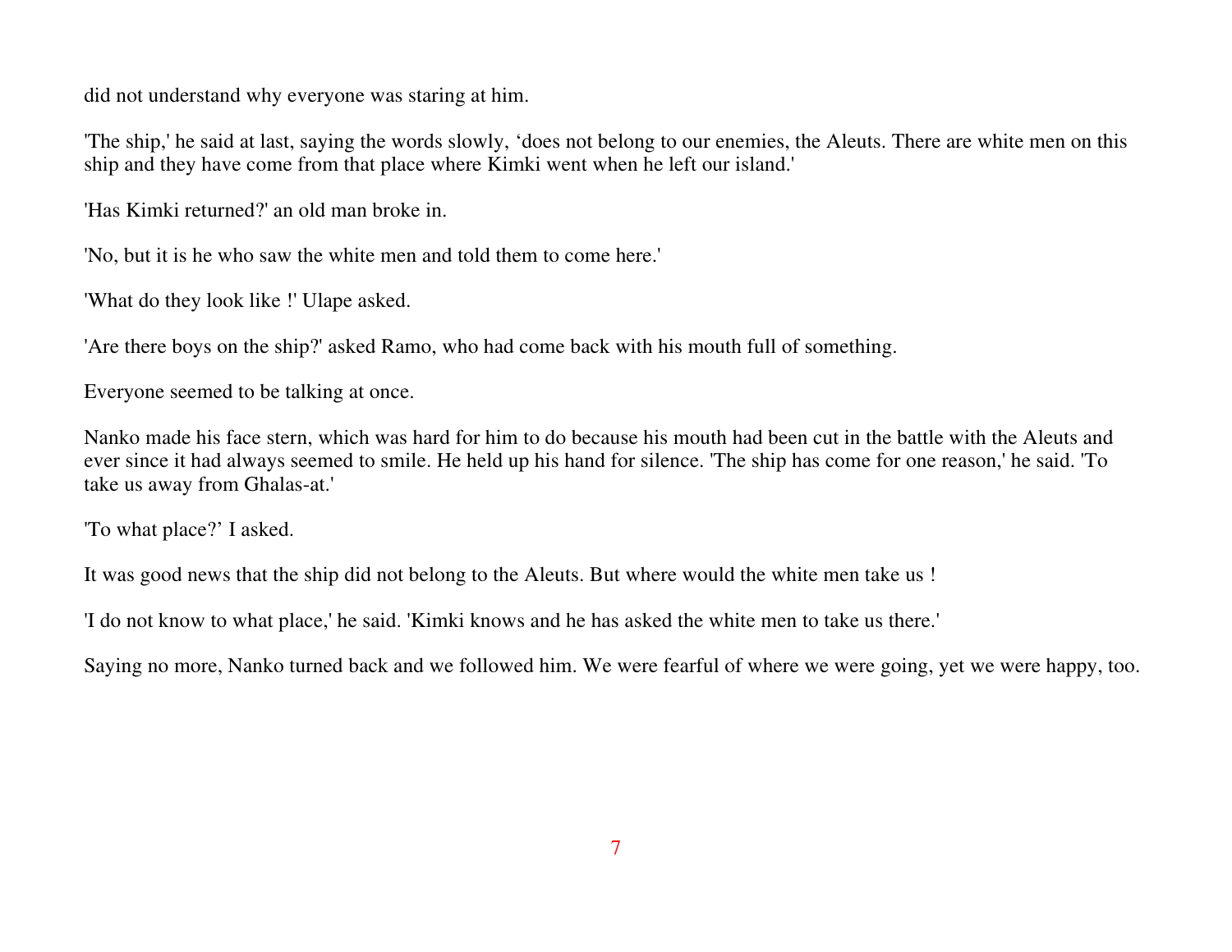did not understand why everyone was staring at him.

'The ship,' he said at last, saying the words slowly, ‘does not belong to our enemies, the Aleuts. There are white men on this ship and they have come from that place where Kimki went when he left our island.'

'Has Kimki returned?' an old man broke in.

'No, but it is he who saw the white men and told them to come here.'

'What do they look like !' Ulape asked.

'Are there boys on the ship?' asked Ramo, who had come back with his mouth full of something.

Everyone seemed to be talking at once.

Nanko made his face stern, which was hard for him to do because his mouth had been cut in the battle with the Aleuts and ever since it had always seemed to smile. He held up his hand for silence. 'The ship has come for one reason,' he said. 'To take us away from Ghalas-at.'

'To what place?’ I asked.

It was good news that the ship did not belong to the Aleuts. But where would the white men take us !

'I do not know to what place,' he said. 'Kimki knows and he has asked the white men to take us there.'

Saying no more, Nanko turned back and we followed him. We were fearful of where we were going, yet we were happy, too.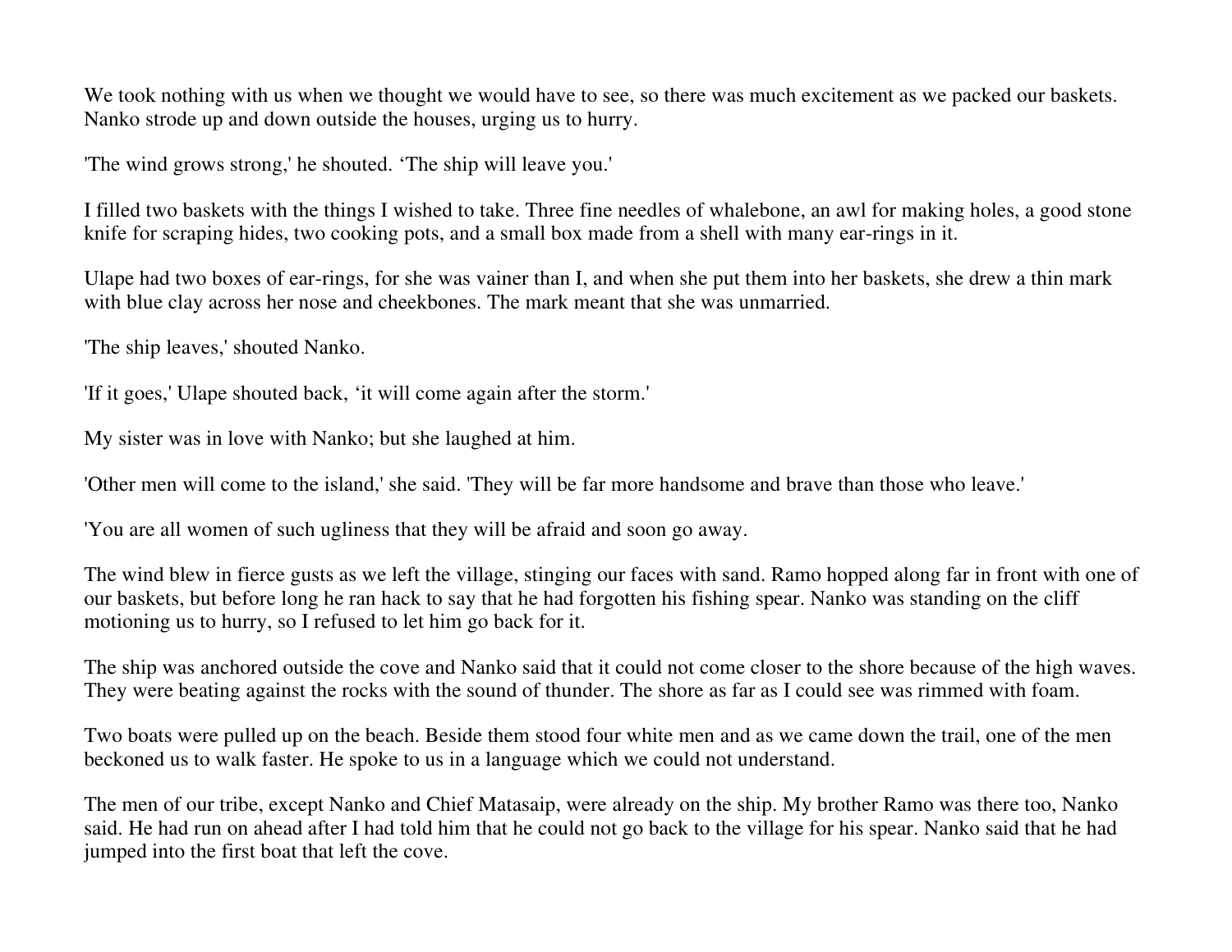We took nothing with us when we thought we would have to see, so there was much excitement as we packed our baskets. Nanko strode up and down outside the houses, urging us to hurry.

'The wind grows strong,' he shouted. 'The ship will leave you.'

I filled two baskets with the things I wished to take. Three fine needles of whalebone, an awl for making holes, a good stone knife for scraping hides, two cooking pots, and a small box made from a shell with many ear-rings in it.

Ulape had two boxes of ear-rings, for she was vainer than I, and when she put them into her baskets, she drew a thin mark with blue clay across her nose and cheekbones. The mark meant that she was unmarried.

'The ship leaves,' shouted Nanko.

'If it goes,' Ulape shouted back, 'it will come again after the storm.'

My sister was in love with Nanko; but she laughed at him.

'Other men will come to the island,' she said. 'They will be far more handsome and brave than those who leave.'

'You are all women of such ugliness that they will be afraid and soon go away.

The wind blew in fierce gusts as we left the village, stinging our faces with sand. Ramo hopped along far in front with one of our baskets, but before long he ran hack to say that he had forgotten his fishing spear. Nanko was standing on the cliff motioning us to hurry, so I refused to let him go back for it.

The ship was anchored outside the cove and Nanko said that it could not come closer to the shore because of the high waves. They were beating against the rocks with the sound of thunder. The shore as far as I could see was rimmed with foam.

Two boats were pulled up on the beach. Beside them stood four white men and as we came down the trail, one of the men beckoned us to walk faster. He spoke to us in a language which we could not understand.

The men of our tribe, except Nanko and Chief Matasaip, were already on the ship. My brother Ramo was there too, Nanko said. He had run on ahead after I had told him that he could not go back to the village for his spear. Nanko said that he had jumped into the first boat that left the cove.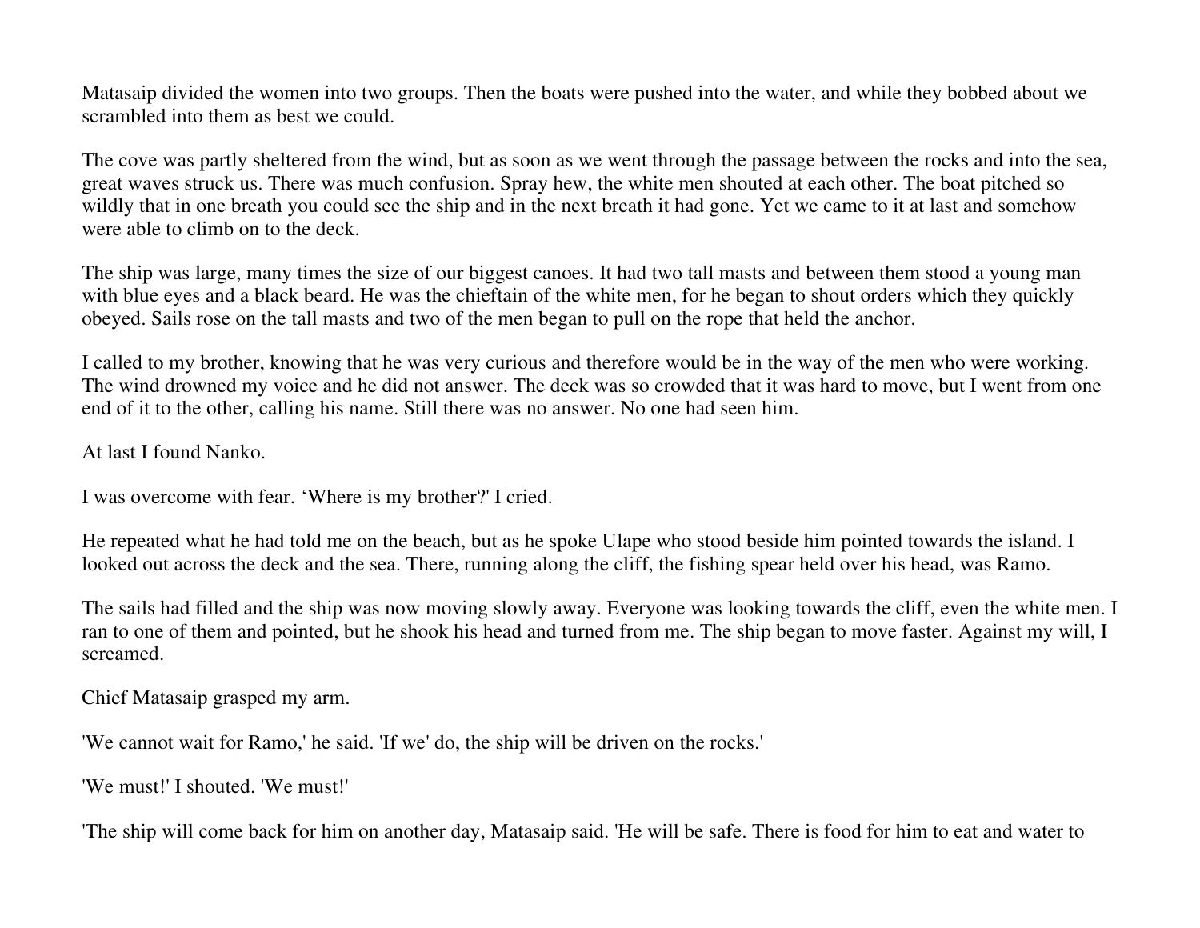Matasaip divided the women into two groups. Then the boats were pushed into the water, and while they bobbed about we scrambled into them as best we could.

The cove was partly sheltered from the wind, but as soon as we went through the passage between the rocks and into the sea, great waves struck us. There was much confusion. Spray hew, the white men shouted at each other. The boat pitched so wildly that in one breath you could see the ship and in the next breath it had gone. Yet we came to it at last and somehow were able to climb on to the deck.

The ship was large, many times the size of our biggest canoes. It had two tall masts and between them stood a young man with blue eyes and a black beard. He was the chieftain of the white men, for he began to shout orders which they quickly obeyed. Sails rose on the tall masts and two of the men began to pull on the rope that held the anchor.

I called to my brother, knowing that he was very curious and therefore would be in the way of the men who were working. The wind drowned my voice and he did not answer. The deck was so crowded that it was hard to move, but I went from one end of it to the other, calling his name. Still there was no answer. No one had seen him.

At last I found Nanko.

I was overcome with fear. ‘Where is my brother?' I cried.

He repeated what he had told me on the beach, but as he spoke Ulape who stood beside him pointed towards the island. I looked out across the deck and the sea. There, running along the cliff, the fishing spear held over his head, was Ramo.

The sails had filled and the ship was now moving slowly away. Everyone was looking towards the cliff, even the white men. I ran to one of them and pointed, but he shook his head and turned from me. The ship began to move faster. Against my will, I screamed.

Chief Matasaip grasped my arm.

'We cannot wait for Ramo,' he said. 'If we' do, the ship will be driven on the rocks.'

'We must!' I shouted. 'We must!'

'The ship will come back for him on another day, Matasaip said. 'He will be safe. There is food for him to eat and water to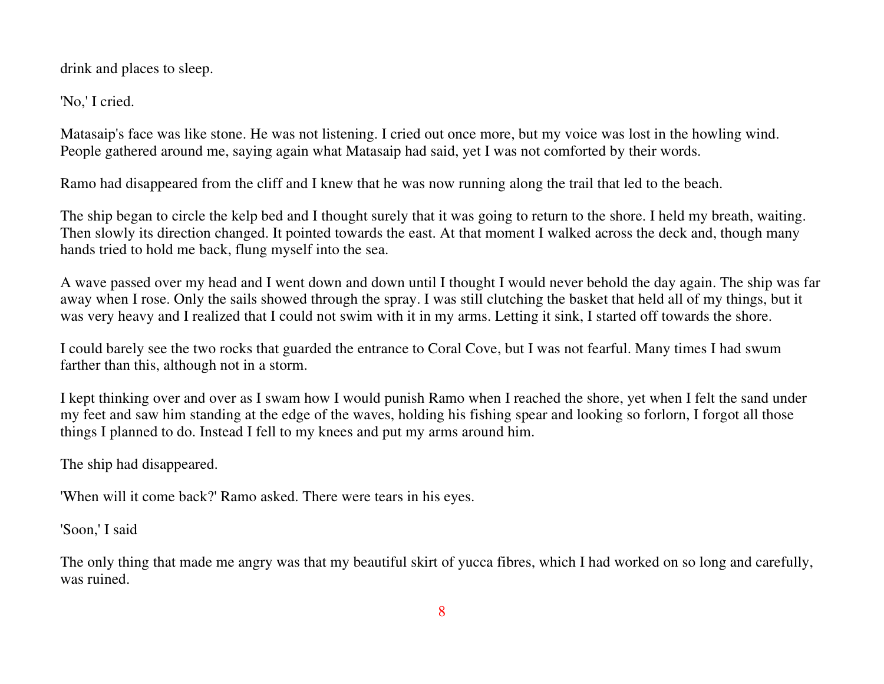drink and places to sleep.

'No,' I cried.

Matasaip's face was like stone. He was not listening. I cried out once more, but my voice was lost in the howling wind. People gathered around me, saying again what Matasaip had said, yet I was not comforted by their words.

Ramo had disappeared from the cliff and I knew that he was now running along the trail that led to the beach.

The ship began to circle the kelp bed and I thought surely that it was going to return to the shore. I held my breath, waiting. Then slowly its direction changed. It pointed towards the east. At that moment I walked across the deck and, though many hands tried to hold me back, flung myself into the sea.

A wave passed over my head and I went down and down until I thought I would never behold the day again. The ship was far away when I rose. Only the sails showed through the spray. I was still clutching the basket that held all of my things, but it was very heavy and I realized that I could not swim with it in my arms. Letting it sink, I started off towards the shore.

I could barely see the two rocks that guarded the entrance to Coral Cove, but I was not fearful. Many times I had swum farther than this, although not in a storm.

I kept thinking over and over as I swam how I would punish Ramo when I reached the shore, yet when I felt the sand under my feet and saw him standing at the edge of the waves, holding his fishing spear and looking so forlorn, I forgot all those things I planned to do. Instead I fell to my knees and put my arms around him.

The ship had disappeared.

'When will it come back?' Ramo asked. There were tears in his eyes.

'Soon,' I said

The only thing that made me angry was that my beautiful skirt of yucca fibres, which I had worked on so long and carefully, was ruined.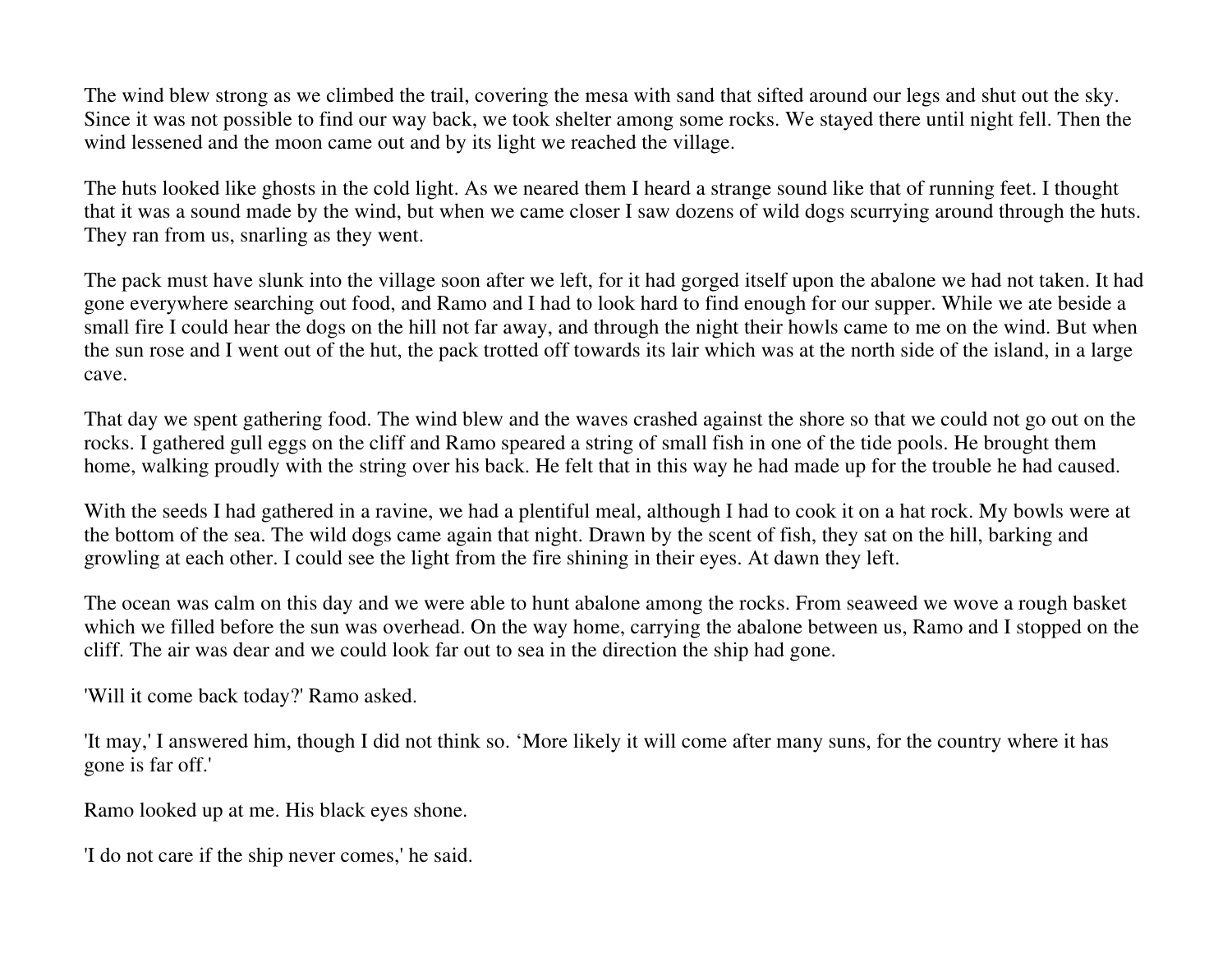The wind blew strong as we climbed the trail, covering the mesa with sand that sifted around our legs and shut out the sky. Since it was not possible to find our way back, we took shelter among some rocks. We stayed there until night fell. Then the wind lessened and the moon came out and by its light we reached the village.

The huts looked like ghosts in the cold light. As we neared them I heard a strange sound like that of running feet. I thought that it was a sound made by the wind, but when we came closer I saw dozens of wild dogs scurrying around through the huts. They ran from us, snarling as they went.

The pack must have slunk into the village soon after we left, for it had gorged itself upon the abalone we had not taken. It had gone everywhere searching out food, and Ramo and I had to look hard to find enough for our supper. While we ate beside a small fire I could hear the dogs on the hill not far away, and through the night their howls came to me on the wind. But when the sun rose and I went out of the hut, the pack trotted off towards its lair which was at the north side of the island, in a large cave.

That day we spent gathering food. The wind blew and the waves crashed against the shore so that we could not go out on the rocks. I gathered gull eggs on the cliff and Ramo speared a string of small fish in one of the tide pools. He brought them home, walking proudly with the string over his back. He felt that in this way he had made up for the trouble he had caused.

With the seeds I had gathered in a ravine, we had a plentiful meal, although I had to cook it on a hat rock. My bowls were at the bottom of the sea. The wild dogs came again that night. Drawn by the scent of fish, they sat on the hill, barking and growling at each other. I could see the light from the fire shining in their eyes. At dawn they left.

The ocean was calm on this day and we were able to hunt abalone among the rocks. From seaweed we wove a rough basket which we filled before the sun was overhead. On the way home, carrying the abalone between us, Ramo and I stopped on the cliff. The air was dear and we could look far out to sea in the direction the ship had gone.

'Will it come back today?' Ramo asked.

'It may,' I answered him, though I did not think so. ‘More likely it will come after many suns, for the country where it has gone is far off.'

Ramo looked up at me. His black eyes shone.

'I do not care if the ship never comes,' he said.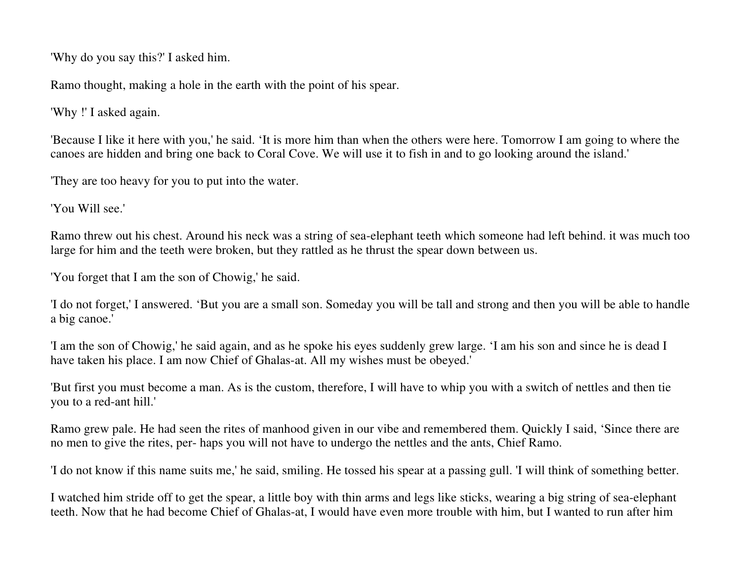'Why do you say this?' I asked him.

Ramo thought, making a hole in the earth with the point of his spear.

'Why !' I asked again.

'Because I like it here with you,' he said. ‘It is more him than when the others were here. Tomorrow I am going to where the canoes are hidden and bring one back to Coral Cove. We will use it to fish in and to go looking around the island.'

'They are too heavy for you to put into the water.

'You Will see.'

Ramo threw out his chest. Around his neck was a string of sea-elephant teeth which someone had left behind. it was much too large for him and the teeth were broken, but they rattled as he thrust the spear down between us.

'You forget that I am the son of Chowig,' he said.

'I do not forget,' I answered. ‘But you are a small son. Someday you will be tall and strong and then you will be able to handle a big canoe.'

'I am the son of Chowig,' he said again, and as he spoke his eyes suddenly grew large. ‘I am his son and since he is dead I have taken his place. I am now Chief of Ghalas-at. All my wishes must be obeyed.'

'But first you must become a man. As is the custom, therefore, I will have to whip you with a switch of nettles and then tie you to a red-ant hill.'

Ramo grew pale. He had seen the rites of manhood given in our vibe and remembered them. Quickly I said, ‘Since there are no men to give the rites, per- haps you will not have to undergo the nettles and the ants, Chief Ramo.

'I do not know if this name suits me,' he said, smiling. He tossed his spear at a passing gull. 'I will think of something better.

I watched him stride off to get the spear, a little boy with thin arms and legs like sticks, wearing a big string of sea-elephant teeth. Now that he had become Chief of Ghalas-at, I would have even more trouble with him, but I wanted to run after him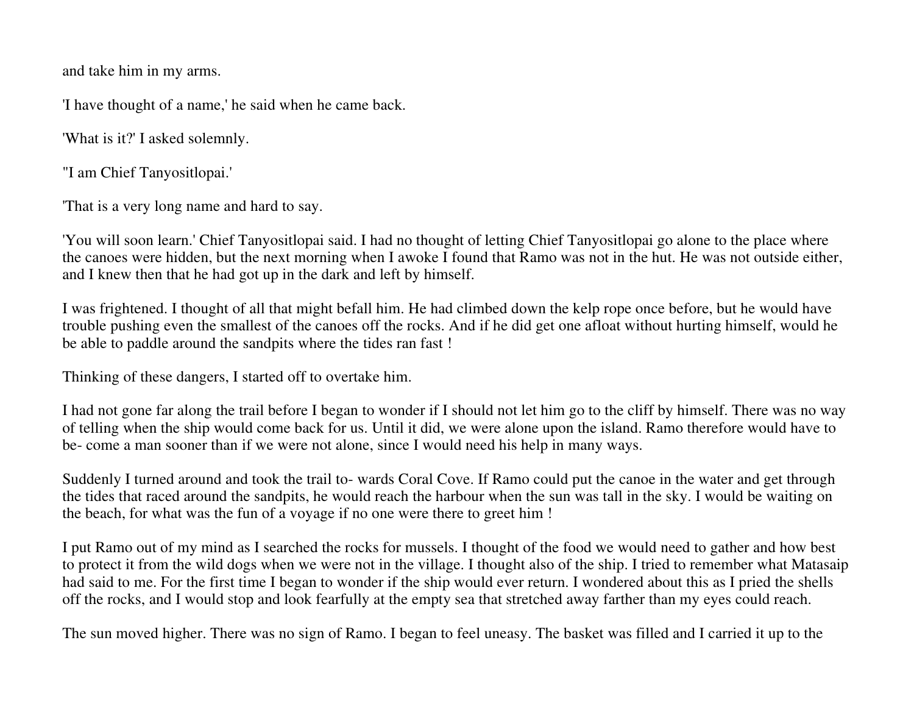and take him in my arms.

'I have thought of a name,' he said when he came back.

'What is it?' I asked solemnly.

"I am Chief Tanyositlopai.'

'That is a very long name and hard to say.

'You will soon learn.' Chief Tanyositlopai said. I had no thought of letting Chief Tanyositlopai go alone to the place where the canoes were hidden, but the next morning when I awoke I found that Ramo was not in the hut. He was not outside either, and I knew then that he had got up in the dark and left by himself.

I was frightened. I thought of all that might befall him. He had climbed down the kelp rope once before, but he would have trouble pushing even the smallest of the canoes off the rocks. And if he did get one afloat without hurting himself, would he be able to paddle around the sandpits where the tides ran fast !

Thinking of these dangers, I started off to overtake him.

I had not gone far along the trail before I began to wonder if I should not let him go to the cliff by himself. There was no way of telling when the ship would come back for us. Until it did, we were alone upon the island. Ramo therefore would have to be- come a man sooner than if we were not alone, since I would need his help in many ways.

Suddenly I turned around and took the trail to- wards Coral Cove. If Ramo could put the canoe in the water and get through the tides that raced around the sandpits, he would reach the harbour when the sun was tall in the sky. I would be waiting on the beach, for what was the fun of a voyage if no one were there to greet him !

I put Ramo out of my mind as I searched the rocks for mussels. I thought of the food we would need to gather and how best to protect it from the wild dogs when we were not in the village. I thought also of the ship. I tried to remember what Matasaip had said to me. For the first time I began to wonder if the ship would ever return. I wondered about this as I pried the shells off the rocks, and I would stop and look fearfully at the empty sea that stretched away farther than my eyes could reach.

The sun moved higher. There was no sign of Ramo. I began to feel uneasy. The basket was filled and I carried it up to the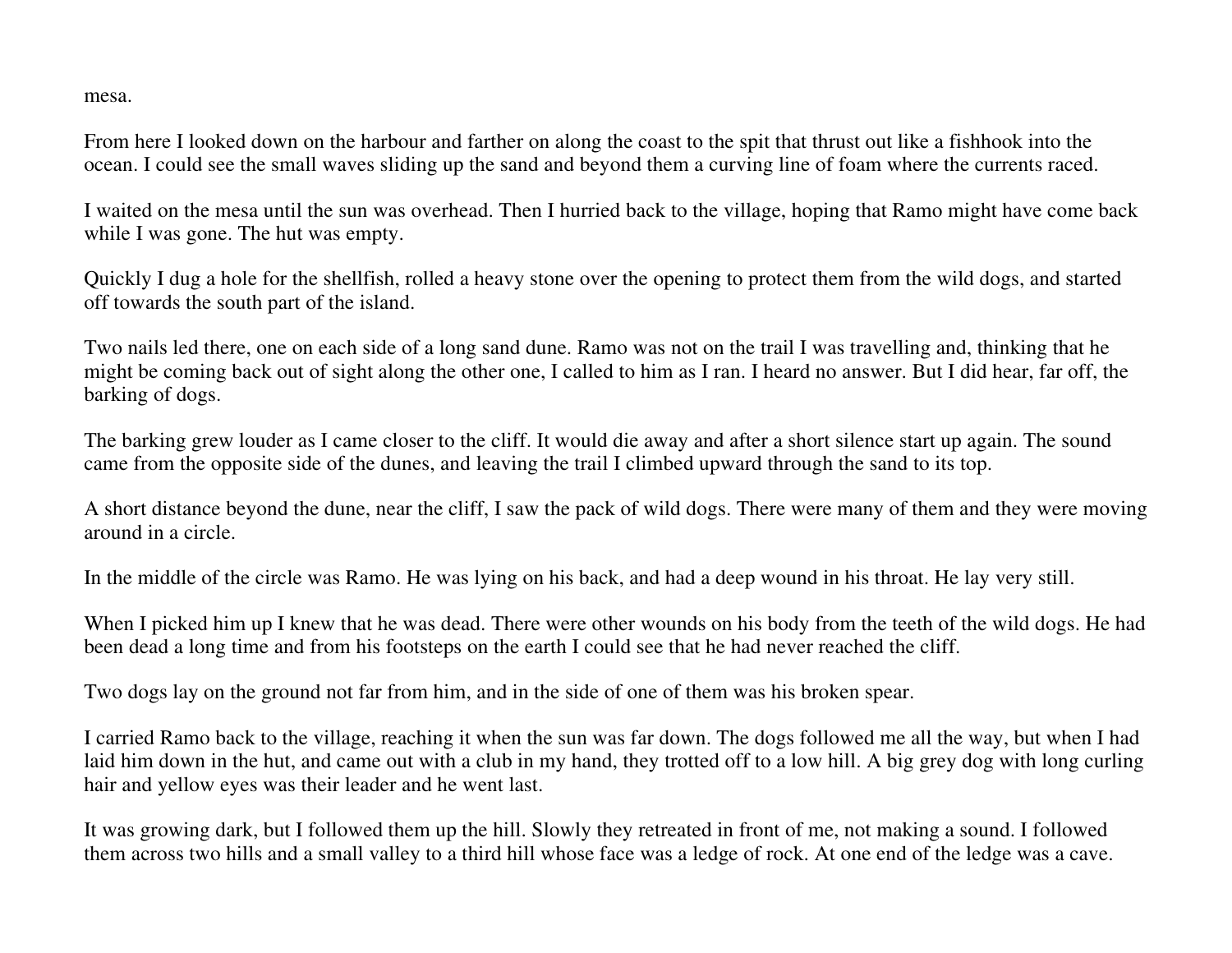mesa.

From here I looked down on the harbour and farther on along the coast to the spit that thrust out like a fishhook into the ocean. I could see the small waves sliding up the sand and beyond them a curving line of foam where the currents raced.

I waited on the mesa until the sun was overhead. Then I hurried back to the village, hoping that Ramo might have come back while I was gone. The hut was empty.

Quickly I dug a hole for the shellfish, rolled a heavy stone over the opening to protect them from the wild dogs, and started off towards the south part of the island.

Two nails led there, one on each side of a long sand dune. Ramo was not on the trail I was travelling and, thinking that he might be coming back out of sight along the other one, I called to him as I ran. I heard no answer. But I did hear, far off, the barking of dogs.

The barking grew louder as I came closer to the cliff. It would die away and after a short silence start up again. The sound came from the opposite side of the dunes, and leaving the trail I climbed upward through the sand to its top.

A short distance beyond the dune, near the cliff, I saw the pack of wild dogs. There were many of them and they were moving around in a circle.

In the middle of the circle was Ramo. He was lying on his back, and had a deep wound in his throat. He lay very still.

When I picked him up I knew that he was dead. There were other wounds on his body from the teeth of the wild dogs. He had been dead a long time and from his footsteps on the earth I could see that he had never reached the cliff.

Two dogs lay on the ground not far from him, and in the side of one of them was his broken spear.

I carried Ramo back to the village, reaching it when the sun was far down. The dogs followed me all the way, but when I had laid him down in the hut, and came out with a club in my hand, they trotted off to a low hill. A big grey dog with long curling hair and yellow eyes was their leader and he went last.

It was growing dark, but I followed them up the hill. Slowly they retreated in front of me, not making a sound. I followed them across two hills and a small valley to a third hill whose face was a ledge of rock. At one end of the ledge was a cave.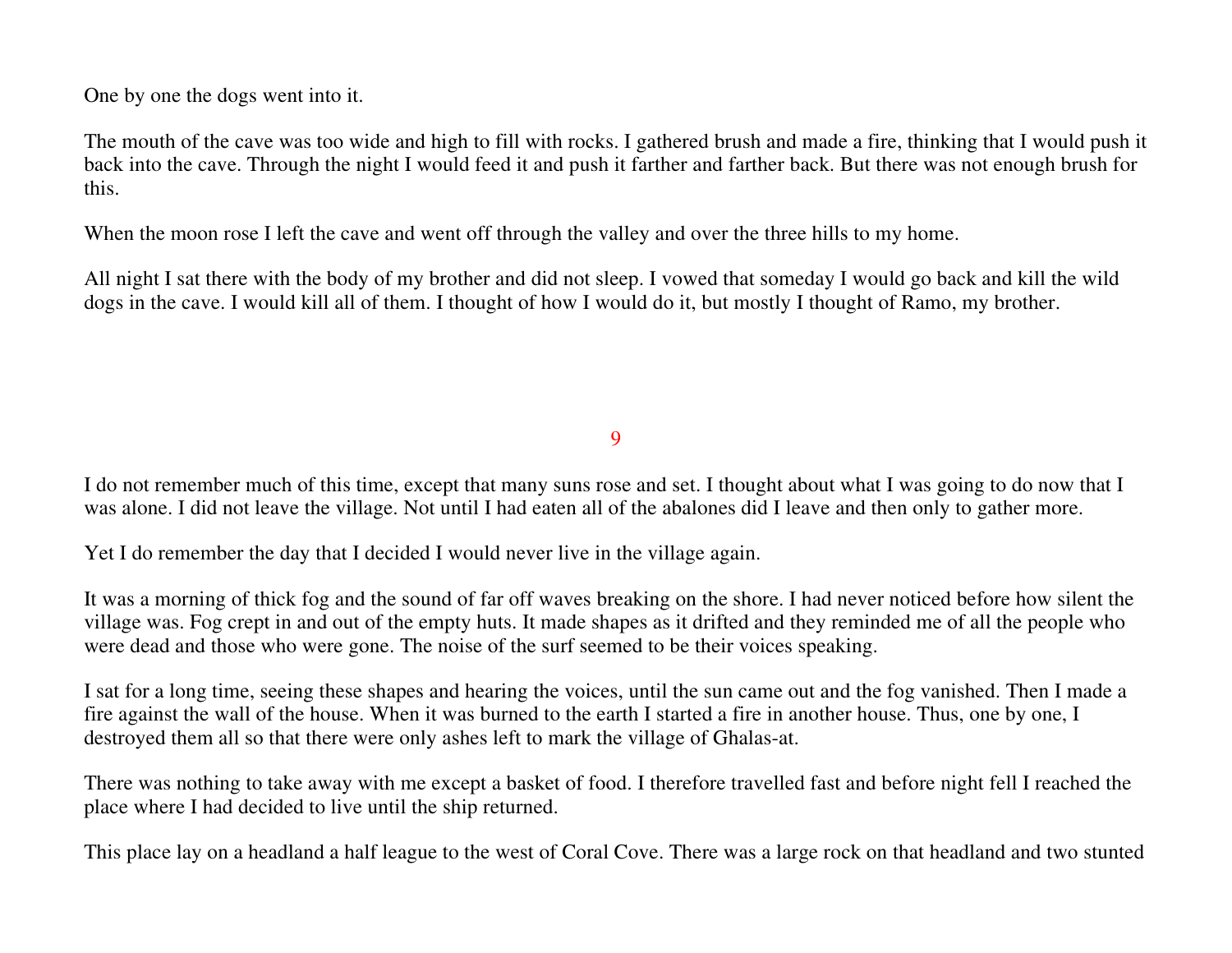One by one the dogs went into it.

The mouth of the cave was too wide and high to fill with rocks. I gathered brush and made a fire, thinking that I would push it back into the cave. Through the night I would feed it and push it farther and farther back. But there was not enough brush for this.

When the moon rose I left the cave and went off through the valley and over the three hills to my home.

All night I sat there with the body of my brother and did not sleep. I vowed that someday I would go back and kill the wild dogs in the cave. I would kill all of them. I thought of how I would do it, but mostly I thought of Ramo, my brother.

## 9

I do not remember much of this time, except that many suns rose and set. I thought about what I was going to do now that I was alone. I did not leave the village. Not until I had eaten all of the abalones did I leave and then only to gather more.

Yet I do remember the day that I decided I would never live in the village again.

It was a morning of thick fog and the sound of far off waves breaking on the shore. I had never noticed before how silent the village was. Fog crept in and out of the empty huts. It made shapes as it drifted and they reminded me of all the people who were dead and those who were gone. The noise of the surf seemed to be their voices speaking.

I sat for a long time, seeing these shapes and hearing the voices, until the sun came out and the fog vanished. Then I made a fire against the wall of the house. When it was burned to the earth I started a fire in another house. Thus, one by one, I destroyed them all so that there were only ashes left to mark the village of Ghalas-at.

There was nothing to take away with me except a basket of food. I therefore travelled fast and before night fell I reached the place where I had decided to live until the ship returned.

This place lay on a headland a half league to the west of Coral Cove. There was a large rock on that headland and two stunted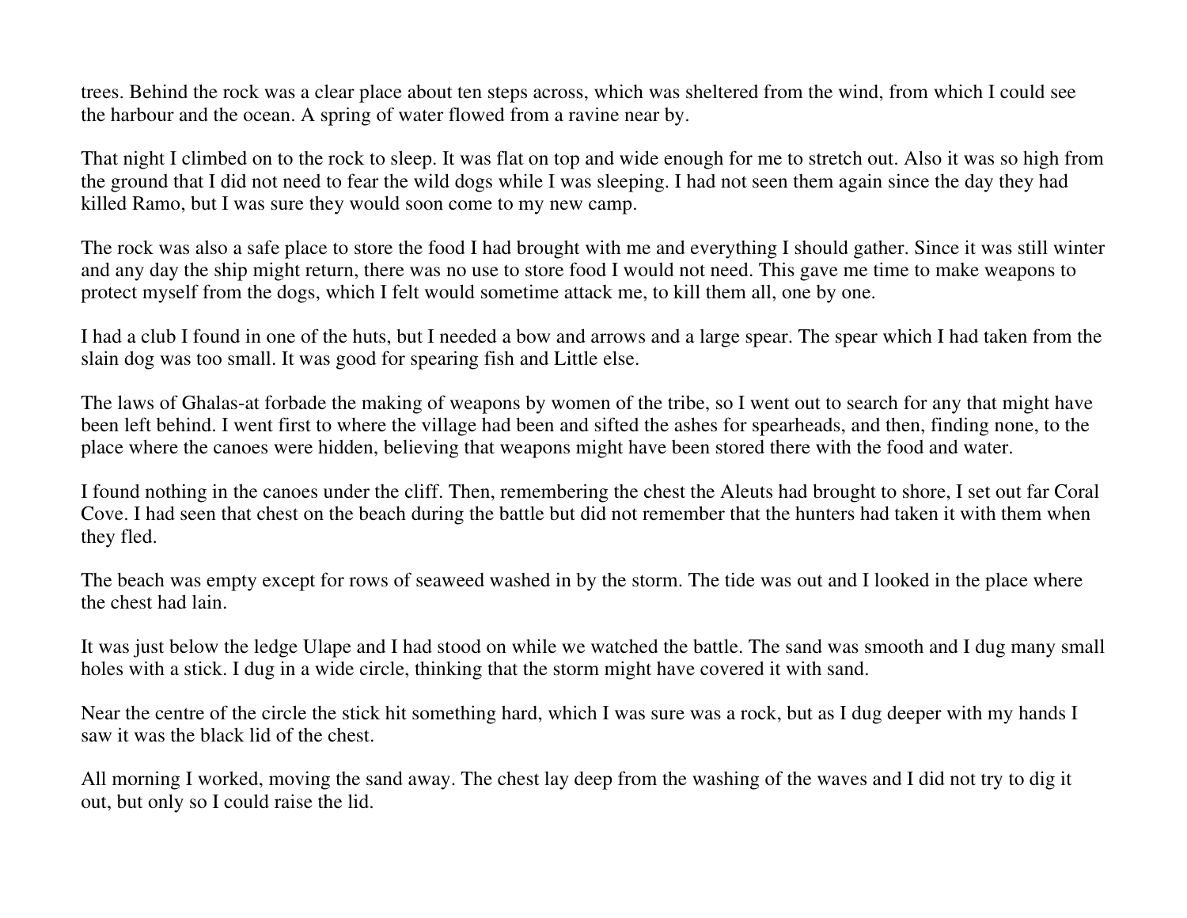trees. Behind the rock was a clear place about ten steps across, which was sheltered from the wind, from which I could see the harbour and the ocean. A spring of water flowed from a ravine near by.

That night I climbed on to the rock to sleep. It was flat on top and wide enough for me to stretch out. Also it was so high from the ground that I did not need to fear the wild dogs while I was sleeping. I had not seen them again since the day they had killed Ramo, but I was sure they would soon come to my new camp.

The rock was also a safe place to store the food I had brought with me and everything I should gather. Since it was still winter and any day the ship might return, there was no use to store food I would not need. This gave me time to make weapons to protect myself from the dogs, which I felt would sometime attack me, to kill them all, one by one.

I had a club I found in one of the huts, but I needed a bow and arrows and a large spear. The spear which I had taken from the slain dog was too small. It was good for spearing fish and Little else.

The laws of Ghalas-at forbade the making of weapons by women of the tribe, so I went out to search for any that might have been left behind. I went first to where the village had been and sifted the ashes for spearheads, and then, finding none, to the place where the canoes were hidden, believing that weapons might have been stored there with the food and water.

I found nothing in the canoes under the cliff. Then, remembering the chest the Aleuts had brought to shore, I set out far Coral Cove. I had seen that chest on the beach during the battle but did not remember that the hunters had taken it with them when they fled.

The beach was empty except for rows of seaweed washed in by the storm. The tide was out and I looked in the place where the chest had lain.

It was just below the ledge Ulape and I had stood on while we watched the battle. The sand was smooth and I dug many small holes with a stick. I dug in a wide circle, thinking that the storm might have covered it with sand.

Near the centre of the circle the stick hit something hard, which I was sure was a rock, but as I dug deeper with my hands I saw it was the black lid of the chest.

All morning I worked, moving the sand away. The chest lay deep from the washing of the waves and I did not try to dig it out, but only so I could raise the lid.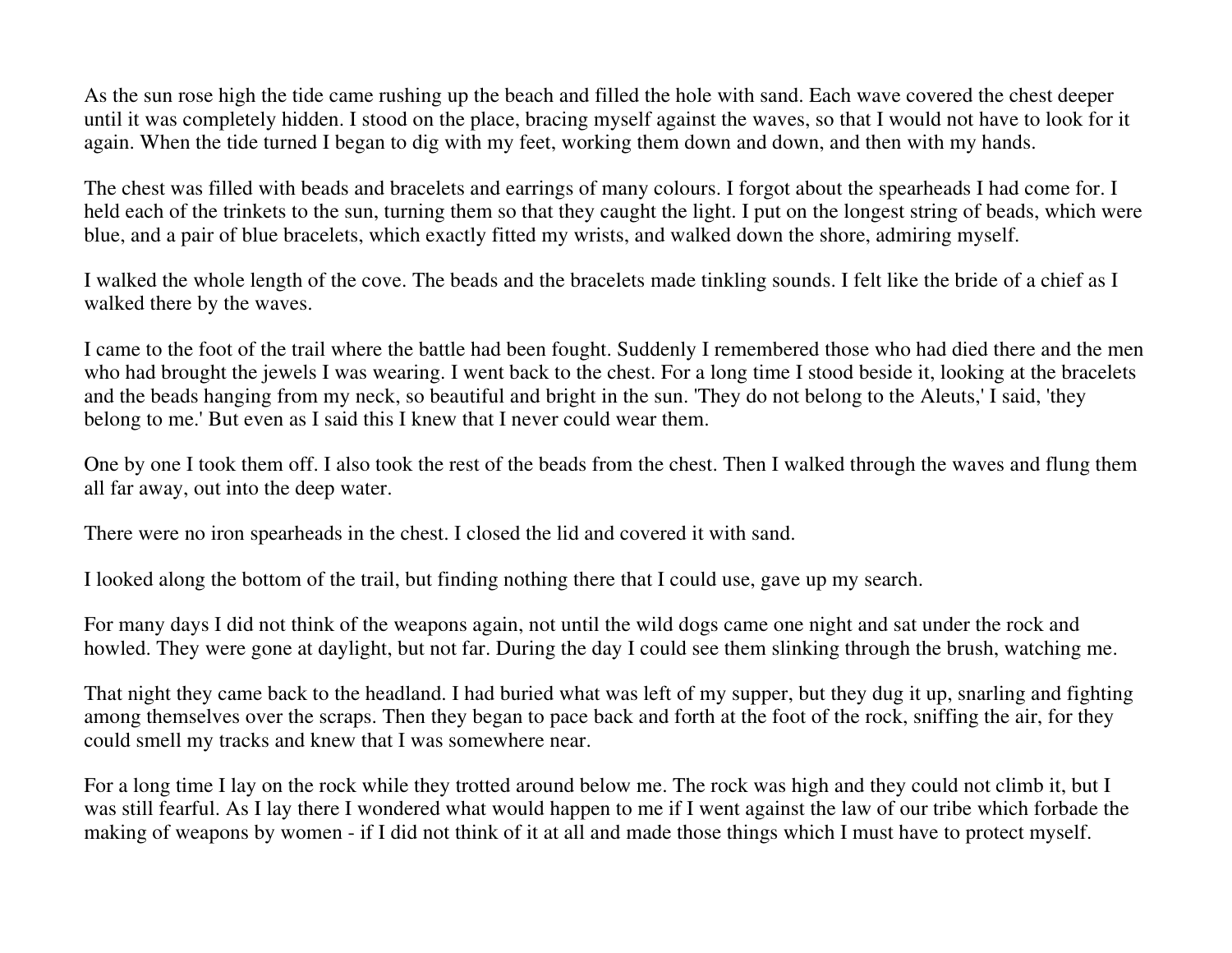As the sun rose high the tide came rushing up the beach and filled the hole with sand. Each wave covered the chest deeper until it was completely hidden. I stood on the place, bracing myself against the waves, so that I would not have to look for it again. When the tide turned I began to dig with my feet, working them down and down, and then with my hands.

The chest was filled with beads and bracelets and earrings of many colours. I forgot about the spearheads I had come for. I held each of the trinkets to the sun, turning them so that they caught the light. I put on the longest string of beads, which were blue, and a pair of blue bracelets, which exactly fitted my wrists, and walked down the shore, admiring myself.

I walked the whole length of the cove. The beads and the bracelets made tinkling sounds. I felt like the bride of a chief as I walked there by the waves.

I came to the foot of the trail where the battle had been fought. Suddenly I remembered those who had died there and the men who had brought the jewels I was wearing. I went back to the chest. For a long time I stood beside it, looking at the bracelets and the beads hanging from my neck, so beautiful and bright in the sun. 'They do not belong to the Aleuts,' I said, 'they belong to me.' But even as I said this I knew that I never could wear them.

One by one I took them off. I also took the rest of the beads from the chest. Then I walked through the waves and flung them all far away, out into the deep water.

There were no iron spearheads in the chest. I closed the lid and covered it with sand.

I looked along the bottom of the trail, but finding nothing there that I could use, gave up my search.

For many days I did not think of the weapons again, not until the wild dogs came one night and sat under the rock and howled. They were gone at daylight, but not far. During the day I could see them slinking through the brush, watching me.

That night they came back to the headland. I had buried what was left of my supper, but they dug it up, snarling and fighting among themselves over the scraps. Then they began to pace back and forth at the foot of the rock, sniffing the air, for they could smell my tracks and knew that I was somewhere near.

For a long time I lay on the rock while they trotted around below me. The rock was high and they could not climb it, but I was still fearful. As I lay there I wondered what would happen to me if I went against the law of our tribe which forbade the making of weapons by women - if I did not think of it at all and made those things which I must have to protect myself.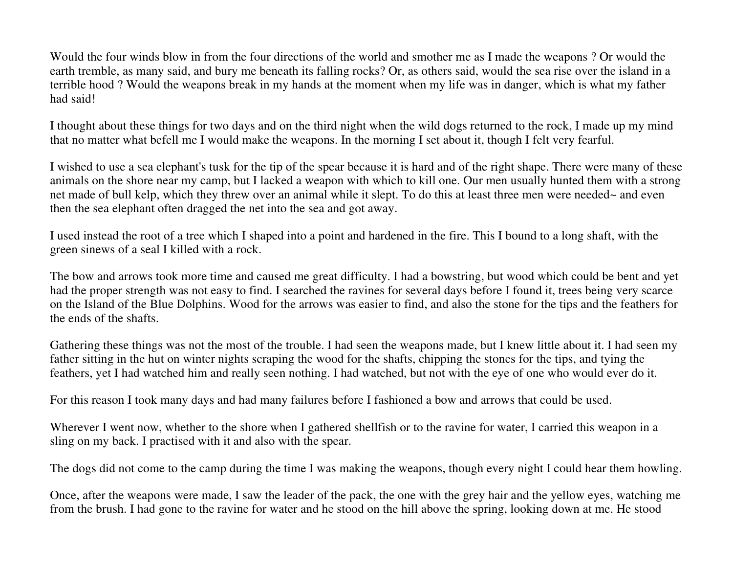Would the four winds blow in from the four directions of the world and smother me as I made the weapons ? Or would the earth tremble, as many said, and bury me beneath its falling rocks? Or, as others said, would the sea rise over the island in a terrible hood ? Would the weapons break in my hands at the moment when my life was in danger, which is what my father had said!

I thought about these things for two days and on the third night when the wild dogs returned to the rock, I made up my mind that no matter what befell me I would make the weapons. In the morning I set about it, though I felt very fearful.

I wished to use a sea elephant's tusk for the tip of the spear because it is hard and of the right shape. There were many of these animals on the shore near my camp, but I lacked a weapon with which to kill one. Our men usually hunted them with a strong net made of bull kelp, which they threw over an animal while it slept. To do this at least three men were needed~ and even then the sea elephant often dragged the net into the sea and got away.

I used instead the root of a tree which I shaped into a point and hardened in the fire. This I bound to a long shaft, with the green sinews of a seal I killed with a rock.

The bow and arrows took more time and caused me great difficulty. I had a bowstring, but wood which could be bent and yet had the proper strength was not easy to find. I searched the ravines for several days before I found it, trees being very scarce on the Island of the Blue Dolphins. Wood for the arrows was easier to find, and also the stone for the tips and the feathers for the ends of the shafts.

Gathering these things was not the most of the trouble. I had seen the weapons made, but I knew little about it. I had seen my father sitting in the hut on winter nights scraping the wood for the shafts, chipping the stones for the tips, and tying the feathers, yet I had watched him and really seen nothing. I had watched, but not with the eye of one who would ever do it.

For this reason I took many days and had many failures before I fashioned a bow and arrows that could be used.

Wherever I went now, whether to the shore when I gathered shellfish or to the ravine for water, I carried this weapon in a sling on my back. I practised with it and also with the spear.

The dogs did not come to the camp during the time I was making the weapons, though every night I could hear them howling.

Once, after the weapons were made, I saw the leader of the pack, the one with the grey hair and the yellow eyes, watching me from the brush. I had gone to the ravine for water and he stood on the hill above the spring, looking down at me. He stood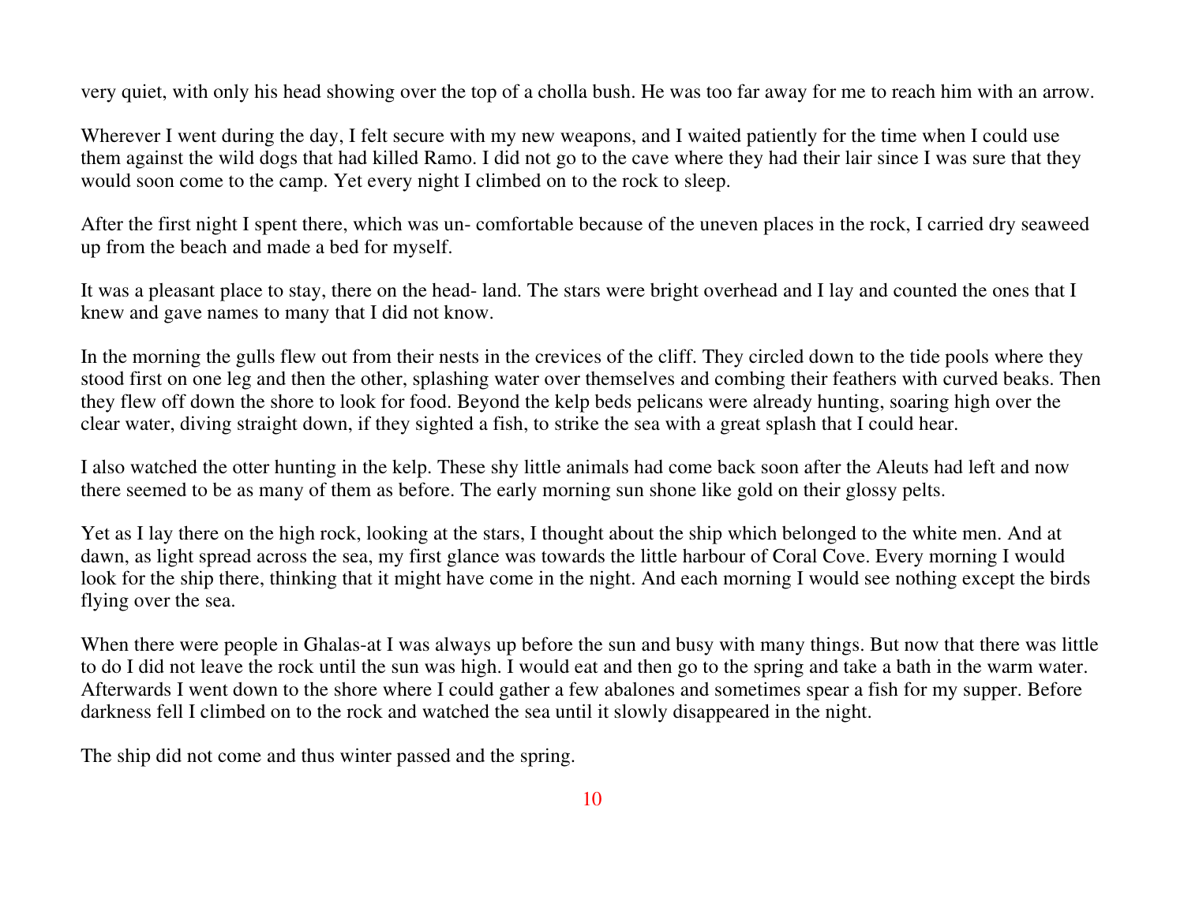very quiet, with only his head showing over the top of a cholla bush. He was too far away for me to reach him with an arrow.

Wherever I went during the day, I felt secure with my new weapons, and I waited patiently for the time when I could use them against the wild dogs that had killed Ramo. I did not go to the cave where they had their lair since I was sure that they would soon come to the camp. Yet every night I climbed on to the rock to sleep.

After the first night I spent there, which was un- comfortable because of the uneven places in the rock, I carried dry seaweed up from the beach and made a bed for myself.

It was a pleasant place to stay, there on the head- land. The stars were bright overhead and I lay and counted the ones that I knew and gave names to many that I did not know.

In the morning the gulls flew out from their nests in the crevices of the cliff. They circled down to the tide pools where they stood first on one leg and then the other, splashing water over themselves and combing their feathers with curved beaks. Then they flew off down the shore to look for food. Beyond the kelp beds pelicans were already hunting, soaring high over the clear water, diving straight down, if they sighted a fish, to strike the sea with a great splash that I could hear.

I also watched the otter hunting in the kelp. These shy little animals had come back soon after the Aleuts had left and now there seemed to be as many of them as before. The early morning sun shone like gold on their glossy pelts.

Yet as I lay there on the high rock, looking at the stars, I thought about the ship which belonged to the white men. And at dawn, as light spread across the sea, my first glance was towards the little harbour of Coral Cove. Every morning I would look for the ship there, thinking that it might have come in the night. And each morning I would see nothing except the birds flying over the sea.

When there were people in Ghalas-at I was always up before the sun and busy with many things. But now that there was little to do I did not leave the rock until the sun was high. I would eat and then go to the spring and take a bath in the warm water. Afterwards I went down to the shore where I could gather a few abalones and sometimes spear a fish for my supper. Before darkness fell I climbed on to the rock and watched the sea until it slowly disappeared in the night.

The ship did not come and thus winter passed and the spring.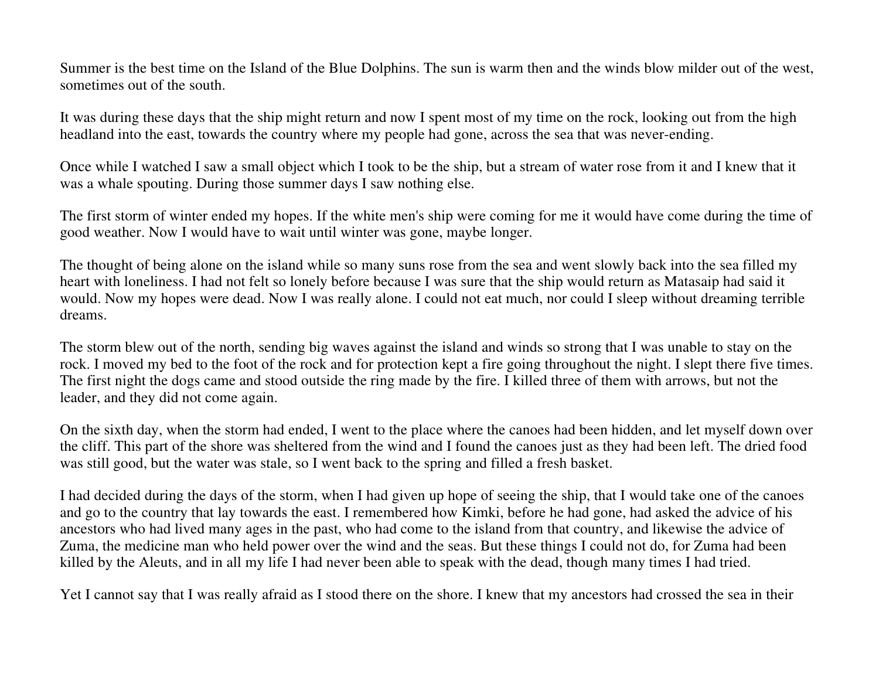Summer is the best time on the Island of the Blue Dolphins. The sun is warm then and the winds blow milder out of the west, sometimes out of the south.

It was during these days that the ship might return and now I spent most of my time on the rock, looking out from the high headland into the east, towards the country where my people had gone, across the sea that was never-ending.

Once while I watched I saw a small object which I took to be the ship, but a stream of water rose from it and I knew that it was a whale spouting. During those summer days I saw nothing else.

The first storm of winter ended my hopes. If the white men's ship were coming for me it would have come during the time of good weather. Now I would have to wait until winter was gone, maybe longer.

The thought of being alone on the island while so many suns rose from the sea and went slowly back into the sea filled my heart with loneliness. I had not felt so lonely before because I was sure that the ship would return as Matasaip had said it would. Now my hopes were dead. Now I was really alone. I could not eat much, nor could I sleep without dreaming terrible dreams.

The storm blew out of the north, sending big waves against the island and winds so strong that I was unable to stay on the rock. I moved my bed to the foot of the rock and for protection kept a fire going throughout the night. I slept there five times. The first night the dogs came and stood outside the ring made by the fire. I killed three of them with arrows, but not the leader, and they did not come again.

On the sixth day, when the storm had ended, I went to the place where the canoes had been hidden, and let myself down over the cliff. This part of the shore was sheltered from the wind and I found the canoes just as they had been left. The dried food was still good, but the water was stale, so I went back to the spring and filled a fresh basket.

I had decided during the days of the storm, when I had given up hope of seeing the ship, that I would take one of the canoes and go to the country that lay towards the east. I remembered how Kimki, before he had gone, had asked the advice of his ancestors who had lived many ages in the past, who had come to the island from that country, and likewise the advice of Zuma, the medicine man who held power over the wind and the seas. But these things I could not do, for Zuma had been killed by the Aleuts, and in all my life I had never been able to speak with the dead, though many times I had tried.

Yet I cannot say that I was really afraid as I stood there on the shore. I knew that my ancestors had crossed the sea in their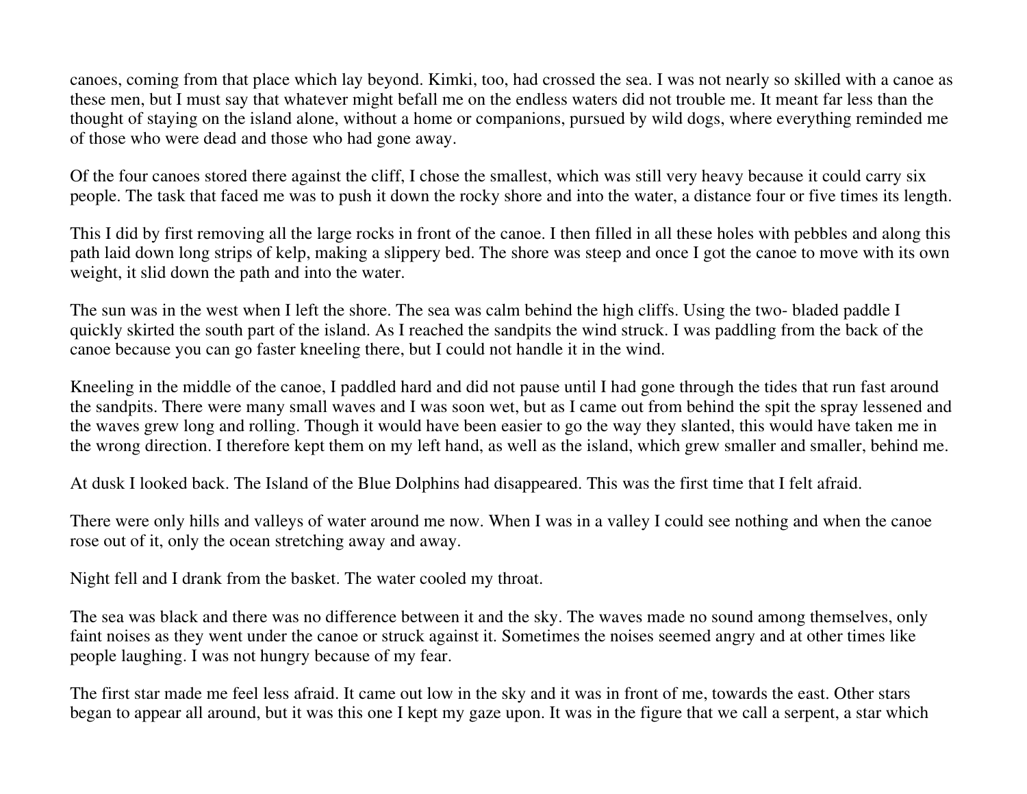canoes, coming from that place which lay beyond. Kimki, too, had crossed the sea. I was not nearly so skilled with a canoe as these men, but I must say that whatever might befall me on the endless waters did not trouble me. It meant far less than the thought of staying on the island alone, without a home or companions, pursued by wild dogs, where everything reminded me of those who were dead and those who had gone away.

Of the four canoes stored there against the cliff, I chose the smallest, which was still very heavy because it could carry six people. The task that faced me was to push it down the rocky shore and into the water, a distance four or five times its length.

This I did by first removing all the large rocks in front of the canoe. I then filled in all these holes with pebbles and along this path laid down long strips of kelp, making a slippery bed. The shore was steep and once I got the canoe to move with its own weight, it slid down the path and into the water.

The sun was in the west when I left the shore. The sea was calm behind the high cliffs. Using the two- bladed paddle I quickly skirted the south part of the island. As I reached the sandpits the wind struck. I was paddling from the back of the canoe because you can go faster kneeling there, but I could not handle it in the wind.

Kneeling in the middle of the canoe, I paddled hard and did not pause until I had gone through the tides that run fast around the sandpits. There were many small waves and I was soon wet, but as I came out from behind the spit the spray lessened and the waves grew long and rolling. Though it would have been easier to go the way they slanted, this would have taken me in the wrong direction. I therefore kept them on my left hand, as well as the island, which grew smaller and smaller, behind me.

At dusk I looked back. The Island of the Blue Dolphins had disappeared. This was the first time that I felt afraid.

There were only hills and valleys of water around me now. When I was in a valley I could see nothing and when the canoe rose out of it, only the ocean stretching away and away.

Night fell and I drank from the basket. The water cooled my throat.

The sea was black and there was no difference between it and the sky. The waves made no sound among themselves, only faint noises as they went under the canoe or struck against it. Sometimes the noises seemed angry and at other times like people laughing. I was not hungry because of my fear.

The first star made me feel less afraid. It came out low in the sky and it was in front of me, towards the east. Other stars began to appear all around, but it was this one I kept my gaze upon. It was in the figure that we call a serpent, a star which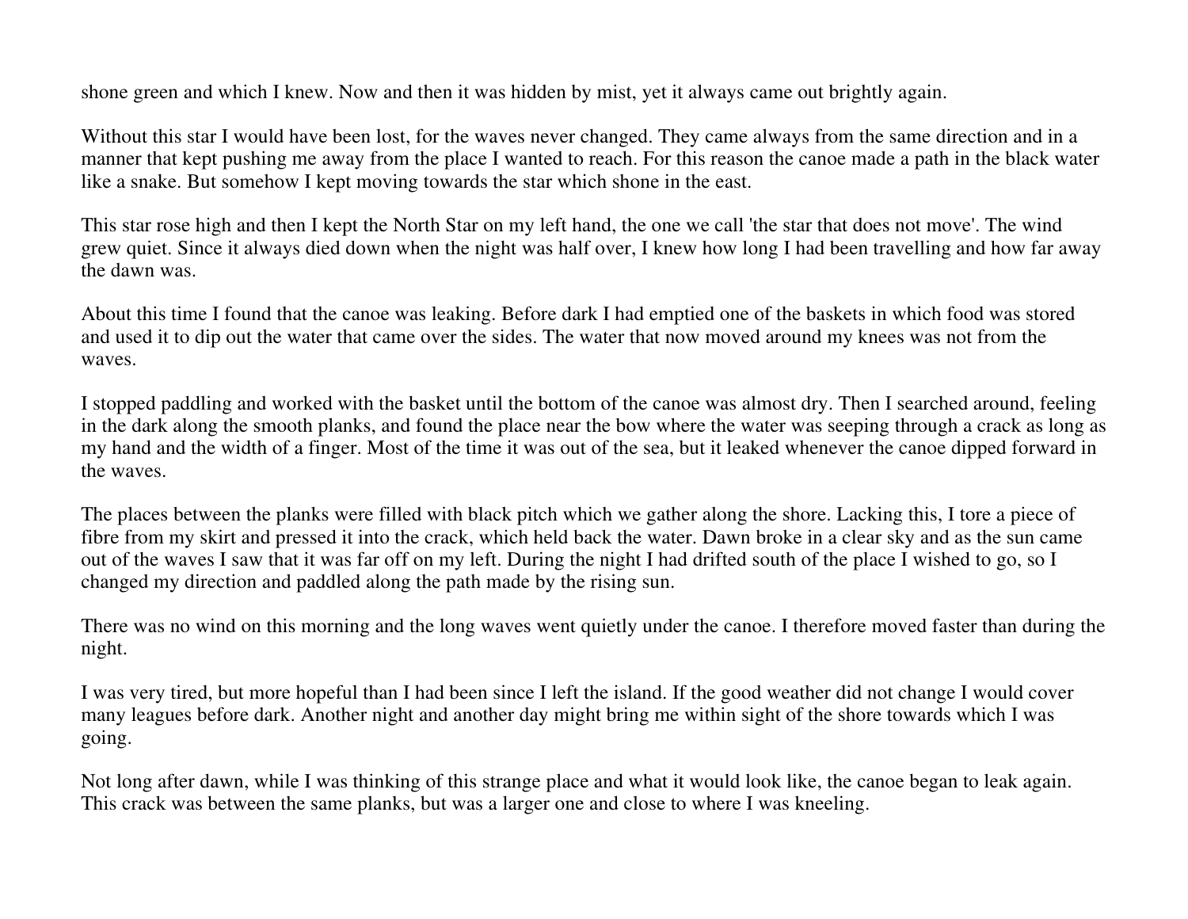shone green and which I knew. Now and then it was hidden by mist, yet it always came out brightly again.

Without this star I would have been lost, for the waves never changed. They came always from the same direction and in a manner that kept pushing me away from the place I wanted to reach. For this reason the canoe made a path in the black water like a snake. But somehow I kept moving towards the star which shone in the east.

This star rose high and then I kept the North Star on my left hand, the one we call 'the star that does not move'. The wind grew quiet. Since it always died down when the night was half over, I knew how long I had been travelling and how far away the dawn was.

About this time I found that the canoe was leaking. Before dark I had emptied one of the baskets in which food was stored and used it to dip out the water that came over the sides. The water that now moved around my knees was not from the waves.

I stopped paddling and worked with the basket until the bottom of the canoe was almost dry. Then I searched around, feeling in the dark along the smooth planks, and found the place near the bow where the water was seeping through a crack as long as my hand and the width of a finger. Most of the time it was out of the sea, but it leaked whenever the canoe dipped forward in the waves.

The places between the planks were filled with black pitch which we gather along the shore. Lacking this, I tore a piece of fibre from my skirt and pressed it into the crack, which held back the water. Dawn broke in a clear sky and as the sun came out of the waves I saw that it was far off on my left. During the night I had drifted south of the place I wished to go, so I changed my direction and paddled along the path made by the rising sun.

There was no wind on this morning and the long waves went quietly under the canoe. I therefore moved faster than during the night.

I was very tired, but more hopeful than I had been since I left the island. If the good weather did not change I would cover many leagues before dark. Another night and another day might bring me within sight of the shore towards which I was going.

Not long after dawn, while I was thinking of this strange place and what it would look like, the canoe began to leak again. This crack was between the same planks, but was a larger one and close to where I was kneeling.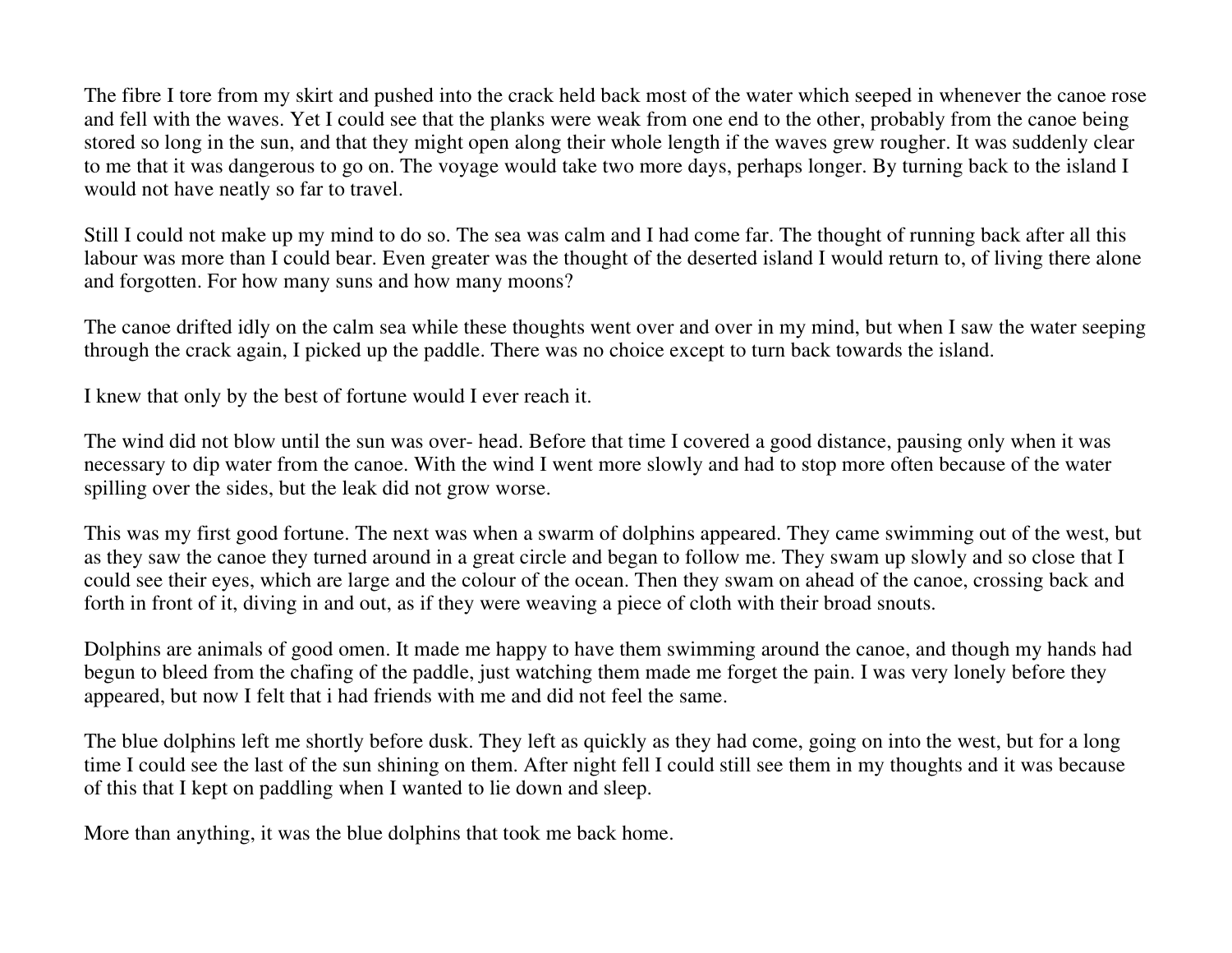The fibre I tore from my skirt and pushed into the crack held back most of the water which seeped in whenever the canoe rose and fell with the waves. Yet I could see that the planks were weak from one end to the other, probably from the canoe being stored so long in the sun, and that they might open along their whole length if the waves grew rougher. It was suddenly clear to me that it was dangerous to go on. The voyage would take two more days, perhaps longer. By turning back to the island I would not have neatly so far to travel.

Still I could not make up my mind to do so. The sea was calm and I had come far. The thought of running back after all this labour was more than I could bear. Even greater was the thought of the deserted island I would return to, of living there alone and forgotten. For how many suns and how many moons?

The canoe drifted idly on the calm sea while these thoughts went over and over in my mind, but when I saw the water seeping through the crack again, I picked up the paddle. There was no choice except to turn back towards the island.

I knew that only by the best of fortune would I ever reach it.

The wind did not blow until the sun was over- head. Before that time I covered a good distance, pausing only when it was necessary to dip water from the canoe. With the wind I went more slowly and had to stop more often because of the water spilling over the sides, but the leak did not grow worse.

This was my first good fortune. The next was when a swarm of dolphins appeared. They came swimming out of the west, but as they saw the canoe they turned around in a great circle and began to follow me. They swam up slowly and so close that I could see their eyes, which are large and the colour of the ocean. Then they swam on ahead of the canoe, crossing back and forth in front of it, diving in and out, as if they were weaving a piece of cloth with their broad snouts.

Dolphins are animals of good omen. It made me happy to have them swimming around the canoe, and though my hands had begun to bleed from the chafing of the paddle, just watching them made me forget the pain. I was very lonely before they appeared, but now I felt that i had friends with me and did not feel the same.

The blue dolphins left me shortly before dusk. They left as quickly as they had come, going on into the west, but for a long time I could see the last of the sun shining on them. After night fell I could still see them in my thoughts and it was because of this that I kept on paddling when I wanted to lie down and sleep.

More than anything, it was the blue dolphins that took me back home.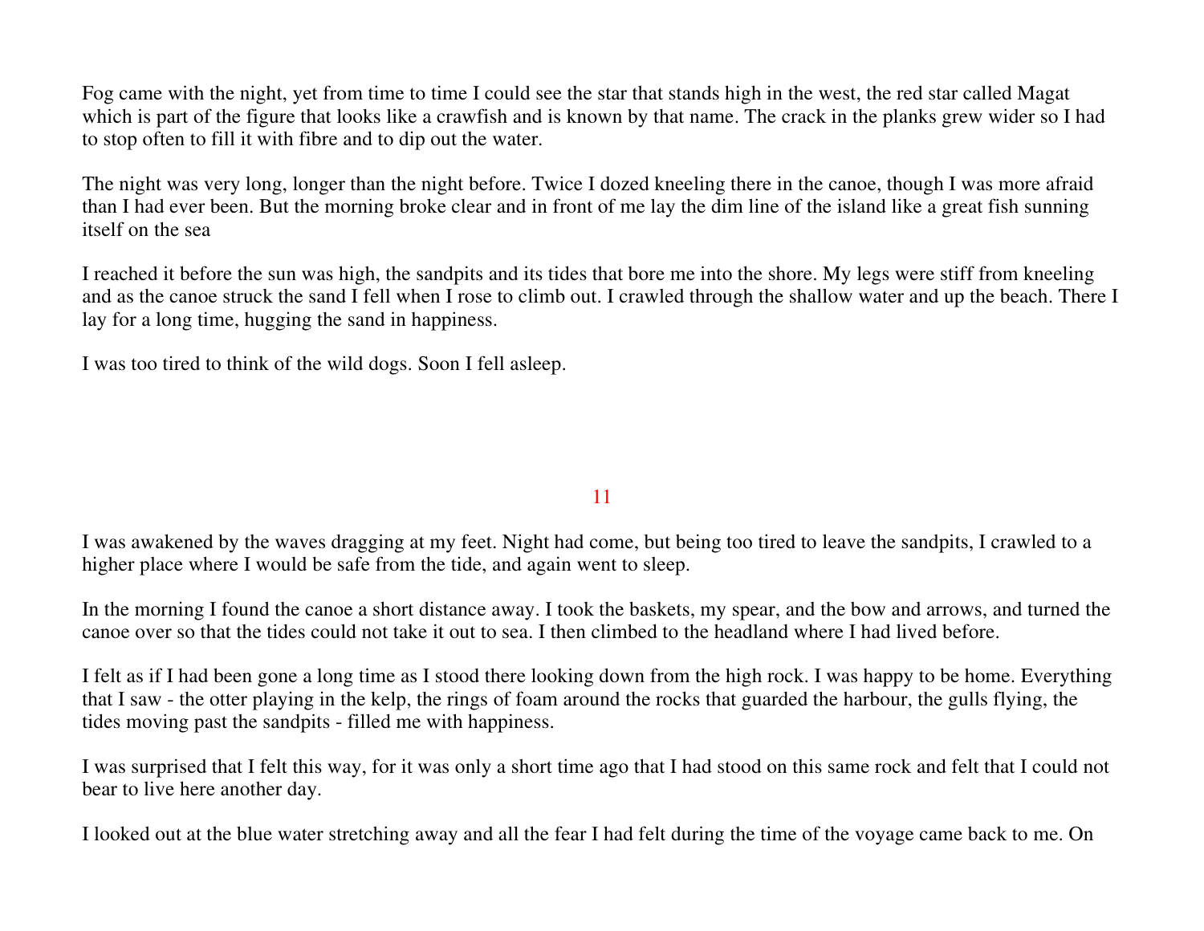Fog came with the night, yet from time to time I could see the star that stands high in the west, the red star called Magat which is part of the figure that looks like a crawfish and is known by that name. The crack in the planks grew wider so I had to stop often to fill it with fibre and to dip out the water.

The night was very long, longer than the night before. Twice I dozed kneeling there in the canoe, though I was more afraid than I had ever been. But the morning broke clear and in front of me lay the dim line of the island like a great fish sunning itself on the sea

I reached it before the sun was high, the sandpits and its tides that bore me into the shore. My legs were stiff from kneeling and as the canoe struck the sand I fell when I rose to climb out. I crawled through the shallow water and up the beach. There I lay for a long time, hugging the sand in happiness.

I was too tired to think of the wild dogs. Soon I fell asleep.

## 11

I was awakened by the waves dragging at my feet. Night had come, but being too tired to leave the sandpits, I crawled to a higher place where I would be safe from the tide, and again went to sleep.

In the morning I found the canoe a short distance away. I took the baskets, my spear, and the bow and arrows, and turned the canoe over so that the tides could not take it out to sea. I then climbed to the headland where I had lived before.

I felt as if I had been gone a long time as I stood there looking down from the high rock. I was happy to be home. Everything that I saw - the otter playing in the kelp, the rings of foam around the rocks that guarded the harbour, the gulls flying, the tides moving past the sandpits - filled me with happiness.

I was surprised that I felt this way, for it was only a short time ago that I had stood on this same rock and felt that I could not bear to live here another day.

I looked out at the blue water stretching away and all the fear I had felt during the time of the voyage came back to me. On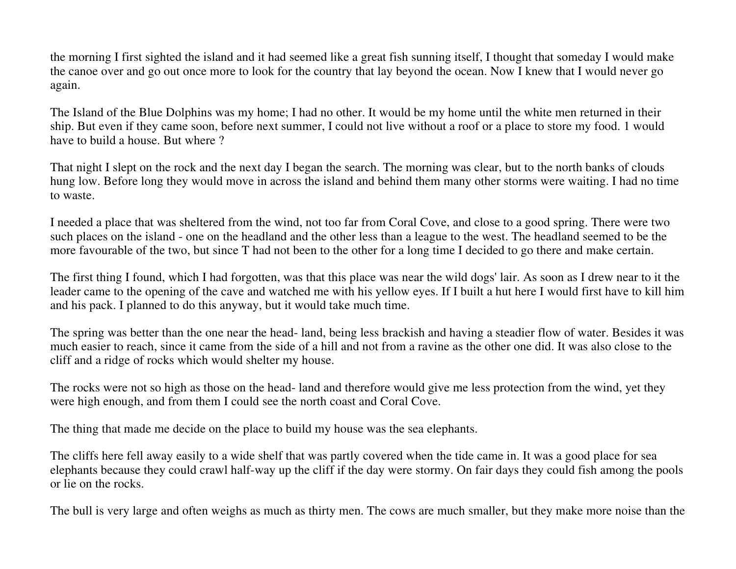the morning I first sighted the island and it had seemed like a great fish sunning itself, I thought that someday I would make the canoe over and go out once more to look for the country that lay beyond the ocean. Now I knew that I would never go again.

The Island of the Blue Dolphins was my home; I had no other. It would be my home until the white men returned in their ship. But even if they came soon, before next summer, I could not live without a roof or a place to store my food. 1 would have to build a house. But where ?

That night I slept on the rock and the next day I began the search. The morning was clear, but to the north banks of clouds hung low. Before long they would move in across the island and behind them many other storms were waiting. I had no time to waste.

I needed a place that was sheltered from the wind, not too far from Coral Cove, and close to a good spring. There were two such places on the island - one on the headland and the other less than a league to the west. The headland seemed to be the more favourable of the two, but since T had not been to the other for a long time I decided to go there and make certain.

The first thing I found, which I had forgotten, was that this place was near the wild dogs' lair. As soon as I drew near to it the leader came to the opening of the cave and watched me with his yellow eyes. If I built a hut here I would first have to kill him and his pack. I planned to do this anyway, but it would take much time.

The spring was better than the one near the head- land, being less brackish and having a steadier flow of water. Besides it was much easier to reach, since it came from the side of a hill and not from a ravine as the other one did. It was also close to the cliff and a ridge of rocks which would shelter my house.

The rocks were not so high as those on the head- land and therefore would give me less protection from the wind, yet they were high enough, and from them I could see the north coast and Coral Cove.

The thing that made me decide on the place to build my house was the sea elephants.

The cliffs here fell away easily to a wide shelf that was partly covered when the tide came in. It was a good place for sea elephants because they could crawl half-way up the cliff if the day were stormy. On fair days they could fish among the pools or lie on the rocks.

The bull is very large and often weighs as much as thirty men. The cows are much smaller, but they make more noise than the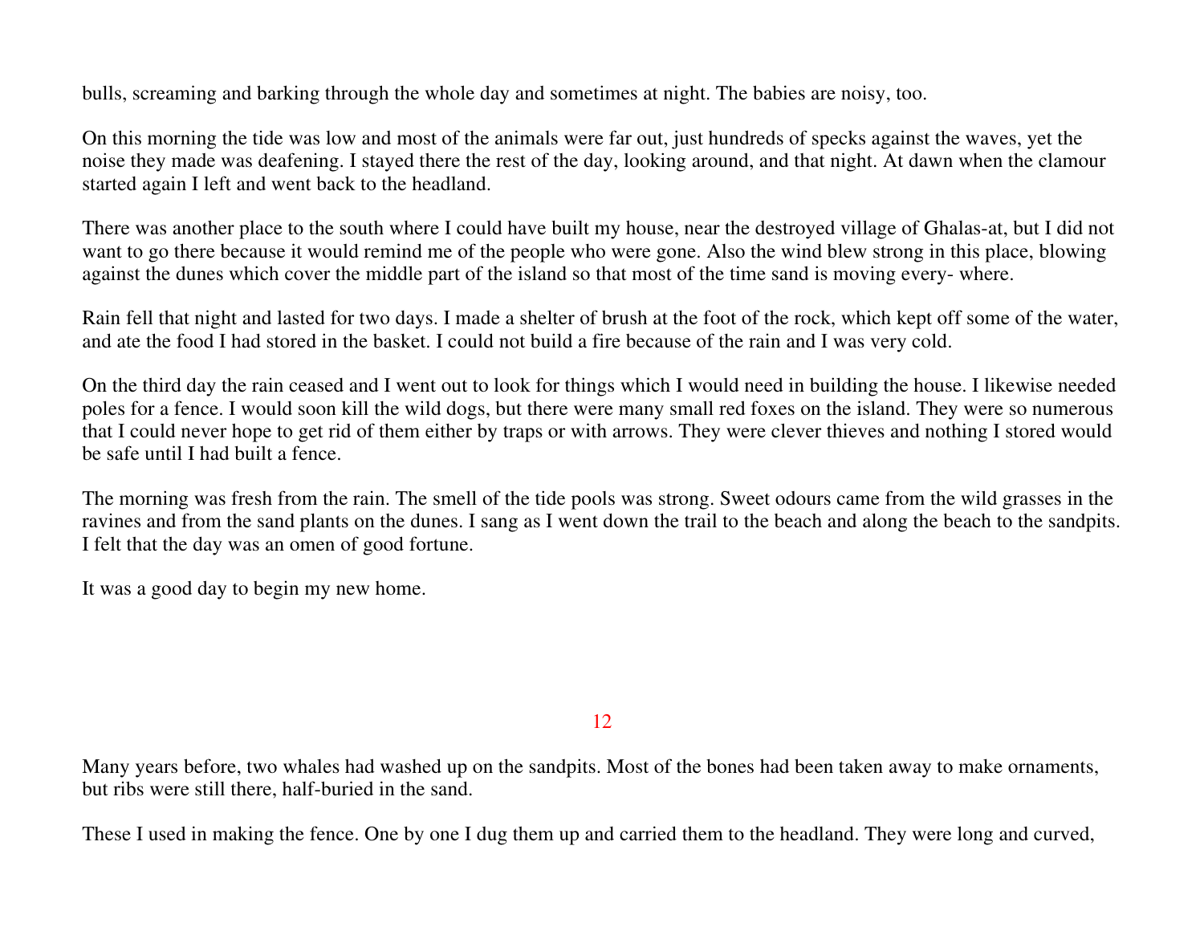bulls, screaming and barking through the whole day and sometimes at night. The babies are noisy, too.

On this morning the tide was low and most of the animals were far out, just hundreds of specks against the waves, yet the noise they made was deafening. I stayed there the rest of the day, looking around, and that night. At dawn when the clamour started again I left and went back to the headland.

There was another place to the south where I could have built my house, near the destroyed village of Ghalas-at, but I did not want to go there because it would remind me of the people who were gone. Also the wind blew strong in this place, blowing against the dunes which cover the middle part of the island so that most of the time sand is moving every- where.

Rain fell that night and lasted for two days. I made a shelter of brush at the foot of the rock, which kept off some of the water, and ate the food I had stored in the basket. I could not build a fire because of the rain and I was very cold.

On the third day the rain ceased and I went out to look for things which I would need in building the house. I likewise needed poles for a fence. I would soon kill the wild dogs, but there were many small red foxes on the island. They were so numerous that I could never hope to get rid of them either by traps or with arrows. They were clever thieves and nothing I stored would be safe until I had built a fence.

The morning was fresh from the rain. The smell of the tide pools was strong. Sweet odours came from the wild grasses in the ravines and from the sand plants on the dunes. I sang as I went down the trail to the beach and along the beach to the sandpits. I felt that the day was an omen of good fortune.

It was a good day to begin my new home.

## 12

Many years before, two whales had washed up on the sandpits. Most of the bones had been taken away to make ornaments, but ribs were still there, half-buried in the sand.

These I used in making the fence. One by one I dug them up and carried them to the headland. They were long and curved,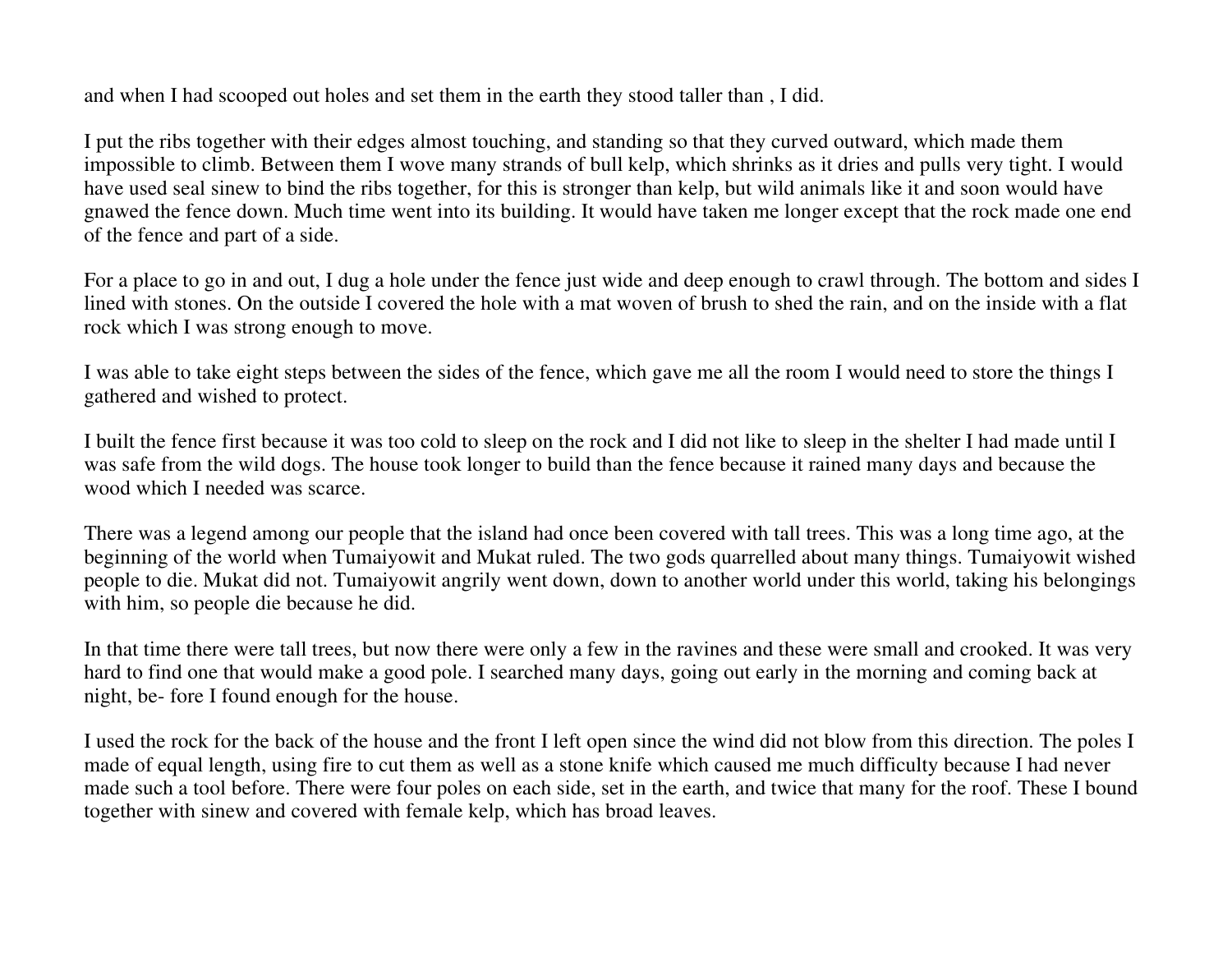and when I had scooped out holes and set them in the earth they stood taller than , I did.

I put the ribs together with their edges almost touching, and standing so that they curved outward, which made them impossible to climb. Between them I wove many strands of bull kelp, which shrinks as it dries and pulls very tight. I would have used seal sinew to bind the ribs together, for this is stronger than kelp, but wild animals like it and soon would have gnawed the fence down. Much time went into its building. It would have taken me longer except that the rock made one end of the fence and part of a side.

For a place to go in and out, I dug a hole under the fence just wide and deep enough to crawl through. The bottom and sides I lined with stones. On the outside I covered the hole with a mat woven of brush to shed the rain, and on the inside with a flat rock which I was strong enough to move.

I was able to take eight steps between the sides of the fence, which gave me all the room I would need to store the things I gathered and wished to protect.

I built the fence first because it was too cold to sleep on the rock and I did not like to sleep in the shelter I had made until I was safe from the wild dogs. The house took longer to build than the fence because it rained many days and because the wood which I needed was scarce.

There was a legend among our people that the island had once been covered with tall trees. This was a long time ago, at the beginning of the world when Tumaiyowit and Mukat ruled. The two gods quarrelled about many things. Tumaiyowit wished people to die. Mukat did not. Tumaiyowit angrily went down, down to another world under this world, taking his belongings with him, so people die because he did.

In that time there were tall trees, but now there were only a few in the ravines and these were small and crooked. It was very hard to find one that would make a good pole. I searched many days, going out early in the morning and coming back at night, be- fore I found enough for the house.

I used the rock for the back of the house and the front I left open since the wind did not blow from this direction. The poles I made of equal length, using fire to cut them as well as a stone knife which caused me much difficulty because I had never made such a tool before. There were four poles on each side, set in the earth, and twice that many for the roof. These I bound together with sinew and covered with female kelp, which has broad leaves.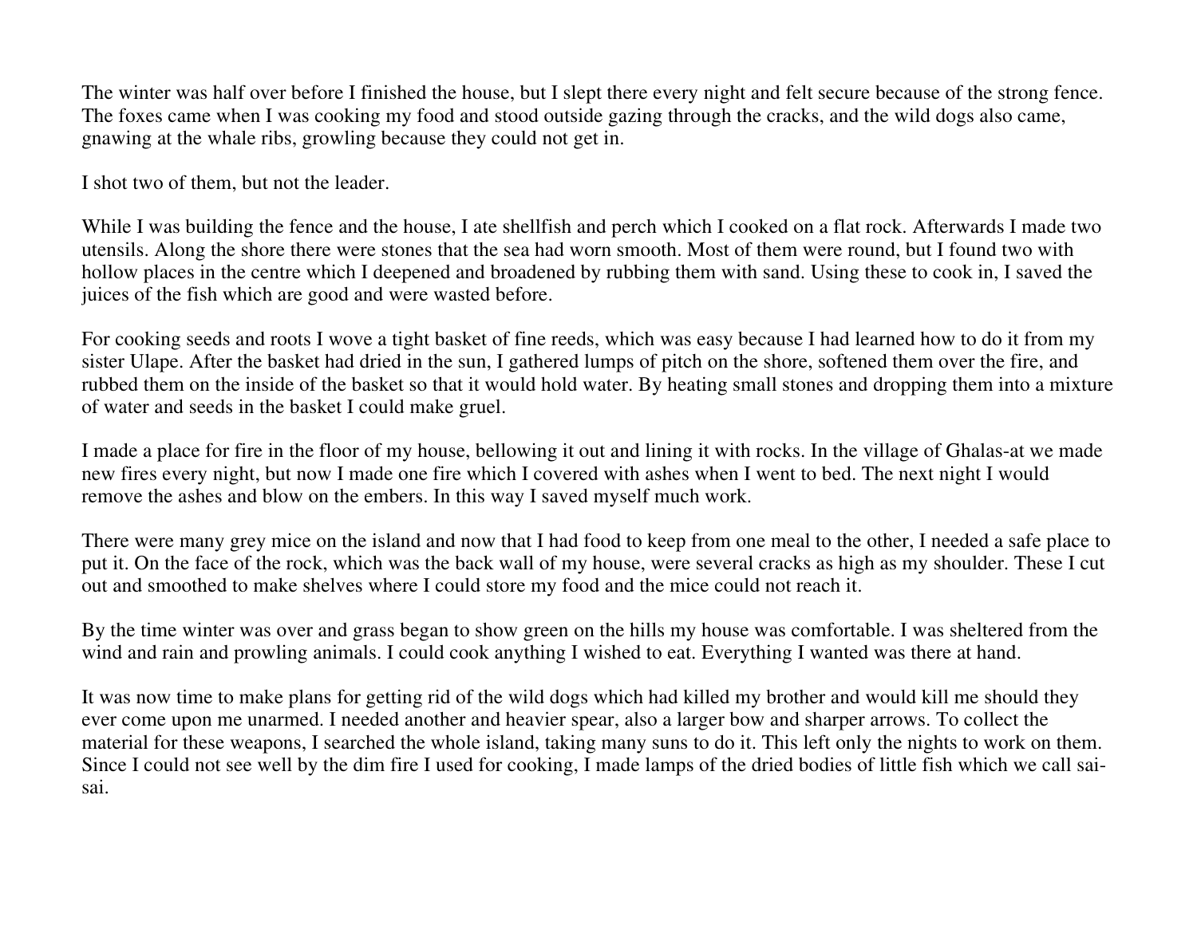The winter was half over before I finished the house, but I slept there every night and felt secure because of the strong fence. The foxes came when I was cooking my food and stood outside gazing through the cracks, and the wild dogs also came, gnawing at the whale ribs, growling because they could not get in.

I shot two of them, but not the leader.

While I was building the fence and the house, I ate shellfish and perch which I cooked on a flat rock. Afterwards I made two utensils. Along the shore there were stones that the sea had worn smooth. Most of them were round, but I found two with hollow places in the centre which I deepened and broadened by rubbing them with sand. Using these to cook in, I saved the juices of the fish which are good and were wasted before.

For cooking seeds and roots I wove a tight basket of fine reeds, which was easy because I had learned how to do it from my sister Ulape. After the basket had dried in the sun, I gathered lumps of pitch on the shore, softened them over the fire, and rubbed them on the inside of the basket so that it would hold water. By heating small stones and dropping them into a mixture of water and seeds in the basket I could make gruel.

I made a place for fire in the floor of my house, bellowing it out and lining it with rocks. In the village of Ghalas-at we made new fires every night, but now I made one fire which I covered with ashes when I went to bed. The next night I would remove the ashes and blow on the embers. In this way I saved myself much work.

There were many grey mice on the island and now that I had food to keep from one meal to the other, I needed a safe place to put it. On the face of the rock, which was the back wall of my house, were several cracks as high as my shoulder. These I cut out and smoothed to make shelves where I could store my food and the mice could not reach it.

By the time winter was over and grass began to show green on the hills my house was comfortable. I was sheltered from the wind and rain and prowling animals. I could cook anything I wished to eat. Everything I wanted was there at hand.

It was now time to make plans for getting rid of the wild dogs which had killed my brother and would kill me should they ever come upon me unarmed. I needed another and heavier spear, also a larger bow and sharper arrows. To collect the material for these weapons, I searched the whole island, taking many suns to do it. This left only the nights to work on them. Since I could not see well by the dim fire I used for cooking, I made lamps of the dried bodies of little fish which we call sai-sai.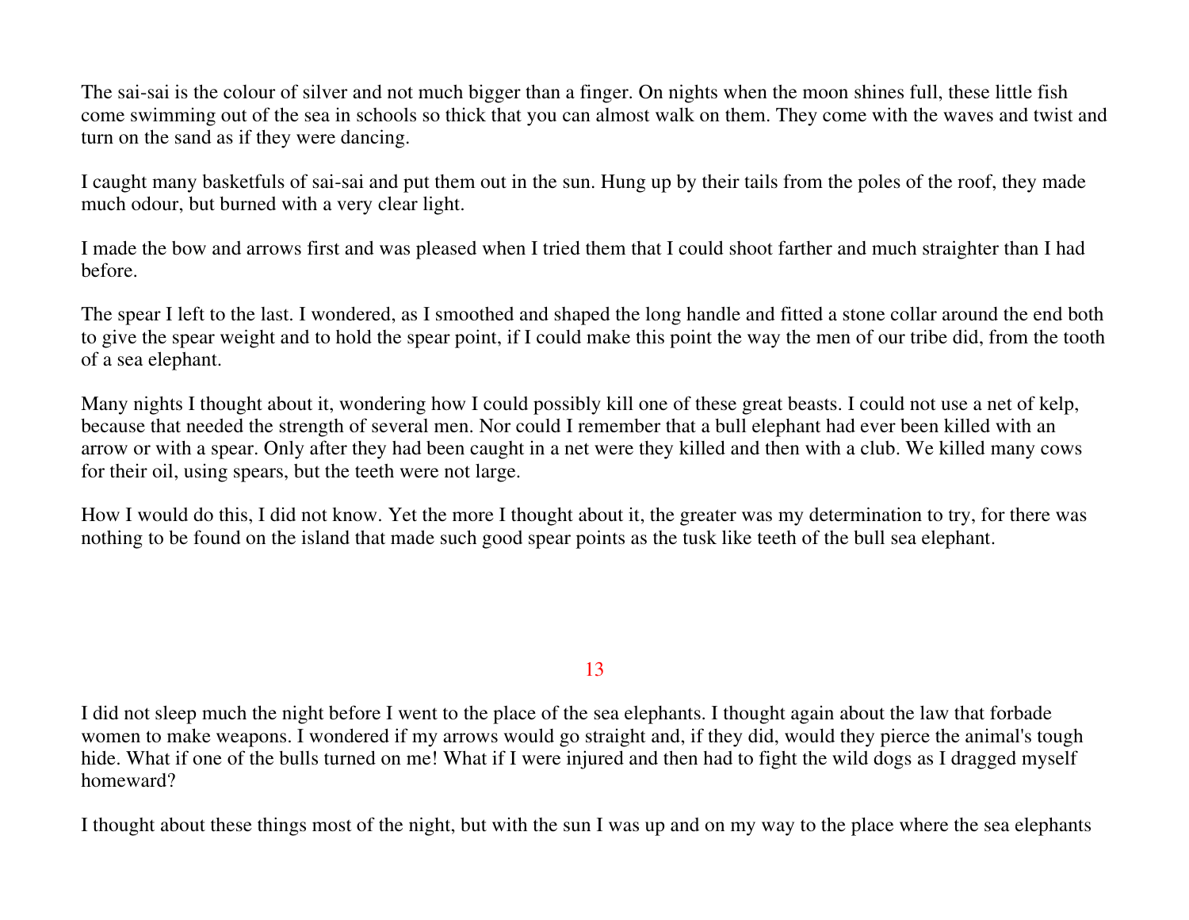The sai-sai is the colour of silver and not much bigger than a finger. On nights when the moon shines full, these little fish come swimming out of the sea in schools so thick that you can almost walk on them. They come with the waves and twist and turn on the sand as if they were dancing.

I caught many basketfuls of sai-sai and put them out in the sun. Hung up by their tails from the poles of the roof, they made much odour, but burned with a very clear light.

I made the bow and arrows first and was pleased when I tried them that I could shoot farther and much straighter than I had before.

The spear I left to the last. I wondered, as I smoothed and shaped the long handle and fitted a stone collar around the end both to give the spear weight and to hold the spear point, if I could make this point the way the men of our tribe did, from the tooth of a sea elephant.

Many nights I thought about it, wondering how I could possibly kill one of these great beasts. I could not use a net of kelp, because that needed the strength of several men. Nor could I remember that a bull elephant had ever been killed with an arrow or with a spear. Only after they had been caught in a net were they killed and then with a club. We killed many cows for their oil, using spears, but the teeth were not large.

How I would do this, I did not know. Yet the more I thought about it, the greater was my determination to try, for there was nothing to be found on the island that made such good spear points as the tusk like teeth of the bull sea elephant.

## 13

I did not sleep much the night before I went to the place of the sea elephants. I thought again about the law that forbade women to make weapons. I wondered if my arrows would go straight and, if they did, would they pierce the animal's tough hide. What if one of the bulls turned on me! What if I were injured and then had to fight the wild dogs as I dragged myself homeward?

I thought about these things most of the night, but with the sun I was up and on my way to the place where the sea elephants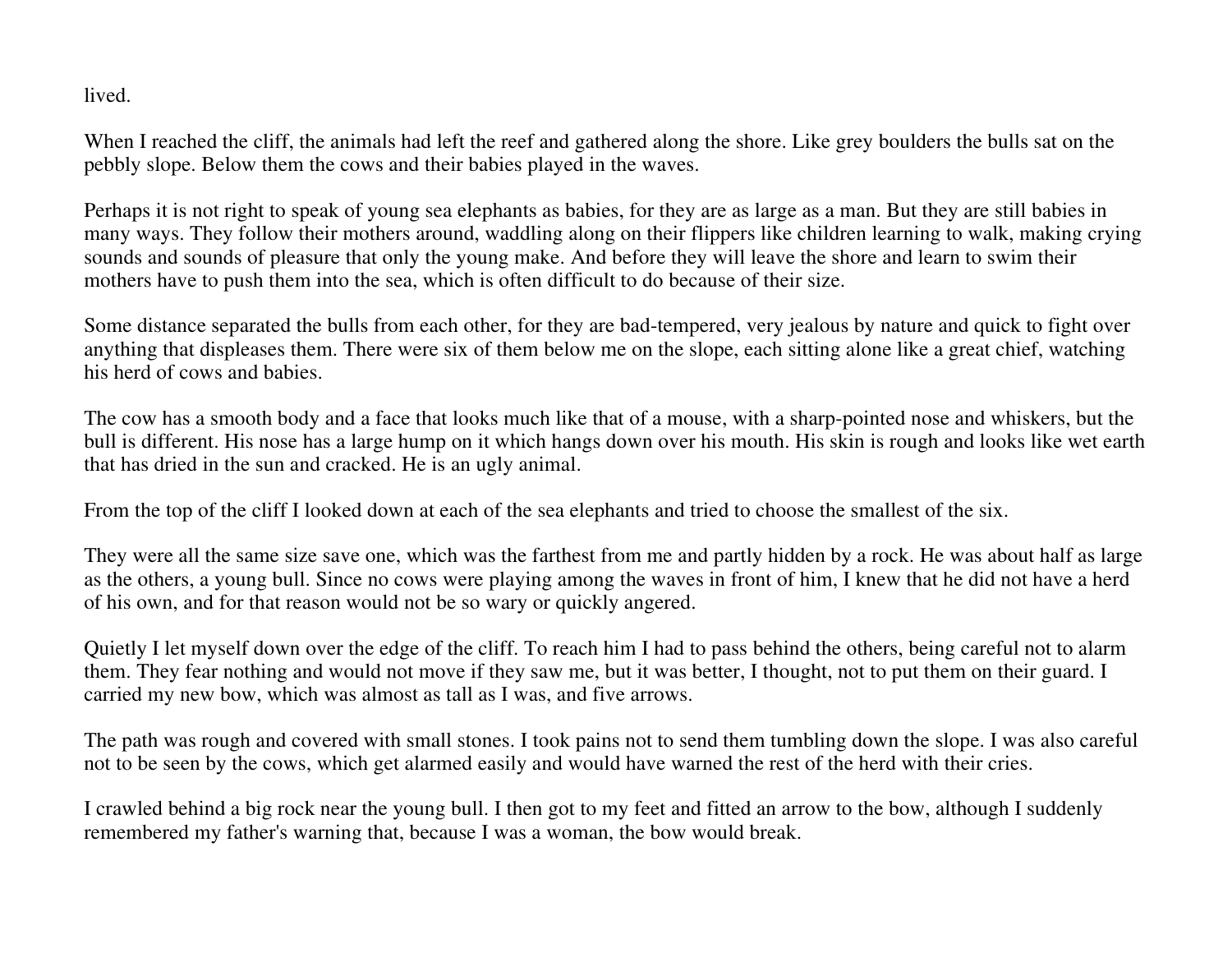lived.

When I reached the cliff, the animals had left the reef and gathered along the shore. Like grey boulders the bulls sat on the pebbly slope. Below them the cows and their babies played in the waves.

Perhaps it is not right to speak of young sea elephants as babies, for they are as large as a man. But they are still babies in many ways. They follow their mothers around, waddling along on their flippers like children learning to walk, making crying sounds and sounds of pleasure that only the young make. And before they will leave the shore and learn to swim their mothers have to push them into the sea, which is often difficult to do because of their size.

Some distance separated the bulls from each other, for they are bad-tempered, very jealous by nature and quick to fight over anything that displeases them. There were six of them below me on the slope, each sitting alone like a great chief, watching his herd of cows and babies.

The cow has a smooth body and a face that looks much like that of a mouse, with a sharp-pointed nose and whiskers, but the bull is different. His nose has a large hump on it which hangs down over his mouth. His skin is rough and looks like wet earth that has dried in the sun and cracked. He is an ugly animal.

From the top of the cliff I looked down at each of the sea elephants and tried to choose the smallest of the six.

They were all the same size save one, which was the farthest from me and partly hidden by a rock. He was about half as large as the others, a young bull. Since no cows were playing among the waves in front of him, I knew that he did not have a herd of his own, and for that reason would not be so wary or quickly angered.

Quietly I let myself down over the edge of the cliff. To reach him I had to pass behind the others, being careful not to alarm them. They fear nothing and would not move if they saw me, but it was better, I thought, not to put them on their guard. I carried my new bow, which was almost as tall as I was, and five arrows.

The path was rough and covered with small stones. I took pains not to send them tumbling down the slope. I was also careful not to be seen by the cows, which get alarmed easily and would have warned the rest of the herd with their cries.

I crawled behind a big rock near the young bull. I then got to my feet and fitted an arrow to the bow, although I suddenly remembered my father's warning that, because I was a woman, the bow would break.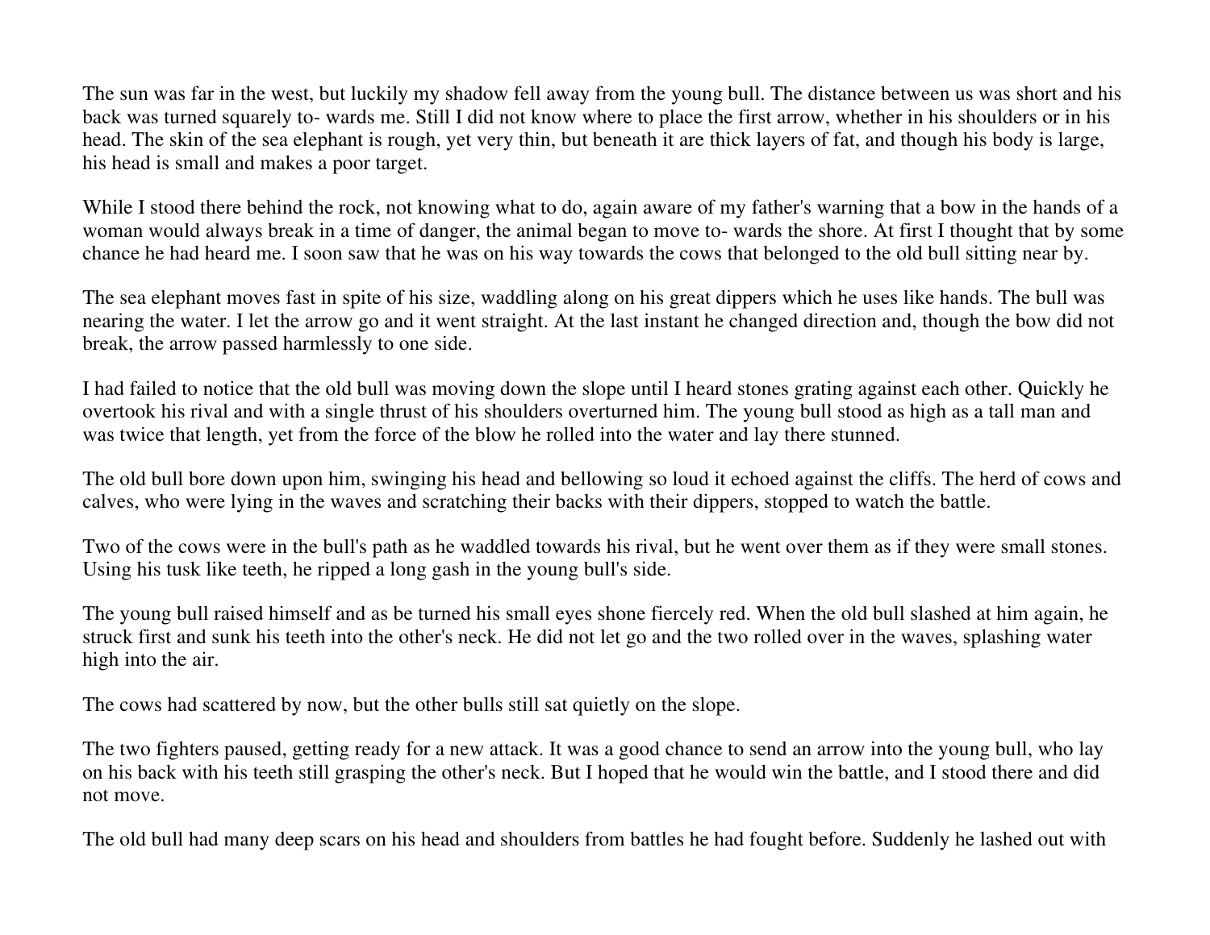The sun was far in the west, but luckily my shadow fell away from the young bull. The distance between us was short and his back was turned squarely to- wards me. Still I did not know where to place the first arrow, whether in his shoulders or in his head. The skin of the sea elephant is rough, yet very thin, but beneath it are thick layers of fat, and though his body is large, his head is small and makes a poor target.

While I stood there behind the rock, not knowing what to do, again aware of my father's warning that a bow in the hands of a woman would always break in a time of danger, the animal began to move to- wards the shore. At first I thought that by some chance he had heard me. I soon saw that he was on his way towards the cows that belonged to the old bull sitting near by.

The sea elephant moves fast in spite of his size, waddling along on his great dippers which he uses like hands. The bull was nearing the water. I let the arrow go and it went straight. At the last instant he changed direction and, though the bow did not break, the arrow passed harmlessly to one side.

I had failed to notice that the old bull was moving down the slope until I heard stones grating against each other. Quickly he overtook his rival and with a single thrust of his shoulders overturned him. The young bull stood as high as a tall man and was twice that length, yet from the force of the blow he rolled into the water and lay there stunned.

The old bull bore down upon him, swinging his head and bellowing so loud it echoed against the cliffs. The herd of cows and calves, who were lying in the waves and scratching their backs with their dippers, stopped to watch the battle.

Two of the cows were in the bull's path as he waddled towards his rival, but he went over them as if they were small stones. Using his tusk like teeth, he ripped a long gash in the young bull's side.

The young bull raised himself and as be turned his small eyes shone fiercely red. When the old bull slashed at him again, he struck first and sunk his teeth into the other's neck. He did not let go and the two rolled over in the waves, splashing water high into the air.

The cows had scattered by now, but the other bulls still sat quietly on the slope.

The two fighters paused, getting ready for a new attack. It was a good chance to send an arrow into the young bull, who lay on his back with his teeth still grasping the other's neck. But I hoped that he would win the battle, and I stood there and did not move.

The old bull had many deep scars on his head and shoulders from battles he had fought before. Suddenly he lashed out with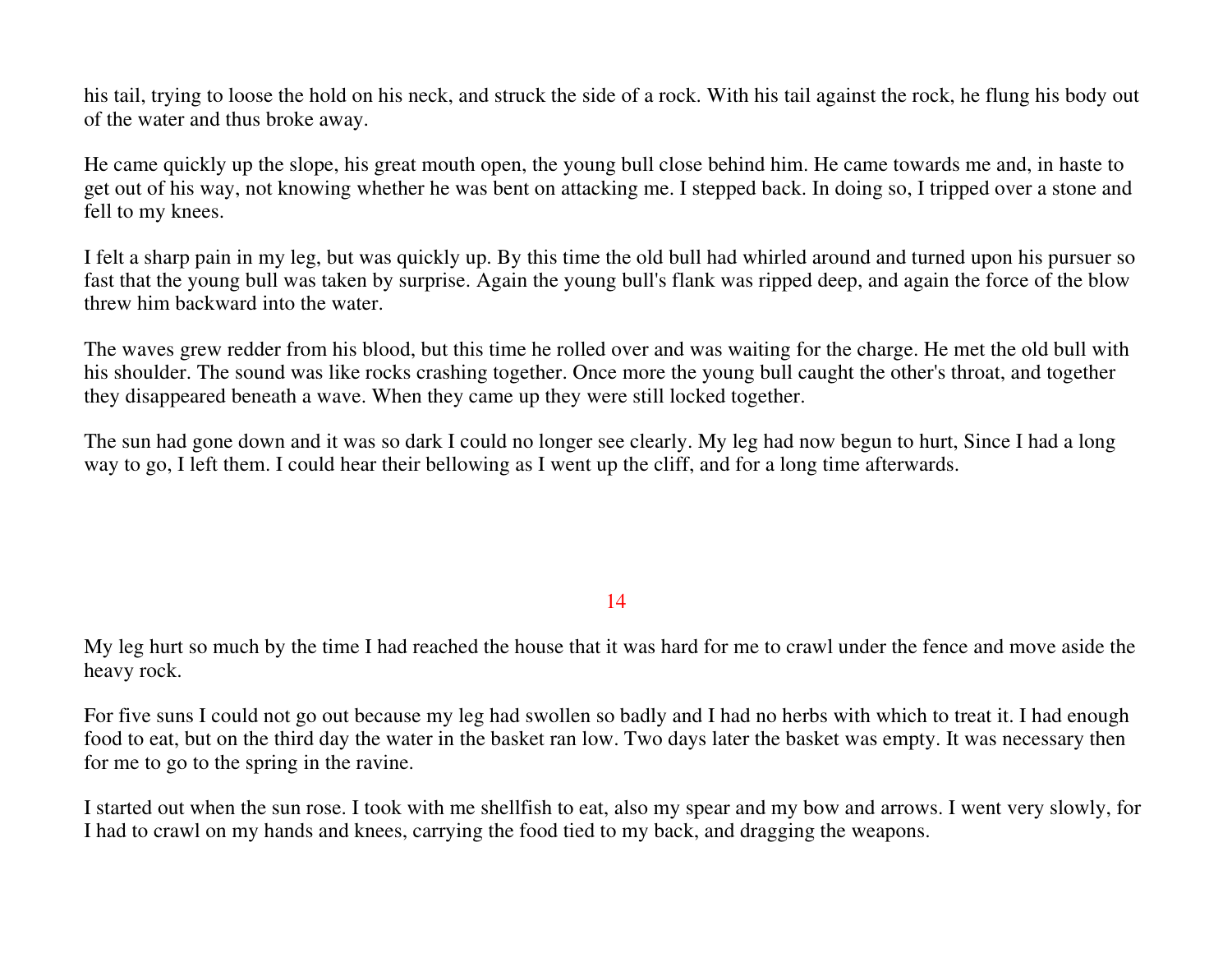his tail, trying to loose the hold on his neck, and struck the side of a rock. With his tail against the rock, he flung his body out of the water and thus broke away.

He came quickly up the slope, his great mouth open, the young bull close behind him. He came towards me and, in haste to get out of his way, not knowing whether he was bent on attacking me. I stepped back. In doing so, I tripped over a stone and fell to my knees.

I felt a sharp pain in my leg, but was quickly up. By this time the old bull had whirled around and turned upon his pursuer so fast that the young bull was taken by surprise. Again the young bull's flank was ripped deep, and again the force of the blow threw him backward into the water.

The waves grew redder from his blood, but this time he rolled over and was waiting for the charge. He met the old bull with his shoulder. The sound was like rocks crashing together. Once more the young bull caught the other's throat, and together they disappeared beneath a wave. When they came up they were still locked together.

The sun had gone down and it was so dark I could no longer see clearly. My leg had now begun to hurt, Since I had a long way to go, I left them. I could hear their bellowing as I went up the cliff, and for a long time afterwards.

## 14

My leg hurt so much by the time I had reached the house that it was hard for me to crawl under the fence and move aside the heavy rock.

For five suns I could not go out because my leg had swollen so badly and I had no herbs with which to treat it. I had enough food to eat, but on the third day the water in the basket ran low. Two days later the basket was empty. It was necessary then for me to go to the spring in the ravine.

I started out when the sun rose. I took with me shellfish to eat, also my spear and my bow and arrows. I went very slowly, for I had to crawl on my hands and knees, carrying the food tied to my back, and dragging the weapons.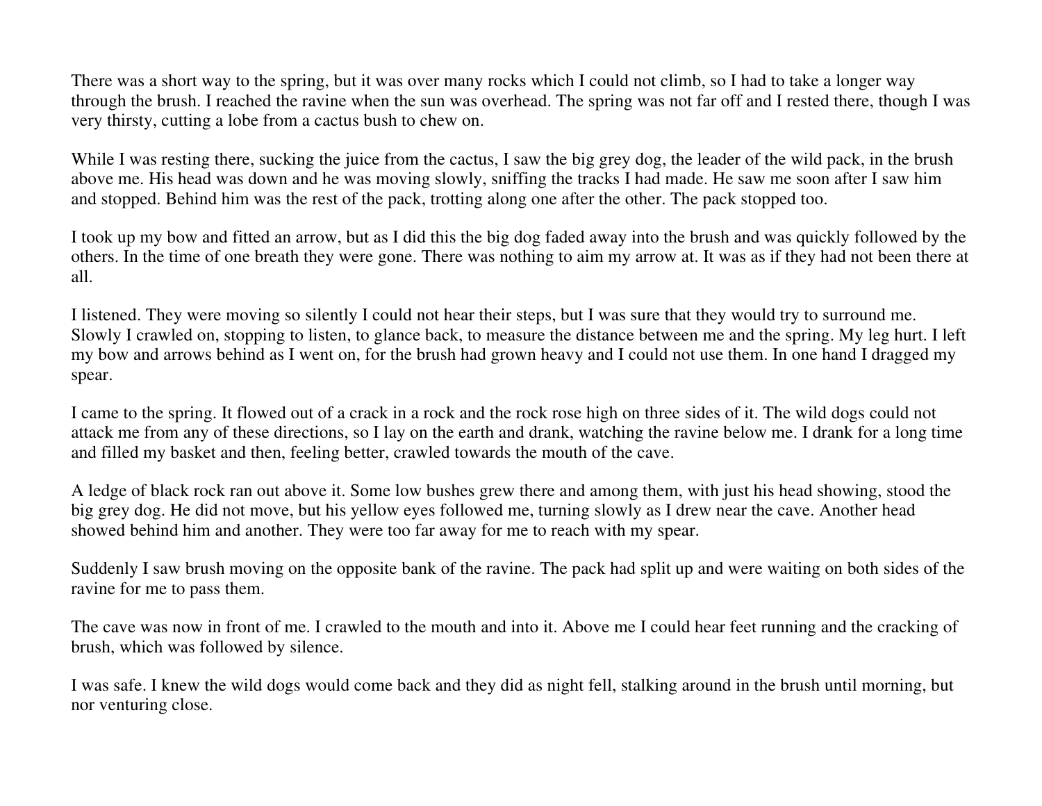There was a short way to the spring, but it was over many rocks which I could not climb, so I had to take a longer way through the brush. I reached the ravine when the sun was overhead. The spring was not far off and I rested there, though I was very thirsty, cutting a lobe from a cactus bush to chew on.

While I was resting there, sucking the juice from the cactus, I saw the big grey dog, the leader of the wild pack, in the brush above me. His head was down and he was moving slowly, sniffing the tracks I had made. He saw me soon after I saw him and stopped. Behind him was the rest of the pack, trotting along one after the other. The pack stopped too.

I took up my bow and fitted an arrow, but as I did this the big dog faded away into the brush and was quickly followed by the others. In the time of one breath they were gone. There was nothing to aim my arrow at. It was as if they had not been there at all.

I listened. They were moving so silently I could not hear their steps, but I was sure that they would try to surround me. Slowly I crawled on, stopping to listen, to glance back, to measure the distance between me and the spring. My leg hurt. I left my bow and arrows behind as I went on, for the brush had grown heavy and I could not use them. In one hand I dragged my spear.

I came to the spring. It flowed out of a crack in a rock and the rock rose high on three sides of it. The wild dogs could not attack me from any of these directions, so I lay on the earth and drank, watching the ravine below me. I drank for a long time and filled my basket and then, feeling better, crawled towards the mouth of the cave.

A ledge of black rock ran out above it. Some low bushes grew there and among them, with just his head showing, stood the big grey dog. He did not move, but his yellow eyes followed me, turning slowly as I drew near the cave. Another head showed behind him and another. They were too far away for me to reach with my spear.

Suddenly I saw brush moving on the opposite bank of the ravine. The pack had split up and were waiting on both sides of the ravine for me to pass them.

The cave was now in front of me. I crawled to the mouth and into it. Above me I could hear feet running and the cracking of brush, which was followed by silence.

I was safe. I knew the wild dogs would come back and they did as night fell, stalking around in the brush until morning, but nor venturing close.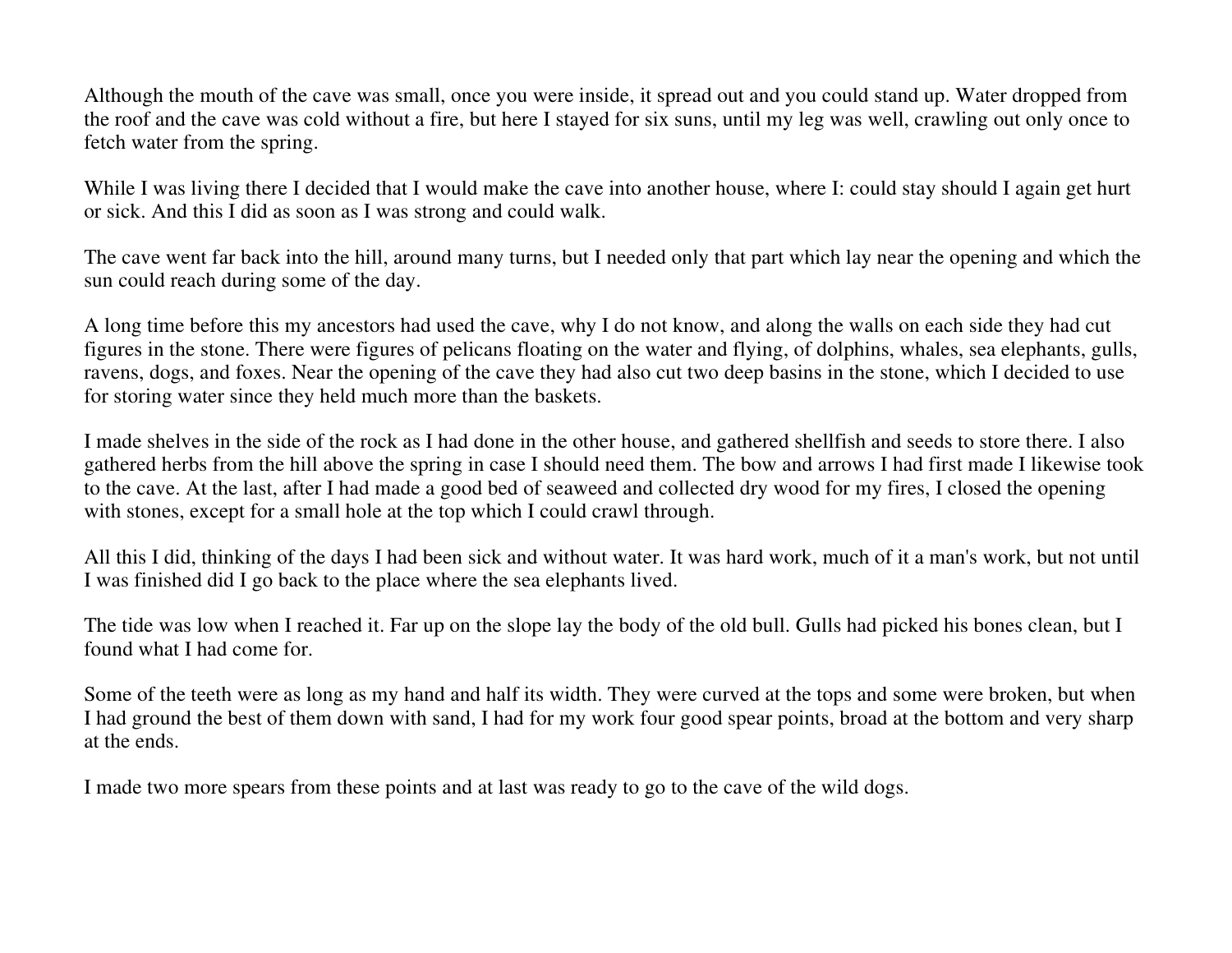Although the mouth of the cave was small, once you were inside, it spread out and you could stand up. Water dropped from the roof and the cave was cold without a fire, but here I stayed for six suns, until my leg was well, crawling out only once to fetch water from the spring.

While I was living there I decided that I would make the cave into another house, where I: could stay should I again get hurt or sick. And this I did as soon as I was strong and could walk.

The cave went far back into the hill, around many turns, but I needed only that part which lay near the opening and which the sun could reach during some of the day.

A long time before this my ancestors had used the cave, why I do not know, and along the walls on each side they had cut figures in the stone. There were figures of pelicans floating on the water and flying, of dolphins, whales, sea elephants, gulls, ravens, dogs, and foxes. Near the opening of the cave they had also cut two deep basins in the stone, which I decided to use for storing water since they held much more than the baskets.

I made shelves in the side of the rock as I had done in the other house, and gathered shellfish and seeds to store there. I also gathered herbs from the hill above the spring in case I should need them. The bow and arrows I had first made I likewise took to the cave. At the last, after I had made a good bed of seaweed and collected dry wood for my fires, I closed the opening with stones, except for a small hole at the top which I could crawl through.

All this I did, thinking of the days I had been sick and without water. It was hard work, much of it a man's work, but not until I was finished did I go back to the place where the sea elephants lived.

The tide was low when I reached it. Far up on the slope lay the body of the old bull. Gulls had picked his bones clean, but I found what I had come for.

Some of the teeth were as long as my hand and half its width. They were curved at the tops and some were broken, but when I had ground the best of them down with sand, I had for my work four good spear points, broad at the bottom and very sharp at the ends.

I made two more spears from these points and at last was ready to go to the cave of the wild dogs.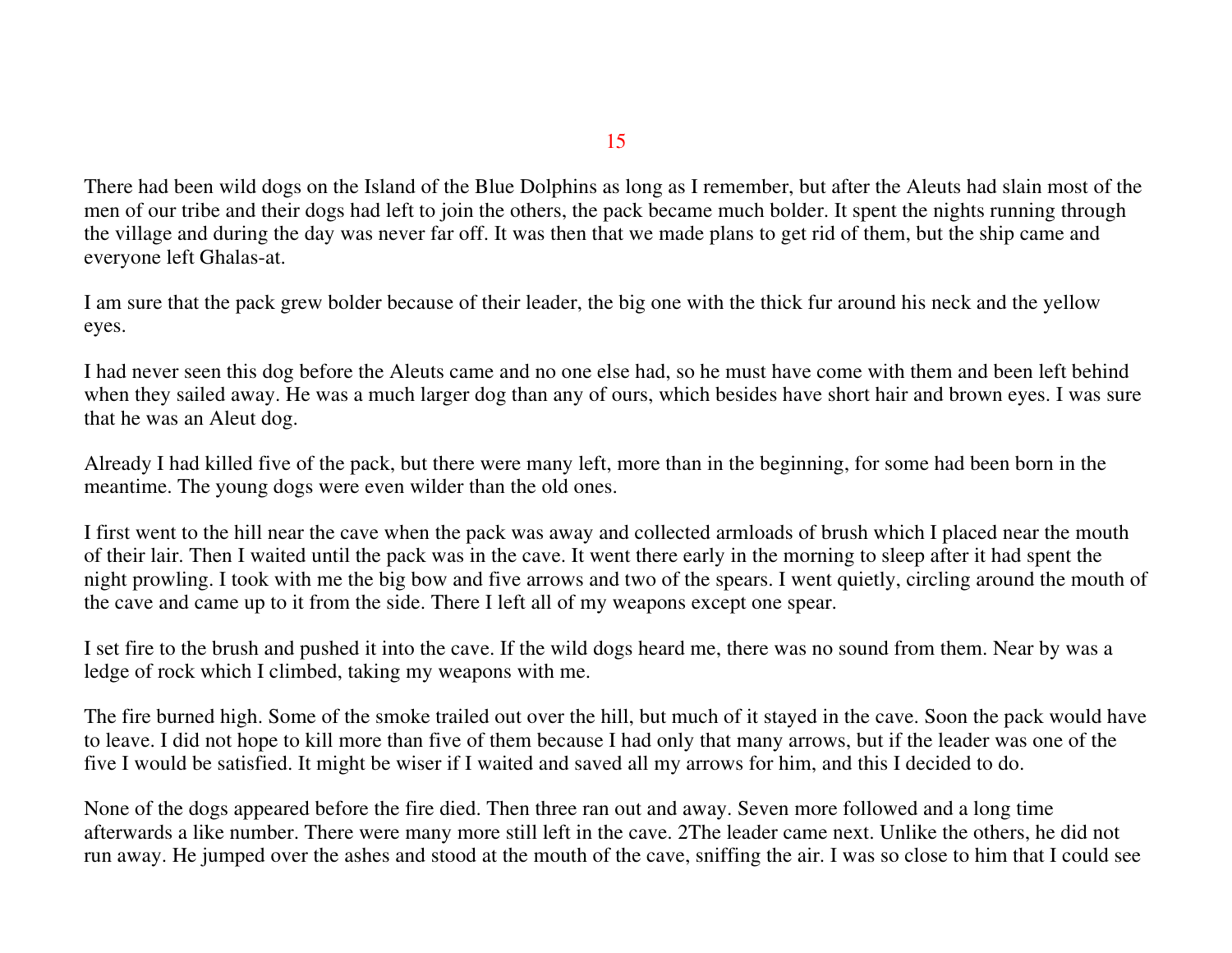# 15

There had been wild dogs on the Island of the Blue Dolphins as long as I remember, but after the Aleuts had slain most of the men of our tribe and their dogs had left to join the others, the pack became much bolder. It spent the nights running through the village and during the day was never far off. It was then that we made plans to get rid of them, but the ship came and everyone left Ghalas-at.

I am sure that the pack grew bolder because of their leader, the big one with the thick fur around his neck and the yellow eyes.

I had never seen this dog before the Aleuts came and no one else had, so he must have come with them and been left behind when they sailed away. He was a much larger dog than any of ours, which besides have short hair and brown eyes. I was sure that he was an Aleut dog.

Already I had killed five of the pack, but there were many left, more than in the beginning, for some had been born in the meantime. The young dogs were even wilder than the old ones.

I first went to the hill near the cave when the pack was away and collected armloads of brush which I placed near the mouth of their lair. Then I waited until the pack was in the cave. It went there early in the morning to sleep after it had spent the night prowling. I took with me the big bow and five arrows and two of the spears. I went quietly, circling around the mouth of the cave and came up to it from the side. There I left all of my weapons except one spear.

I set fire to the brush and pushed it into the cave. If the wild dogs heard me, there was no sound from them. Near by was a ledge of rock which I climbed, taking my weapons with me.

The fire burned high. Some of the smoke trailed out over the hill, but much of it stayed in the cave. Soon the pack would have to leave. I did not hope to kill more than five of them because I had only that many arrows, but if the leader was one of the five I would be satisfied. It might be wiser if I waited and saved all my arrows for him, and this I decided to do.

None of the dogs appeared before the fire died. Then three ran out and away. Seven more followed and a long time afterwards a like number. There were many more still left in the cave. 2The leader came next. Unlike the others, he did not run away. He jumped over the ashes and stood at the mouth of the cave, sniffing the air. I was so close to him that I could see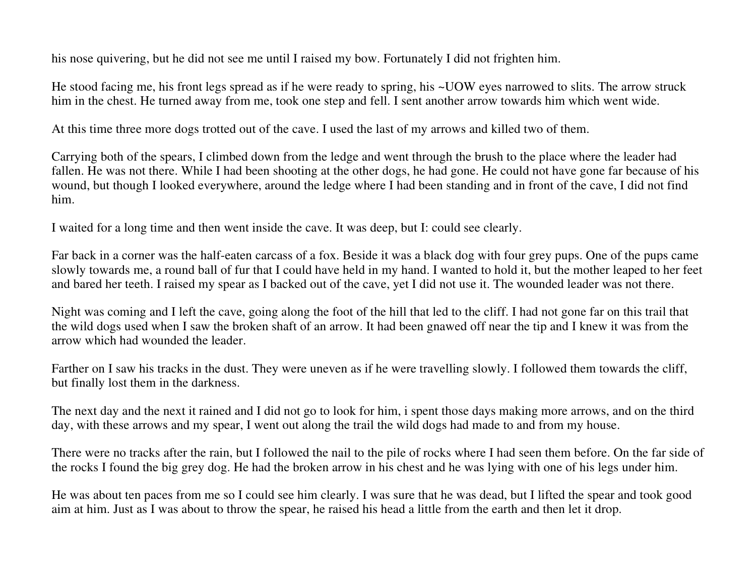his nose quivering, but he did not see me until I raised my bow. Fortunately I did not frighten him.

He stood facing me, his front legs spread as if he were ready to spring, his ~UOW eyes narrowed to slits. The arrow struck him in the chest. He turned away from me, took one step and fell. I sent another arrow towards him which went wide.

At this time three more dogs trotted out of the cave. I used the last of my arrows and killed two of them.

Carrying both of the spears, I climbed down from the ledge and went through the brush to the place where the leader had fallen. He was not there. While I had been shooting at the other dogs, he had gone. He could not have gone far because of his wound, but though I looked everywhere, around the ledge where I had been standing and in front of the cave, I did not find him.

I waited for a long time and then went inside the cave. It was deep, but I: could see clearly.

Far back in a corner was the half-eaten carcass of a fox. Beside it was a black dog with four grey pups. One of the pups came slowly towards me, a round ball of fur that I could have held in my hand. I wanted to hold it, but the mother leaped to her feet and bared her teeth. I raised my spear as I backed out of the cave, yet I did not use it. The wounded leader was not there.

Night was coming and I left the cave, going along the foot of the hill that led to the cliff. I had not gone far on this trail that the wild dogs used when I saw the broken shaft of an arrow. It had been gnawed off near the tip and I knew it was from the arrow which had wounded the leader.

Farther on I saw his tracks in the dust. They were uneven as if he were travelling slowly. I followed them towards the cliff, but finally lost them in the darkness.

The next day and the next it rained and I did not go to look for him, i spent those days making more arrows, and on the third day, with these arrows and my spear, I went out along the trail the wild dogs had made to and from my house.

There were no tracks after the rain, but I followed the nail to the pile of rocks where I had seen them before. On the far side of the rocks I found the big grey dog. He had the broken arrow in his chest and he was lying with one of his legs under him.

He was about ten paces from me so I could see him clearly. I was sure that he was dead, but I lifted the spear and took good aim at him. Just as I was about to throw the spear, he raised his head a little from the earth and then let it drop.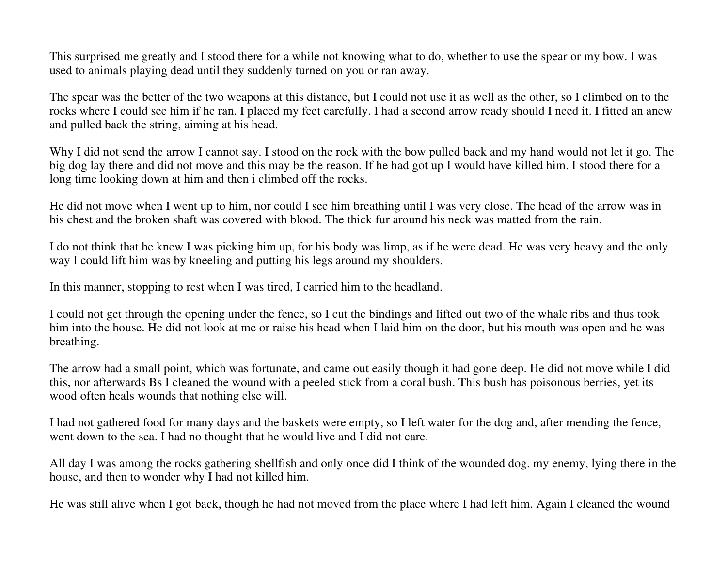This surprised me greatly and I stood there for a while not knowing what to do, whether to use the spear or my bow. I was used to animals playing dead until they suddenly turned on you or ran away.

The spear was the better of the two weapons at this distance, but I could not use it as well as the other, so I climbed on to the rocks where I could see him if he ran. I placed my feet carefully. I had a second arrow ready should I need it. I fitted an anew and pulled back the string, aiming at his head.

Why I did not send the arrow I cannot say. I stood on the rock with the bow pulled back and my hand would not let it go. The big dog lay there and did not move and this may be the reason. If he had got up I would have killed him. I stood there for a long time looking down at him and then i climbed off the rocks.

He did not move when I went up to him, nor could I see him breathing until I was very close. The head of the arrow was in his chest and the broken shaft was covered with blood. The thick fur around his neck was matted from the rain.

I do not think that he knew I was picking him up, for his body was limp, as if he were dead. He was very heavy and the only way I could lift him was by kneeling and putting his legs around my shoulders.

In this manner, stopping to rest when I was tired, I carried him to the headland.

I could not get through the opening under the fence, so I cut the bindings and lifted out two of the whale ribs and thus took him into the house. He did not look at me or raise his head when I laid him on the door, but his mouth was open and he was breathing.

The arrow had a small point, which was fortunate, and came out easily though it had gone deep. He did not move while I did this, nor afterwards Bs I cleaned the wound with a peeled stick from a coral bush. This bush has poisonous berries, yet its wood often heals wounds that nothing else will.

I had not gathered food for many days and the baskets were empty, so I left water for the dog and, after mending the fence, went down to the sea. I had no thought that he would live and I did not care.

All day I was among the rocks gathering shellfish and only once did I think of the wounded dog, my enemy, lying there in the house, and then to wonder why I had not killed him.

He was still alive when I got back, though he had not moved from the place where I had left him. Again I cleaned the wound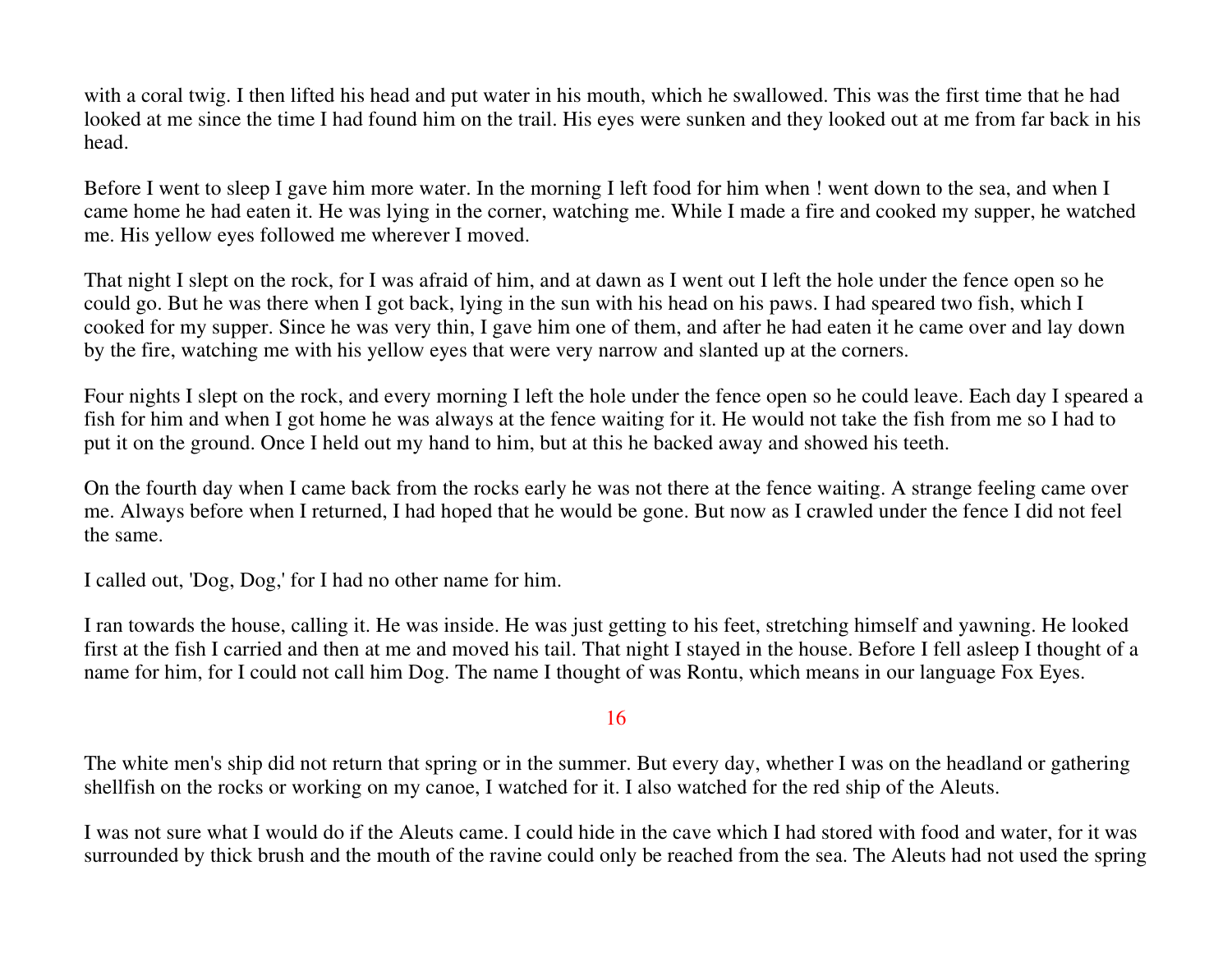with a coral twig. I then lifted his head and put water in his mouth, which he swallowed. This was the first time that he had looked at me since the time I had found him on the trail. His eyes were sunken and they looked out at me from far back in his head.

Before I went to sleep I gave him more water. In the morning I left food for him when ! went down to the sea, and when I came home he had eaten it. He was lying in the corner, watching me. While I made a fire and cooked my supper, he watched me. His yellow eyes followed me wherever I moved.

That night I slept on the rock, for I was afraid of him, and at dawn as I went out I left the hole under the fence open so he could go. But he was there when I got back, lying in the sun with his head on his paws. I had speared two fish, which I cooked for my supper. Since he was very thin, I gave him one of them, and after he had eaten it he came over and lay down by the fire, watching me with his yellow eyes that were very narrow and slanted up at the corners.

Four nights I slept on the rock, and every morning I left the hole under the fence open so he could leave. Each day I speared a fish for him and when I got home he was always at the fence waiting for it. He would not take the fish from me so I had to put it on the ground. Once I held out my hand to him, but at this he backed away and showed his teeth.

On the fourth day when I came back from the rocks early he was not there at the fence waiting. A strange feeling came over me. Always before when I returned, I had hoped that he would be gone. But now as I crawled under the fence I did not feel the same.

I called out, 'Dog, Dog,' for I had no other name for him.

I ran towards the house, calling it. He was inside. He was just getting to his feet, stretching himself and yawning. He looked first at the fish I carried and then at me and moved his tail. That night I stayed in the house. Before I fell asleep I thought of a name for him, for I could not call him Dog. The name I thought of was Rontu, which means in our language Fox Eyes.

## 16

The white men's ship did not return that spring or in the summer. But every day, whether I was on the headland or gathering shellfish on the rocks or working on my canoe, I watched for it. I also watched for the red ship of the Aleuts.

I was not sure what I would do if the Aleuts came. I could hide in the cave which I had stored with food and water, for it was surrounded by thick brush and the mouth of the ravine could only be reached from the sea. The Aleuts had not used the spring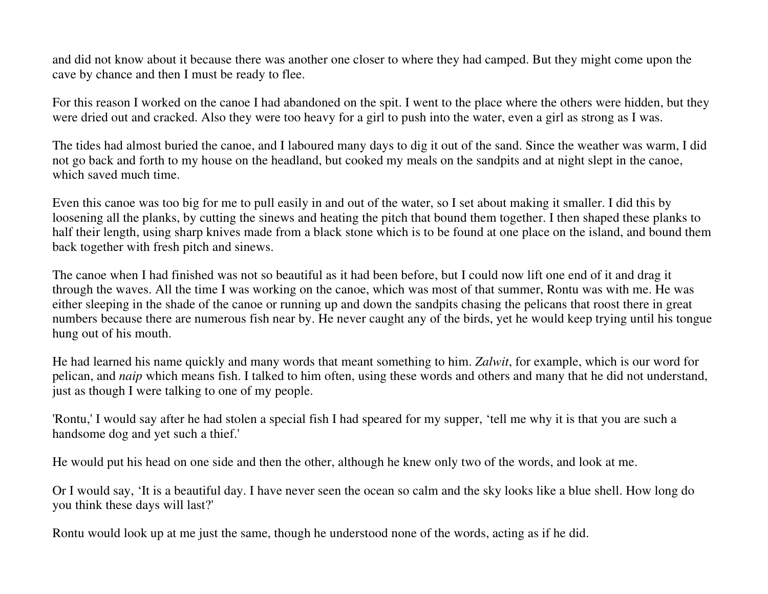and did not know about it because there was another one closer to where they had camped. But they might come upon the cave by chance and then I must be ready to flee.

For this reason I worked on the canoe I had abandoned on the spit. I went to the place where the others were hidden, but they were dried out and cracked. Also they were too heavy for a girl to push into the water, even a girl as strong as I was.

The tides had almost buried the canoe, and I laboured many days to dig it out of the sand. Since the weather was warm, I did not go back and forth to my house on the headland, but cooked my meals on the sandpits and at night slept in the canoe, which saved much time.

Even this canoe was too big for me to pull easily in and out of the water, so I set about making it smaller. I did this by loosening all the planks, by cutting the sinews and heating the pitch that bound them together. I then shaped these planks to half their length, using sharp knives made from a black stone which is to be found at one place on the island, and bound them back together with fresh pitch and sinews.

The canoe when I had finished was not so beautiful as it had been before, but I could now lift one end of it and drag it through the waves. All the time I was working on the canoe, which was most of that summer, Rontu was with me. He was either sleeping in the shade of the canoe or running up and down the sandpits chasing the pelicans that roost there in great numbers because there are numerous fish near by. He never caught any of the birds, yet he would keep trying until his tongue hung out of his mouth.

He had learned his name quickly and many words that meant something to him. *Zalwit*, for example, which is our word for pelican, and *naip* which means fish. I talked to him often, using these words and others and many that he did not understand, just as though I were talking to one of my people.

'Rontu,' I would say after he had stolen a special fish I had speared for my supper, 'tell me why it is that you are such a handsome dog and yet such a thief.'

He would put his head on one side and then the other, although he knew only two of the words, and look at me.

Or I would say, 'It is a beautiful day. I have never seen the ocean so calm and the sky looks like a blue shell. How long do you think these days will last?'

Rontu would look up at me just the same, though he understood none of the words, acting as if he did.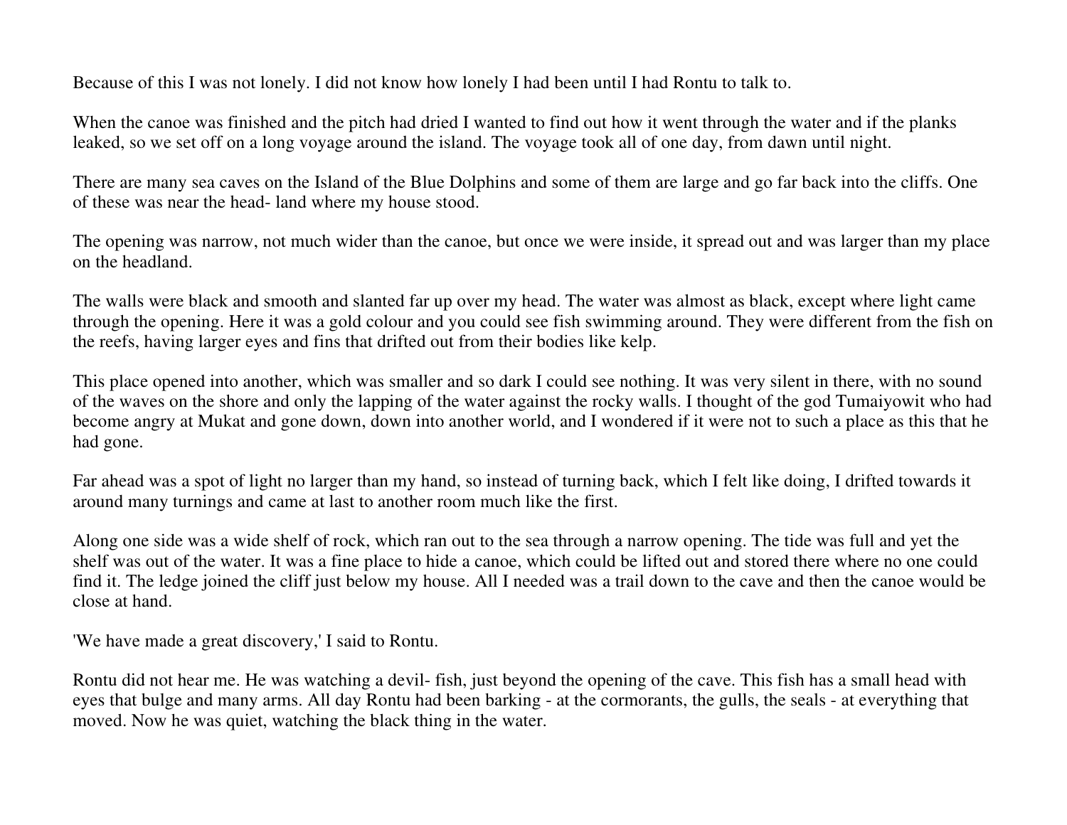Because of this I was not lonely. I did not know how lonely I had been until I had Rontu to talk to.

When the canoe was finished and the pitch had dried I wanted to find out how it went through the water and if the planks leaked, so we set off on a long voyage around the island. The voyage took all of one day, from dawn until night.

There are many sea caves on the Island of the Blue Dolphins and some of them are large and go far back into the cliffs. One of these was near the head- land where my house stood.

The opening was narrow, not much wider than the canoe, but once we were inside, it spread out and was larger than my place on the headland.

The walls were black and smooth and slanted far up over my head. The water was almost as black, except where light came through the opening. Here it was a gold colour and you could see fish swimming around. They were different from the fish on the reefs, having larger eyes and fins that drifted out from their bodies like kelp.

This place opened into another, which was smaller and so dark I could see nothing. It was very silent in there, with no sound of the waves on the shore and only the lapping of the water against the rocky walls. I thought of the god Tumaiyowit who had become angry at Mukat and gone down, down into another world, and I wondered if it were not to such a place as this that he had gone.

Far ahead was a spot of light no larger than my hand, so instead of turning back, which I felt like doing, I drifted towards it around many turnings and came at last to another room much like the first.

Along one side was a wide shelf of rock, which ran out to the sea through a narrow opening. The tide was full and yet the shelf was out of the water. It was a fine place to hide a canoe, which could be lifted out and stored there where no one could find it. The ledge joined the cliff just below my house. All I needed was a trail down to the cave and then the canoe would be close at hand.

'We have made a great discovery,' I said to Rontu.

Rontu did not hear me. He was watching a devil- fish, just beyond the opening of the cave. This fish has a small head with eyes that bulge and many arms. All day Rontu had been barking - at the cormorants, the gulls, the seals - at everything that moved. Now he was quiet, watching the black thing in the water.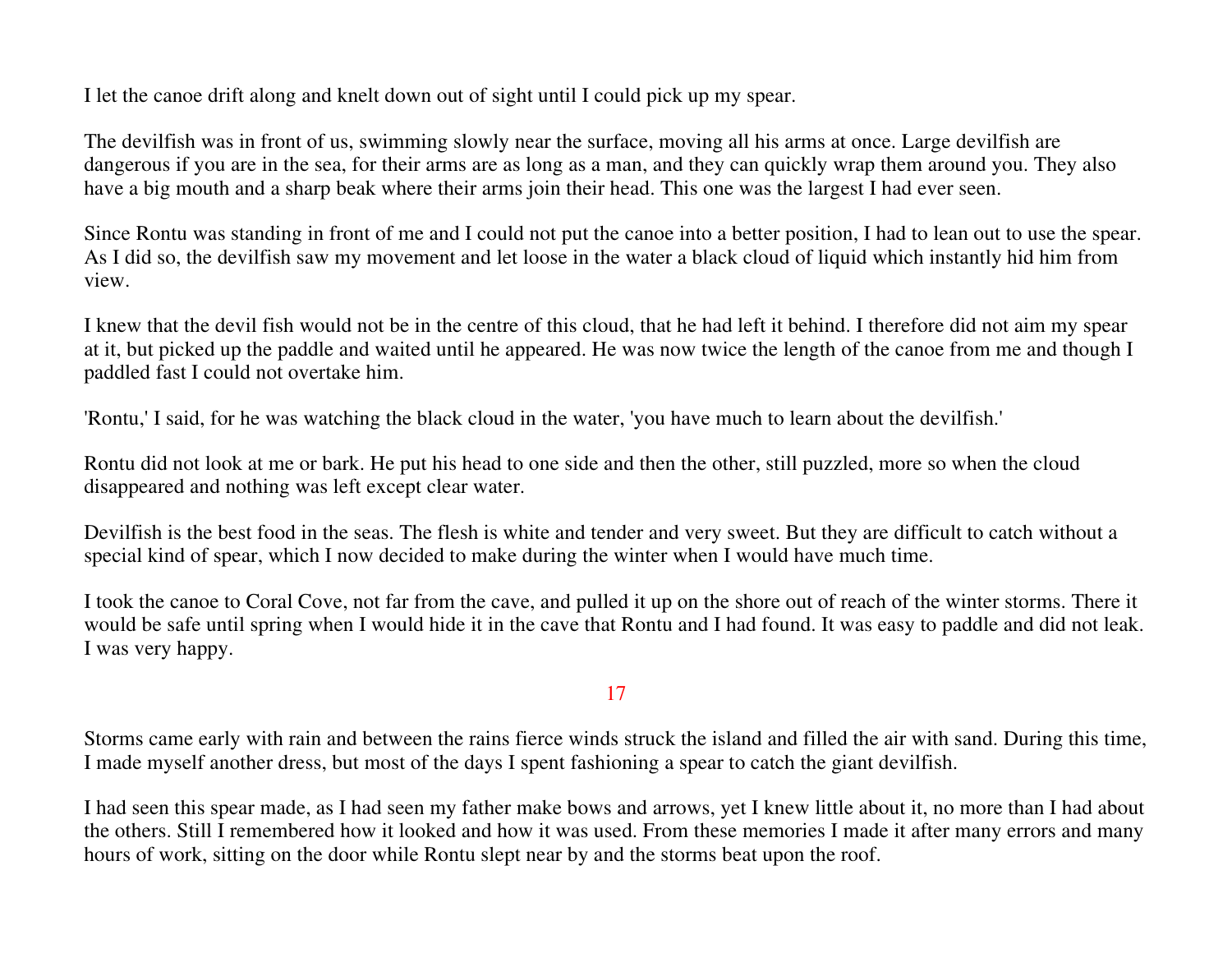I let the canoe drift along and knelt down out of sight until I could pick up my spear.

The devilfish was in front of us, swimming slowly near the surface, moving all his arms at once. Large devilfish are dangerous if you are in the sea, for their arms are as long as a man, and they can quickly wrap them around you. They also have a big mouth and a sharp beak where their arms join their head. This one was the largest I had ever seen.

Since Rontu was standing in front of me and I could not put the canoe into a better position, I had to lean out to use the spear. As I did so, the devilfish saw my movement and let loose in the water a black cloud of liquid which instantly hid him from view.

I knew that the devil fish would not be in the centre of this cloud, that he had left it behind. I therefore did not aim my spear at it, but picked up the paddle and waited until he appeared. He was now twice the length of the canoe from me and though I paddled fast I could not overtake him.

'Rontu,' I said, for he was watching the black cloud in the water, 'you have much to learn about the devilfish.'

Rontu did not look at me or bark. He put his head to one side and then the other, still puzzled, more so when the cloud disappeared and nothing was left except clear water.

Devilfish is the best food in the seas. The flesh is white and tender and very sweet. But they are difficult to catch without a special kind of spear, which I now decided to make during the winter when I would have much time.

I took the canoe to Coral Cove, not far from the cave, and pulled it up on the shore out of reach of the winter storms. There it would be safe until spring when I would hide it in the cave that Rontu and I had found. It was easy to paddle and did not leak. I was very happy.

## 17

Storms came early with rain and between the rains fierce winds struck the island and filled the air with sand. During this time, I made myself another dress, but most of the days I spent fashioning a spear to catch the giant devilfish.

I had seen this spear made, as I had seen my father make bows and arrows, yet I knew little about it, no more than I had about the others. Still I remembered how it looked and how it was used. From these memories I made it after many errors and many hours of work, sitting on the door while Rontu slept near by and the storms beat upon the roof.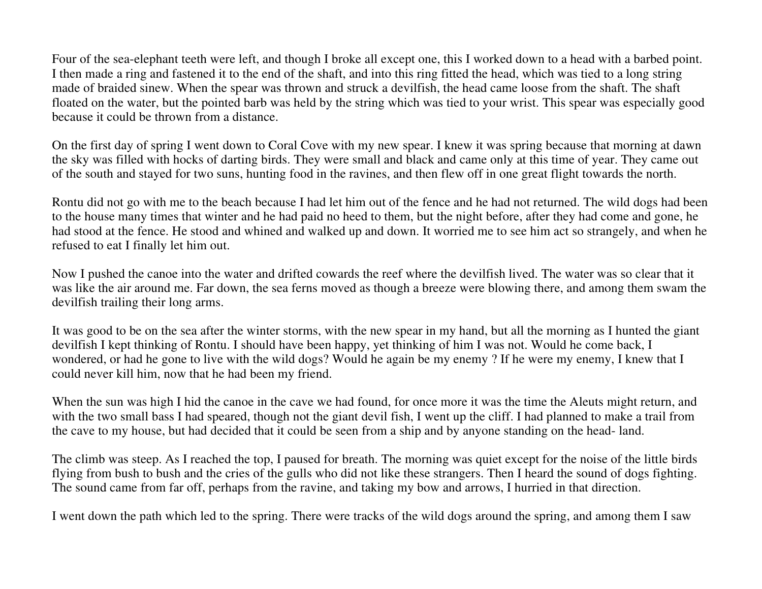Four of the sea-elephant teeth were left, and though I broke all except one, this I worked down to a head with a barbed point. I then made a ring and fastened it to the end of the shaft, and into this ring fitted the head, which was tied to a long string made of braided sinew. When the spear was thrown and struck a devilfish, the head came loose from the shaft. The shaft floated on the water, but the pointed barb was held by the string which was tied to your wrist. This spear was especially good because it could be thrown from a distance.

On the first day of spring I went down to Coral Cove with my new spear. I knew it was spring because that morning at dawn the sky was filled with hocks of darting birds. They were small and black and came only at this time of year. They came out of the south and stayed for two suns, hunting food in the ravines, and then flew off in one great flight towards the north.

Rontu did not go with me to the beach because I had let him out of the fence and he had not returned. The wild dogs had been to the house many times that winter and he had paid no heed to them, but the night before, after they had come and gone, he had stood at the fence. He stood and whined and walked up and down. It worried me to see him act so strangely, and when he refused to eat I finally let him out.

Now I pushed the canoe into the water and drifted cowards the reef where the devilfish lived. The water was so clear that it was like the air around me. Far down, the sea ferns moved as though a breeze were blowing there, and among them swam the devilfish trailing their long arms.

It was good to be on the sea after the winter storms, with the new spear in my hand, but all the morning as I hunted the giant devilfish I kept thinking of Rontu. I should have been happy, yet thinking of him I was not. Would he come back, I wondered, or had he gone to live with the wild dogs? Would he again be my enemy ? If he were my enemy, I knew that I could never kill him, now that he had been my friend.

When the sun was high I hid the canoe in the cave we had found, for once more it was the time the Aleuts might return, and with the two small bass I had speared, though not the giant devil fish, I went up the cliff. I had planned to make a trail from the cave to my house, but had decided that it could be seen from a ship and by anyone standing on the head- land.

The climb was steep. As I reached the top, I paused for breath. The morning was quiet except for the noise of the little birds flying from bush to bush and the cries of the gulls who did not like these strangers. Then I heard the sound of dogs fighting. The sound came from far off, perhaps from the ravine, and taking my bow and arrows, I hurried in that direction.

I went down the path which led to the spring. There were tracks of the wild dogs around the spring, and among them I saw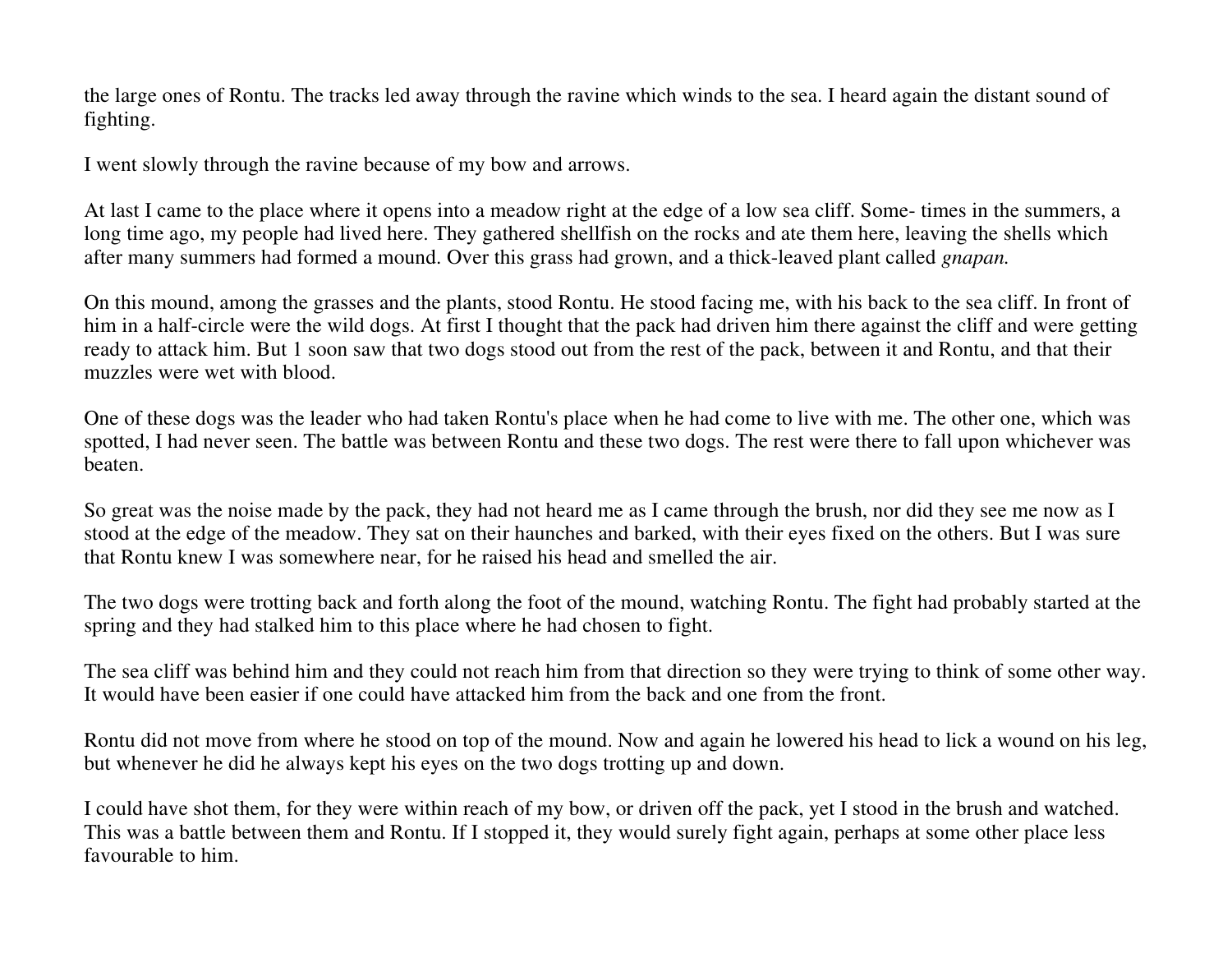the large ones of Rontu. The tracks led away through the ravine which winds to the sea. I heard again the distant sound of fighting.

I went slowly through the ravine because of my bow and arrows.

At last I came to the place where it opens into a meadow right at the edge of a low sea cliff. Some- times in the summers, a long time ago, my people had lived here. They gathered shellfish on the rocks and ate them here, leaving the shells which after many summers had formed a mound. Over this grass had grown, and a thick-leaved plant called *gnapan.*

On this mound, among the grasses and the plants, stood Rontu. He stood facing me, with his back to the sea cliff. In front of him in a half-circle were the wild dogs. At first I thought that the pack had driven him there against the cliff and were getting ready to attack him. But 1 soon saw that two dogs stood out from the rest of the pack, between it and Rontu, and that their muzzles were wet with blood.

One of these dogs was the leader who had taken Rontu's place when he had come to live with me. The other one, which was spotted, I had never seen. The battle was between Rontu and these two dogs. The rest were there to fall upon whichever was beaten.

So great was the noise made by the pack, they had not heard me as I came through the brush, nor did they see me now as I stood at the edge of the meadow. They sat on their haunches and barked, with their eyes fixed on the others. But I was sure that Rontu knew I was somewhere near, for he raised his head and smelled the air.

The two dogs were trotting back and forth along the foot of the mound, watching Rontu. The fight had probably started at the spring and they had stalked him to this place where he had chosen to fight.

The sea cliff was behind him and they could not reach him from that direction so they were trying to think of some other way. It would have been easier if one could have attacked him from the back and one from the front.

Rontu did not move from where he stood on top of the mound. Now and again he lowered his head to lick a wound on his leg, but whenever he did he always kept his eyes on the two dogs trotting up and down.

I could have shot them, for they were within reach of my bow, or driven off the pack, yet I stood in the brush and watched. This was a battle between them and Rontu. If I stopped it, they would surely fight again, perhaps at some other place less favourable to him.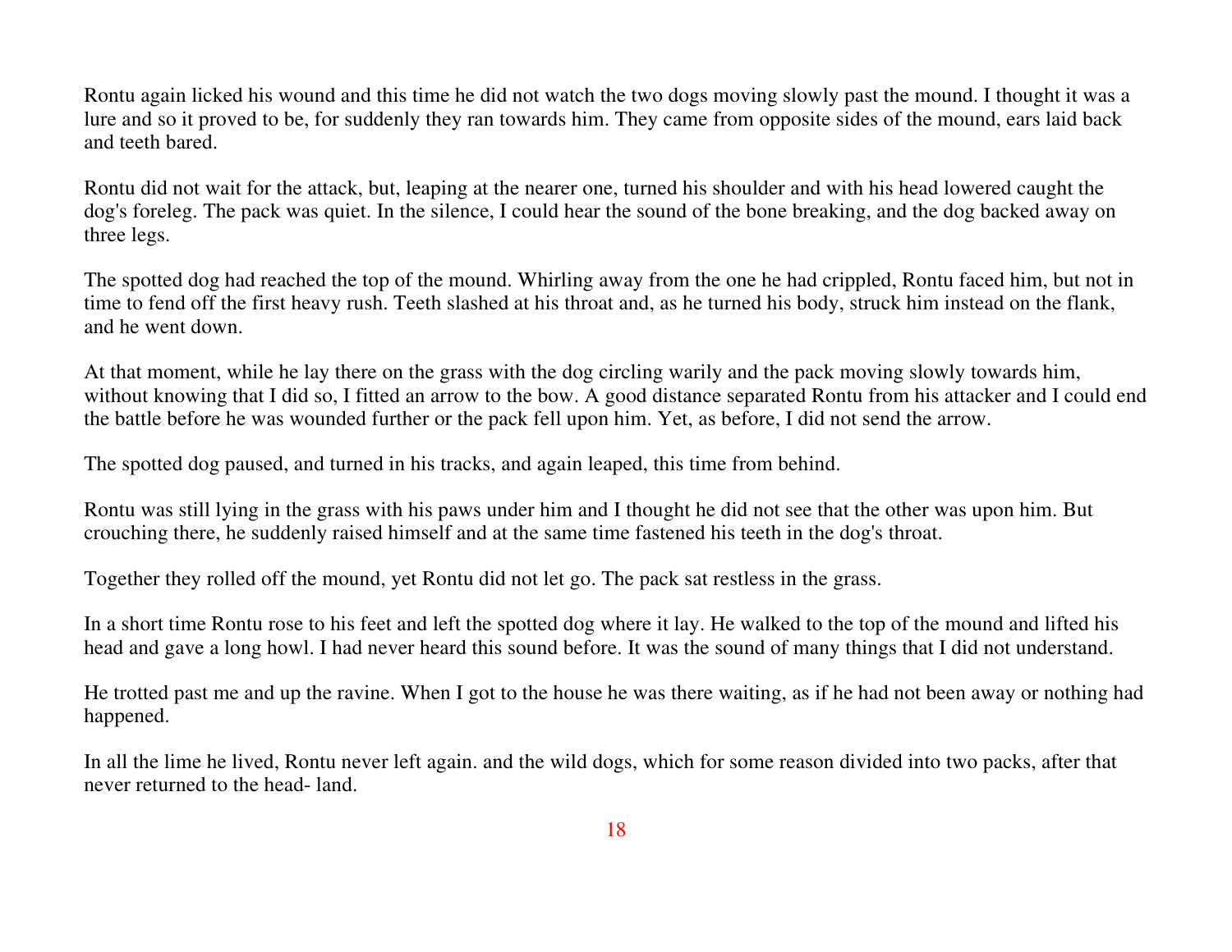Rontu again licked his wound and this time he did not watch the two dogs moving slowly past the mound. I thought it was a lure and so it proved to be, for suddenly they ran towards him. They came from opposite sides of the mound, ears laid back and teeth bared.

Rontu did not wait for the attack, but, leaping at the nearer one, turned his shoulder and with his head lowered caught the dog's foreleg. The pack was quiet. In the silence, I could hear the sound of the bone breaking, and the dog backed away on three legs.

The spotted dog had reached the top of the mound. Whirling away from the one he had crippled, Rontu faced him, but not in time to fend off the first heavy rush. Teeth slashed at his throat and, as he turned his body, struck him instead on the flank, and he went down.

At that moment, while he lay there on the grass with the dog circling warily and the pack moving slowly towards him, without knowing that I did so, I fitted an arrow to the bow. A good distance separated Rontu from his attacker and I could end the battle before he was wounded further or the pack fell upon him. Yet, as before, I did not send the arrow.

The spotted dog paused, and turned in his tracks, and again leaped, this time from behind.

Rontu was still lying in the grass with his paws under him and I thought he did not see that the other was upon him. But crouching there, he suddenly raised himself and at the same time fastened his teeth in the dog's throat.

Together they rolled off the mound, yet Rontu did not let go. The pack sat restless in the grass.

In a short time Rontu rose to his feet and left the spotted dog where it lay. He walked to the top of the mound and lifted his head and gave a long howl. I had never heard this sound before. It was the sound of many things that I did not understand.

He trotted past me and up the ravine. When I got to the house he was there waiting, as if he had not been away or nothing had happened.

In all the lime he lived, Rontu never left again. and the wild dogs, which for some reason divided into two packs, after that never returned to the head- land.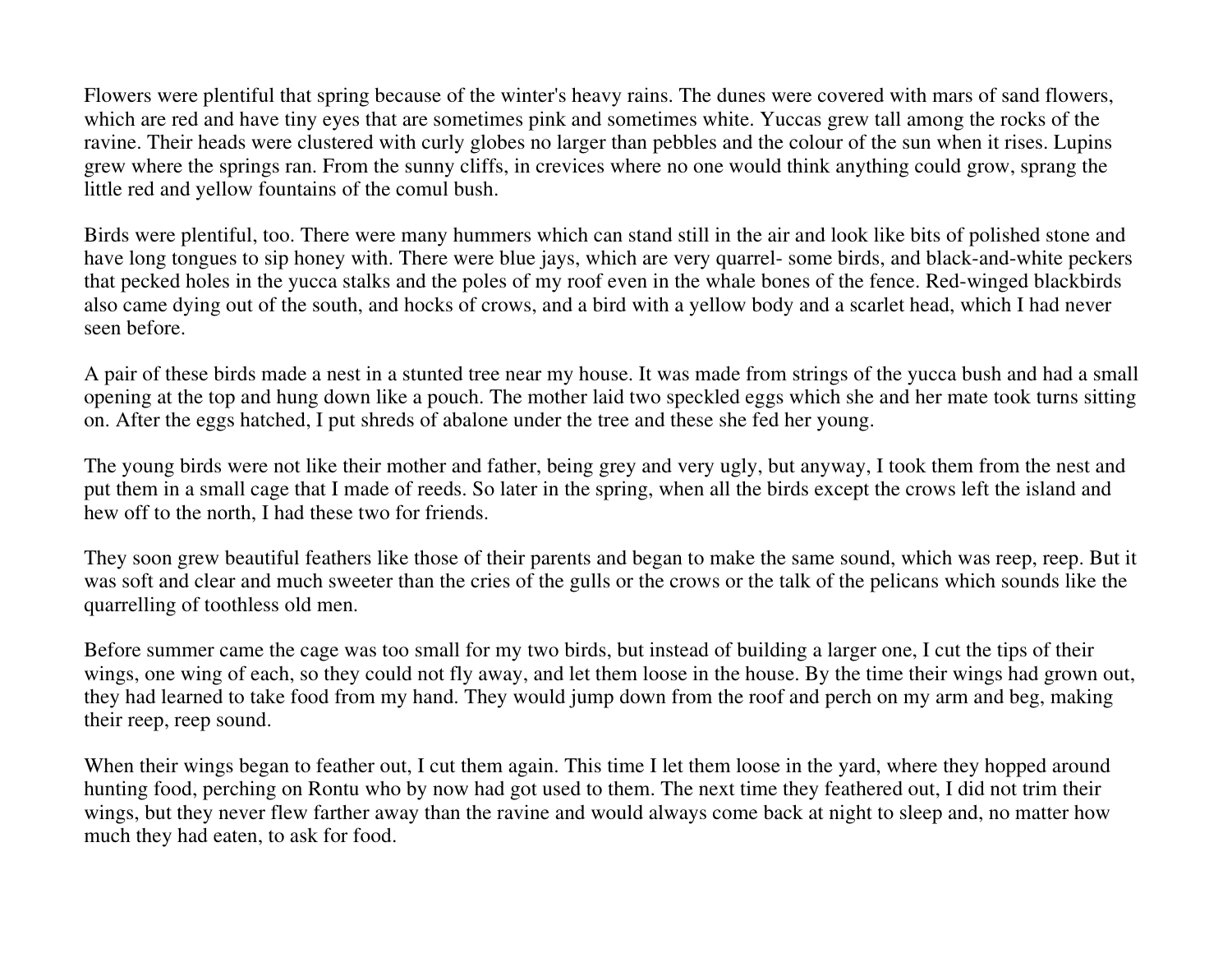Flowers were plentiful that spring because of the winter's heavy rains. The dunes were covered with mars of sand flowers, which are red and have tiny eyes that are sometimes pink and sometimes white. Yuccas grew tall among the rocks of the ravine. Their heads were clustered with curly globes no larger than pebbles and the colour of the sun when it rises. Lupins grew where the springs ran. From the sunny cliffs, in crevices where no one would think anything could grow, sprang the little red and yellow fountains of the comul bush.

Birds were plentiful, too. There were many hummers which can stand still in the air and look like bits of polished stone and have long tongues to sip honey with. There were blue jays, which are very quarrel- some birds, and black-and-white peckers that pecked holes in the yucca stalks and the poles of my roof even in the whale bones of the fence. Red-winged blackbirds also came dying out of the south, and hocks of crows, and a bird with a yellow body and a scarlet head, which I had never seen before.

A pair of these birds made a nest in a stunted tree near my house. It was made from strings of the yucca bush and had a small opening at the top and hung down like a pouch. The mother laid two speckled eggs which she and her mate took turns sitting on. After the eggs hatched, I put shreds of abalone under the tree and these she fed her young.

The young birds were not like their mother and father, being grey and very ugly, but anyway, I took them from the nest and put them in a small cage that I made of reeds. So later in the spring, when all the birds except the crows left the island and hew off to the north, I had these two for friends.

They soon grew beautiful feathers like those of their parents and began to make the same sound, which was reep, reep. But it was soft and clear and much sweeter than the cries of the gulls or the crows or the talk of the pelicans which sounds like the quarrelling of toothless old men.

Before summer came the cage was too small for my two birds, but instead of building a larger one, I cut the tips of their wings, one wing of each, so they could not fly away, and let them loose in the house. By the time their wings had grown out, they had learned to take food from my hand. They would jump down from the roof and perch on my arm and beg, making their reep, reep sound.

When their wings began to feather out, I cut them again. This time I let them loose in the yard, where they hopped around hunting food, perching on Rontu who by now had got used to them. The next time they feathered out, I did not trim their wings, but they never flew farther away than the ravine and would always come back at night to sleep and, no matter how much they had eaten, to ask for food.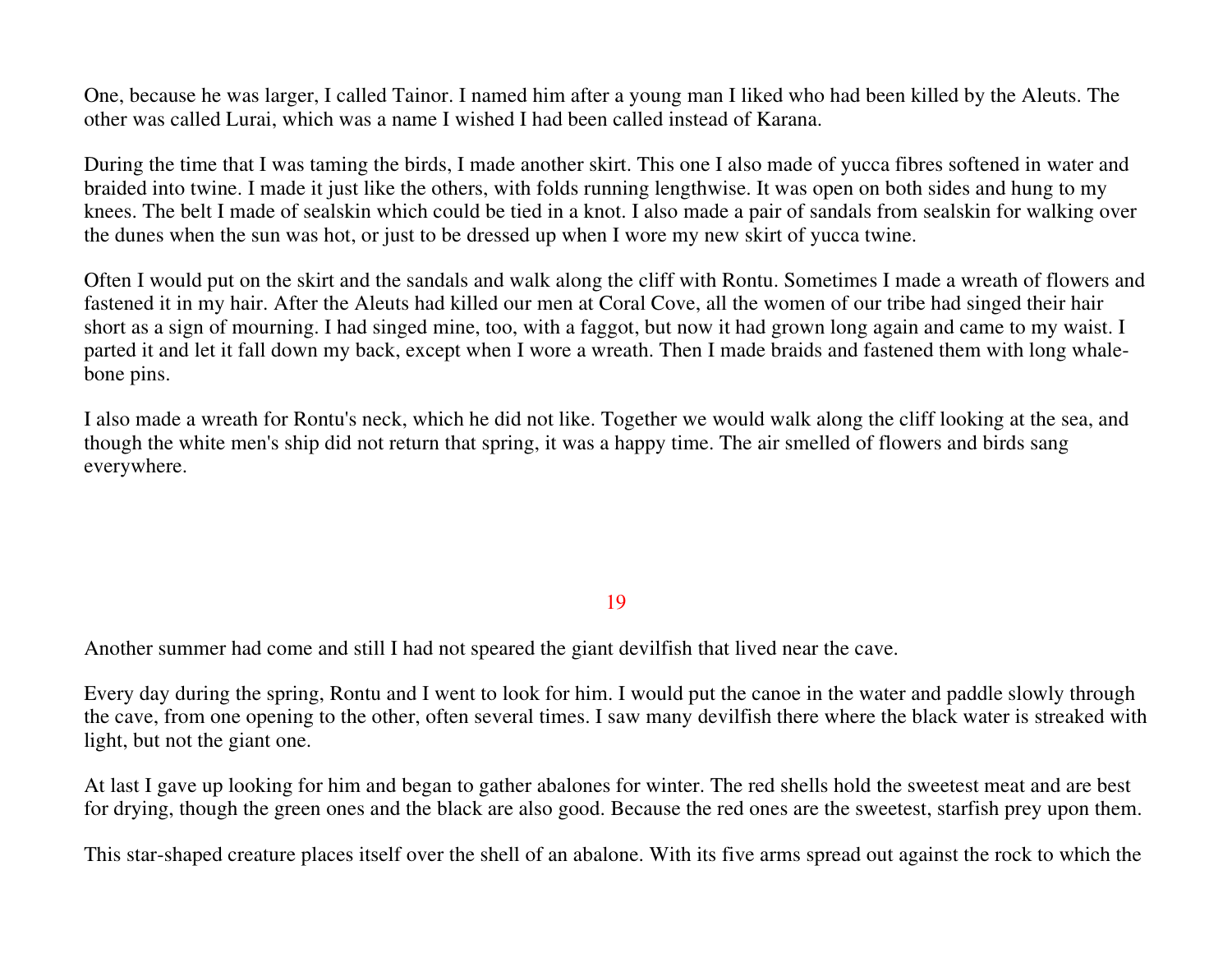One, because he was larger, I called Tainor. I named him after a young man I liked who had been killed by the Aleuts. The other was called Lurai, which was a name I wished I had been called instead of Karana.

During the time that I was taming the birds, I made another skirt. This one I also made of yucca fibres softened in water and braided into twine. I made it just like the others, with folds running lengthwise. It was open on both sides and hung to my knees. The belt I made of sealskin which could be tied in a knot. I also made a pair of sandals from sealskin for walking over the dunes when the sun was hot, or just to be dressed up when I wore my new skirt of yucca twine.

Often I would put on the skirt and the sandals and walk along the cliff with Rontu. Sometimes I made a wreath of flowers and fastened it in my hair. After the Aleuts had killed our men at Coral Cove, all the women of our tribe had singed their hair short as a sign of mourning. I had singed mine, too, with a faggot, but now it had grown long again and came to my waist. I parted it and let it fall down my back, except when I wore a wreath. Then I made braids and fastened them with long whalebone pins.

I also made a wreath for Rontu's neck, which he did not like. Together we would walk along the cliff looking at the sea, and though the white men's ship did not return that spring, it was a happy time. The air smelled of flowers and birds sang everywhere.

## 19

Another summer had come and still I had not speared the giant devilfish that lived near the cave.

Every day during the spring, Rontu and I went to look for him. I would put the canoe in the water and paddle slowly through the cave, from one opening to the other, often several times. I saw many devilfish there where the black water is streaked with light, but not the giant one.

At last I gave up looking for him and began to gather abalones for winter. The red shells hold the sweetest meat and are best for drying, though the green ones and the black are also good. Because the red ones are the sweetest, starfish prey upon them.

This star-shaped creature places itself over the shell of an abalone. With its five arms spread out against the rock to which the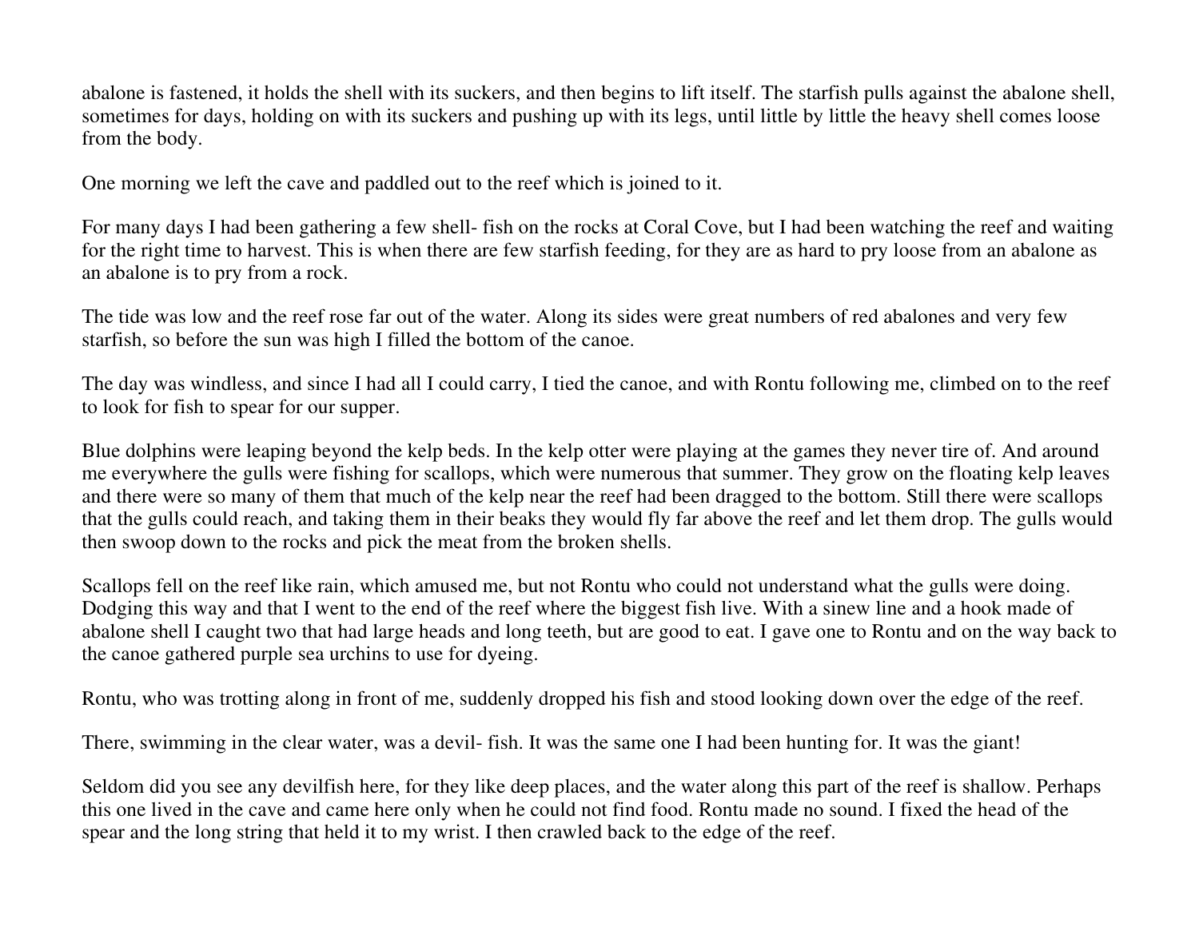abalone is fastened, it holds the shell with its suckers, and then begins to lift itself. The starfish pulls against the abalone shell, sometimes for days, holding on with its suckers and pushing up with its legs, until little by little the heavy shell comes loose from the body.

One morning we left the cave and paddled out to the reef which is joined to it.

For many days I had been gathering a few shell- fish on the rocks at Coral Cove, but I had been watching the reef and waiting for the right time to harvest. This is when there are few starfish feeding, for they are as hard to pry loose from an abalone as an abalone is to pry from a rock.

The tide was low and the reef rose far out of the water. Along its sides were great numbers of red abalones and very few starfish, so before the sun was high I filled the bottom of the canoe.

The day was windless, and since I had all I could carry, I tied the canoe, and with Rontu following me, climbed on to the reef to look for fish to spear for our supper.

Blue dolphins were leaping beyond the kelp beds. In the kelp otter were playing at the games they never tire of. And around me everywhere the gulls were fishing for scallops, which were numerous that summer. They grow on the floating kelp leaves and there were so many of them that much of the kelp near the reef had been dragged to the bottom. Still there were scallops that the gulls could reach, and taking them in their beaks they would fly far above the reef and let them drop. The gulls would then swoop down to the rocks and pick the meat from the broken shells.

Scallops fell on the reef like rain, which amused me, but not Rontu who could not understand what the gulls were doing. Dodging this way and that I went to the end of the reef where the biggest fish live. With a sinew line and a hook made of abalone shell I caught two that had large heads and long teeth, but are good to eat. I gave one to Rontu and on the way back to the canoe gathered purple sea urchins to use for dyeing.

Rontu, who was trotting along in front of me, suddenly dropped his fish and stood looking down over the edge of the reef.

There, swimming in the clear water, was a devil- fish. It was the same one I had been hunting for. It was the giant!

Seldom did you see any devilfish here, for they like deep places, and the water along this part of the reef is shallow. Perhaps this one lived in the cave and came here only when he could not find food. Rontu made no sound. I fixed the head of the spear and the long string that held it to my wrist. I then crawled back to the edge of the reef.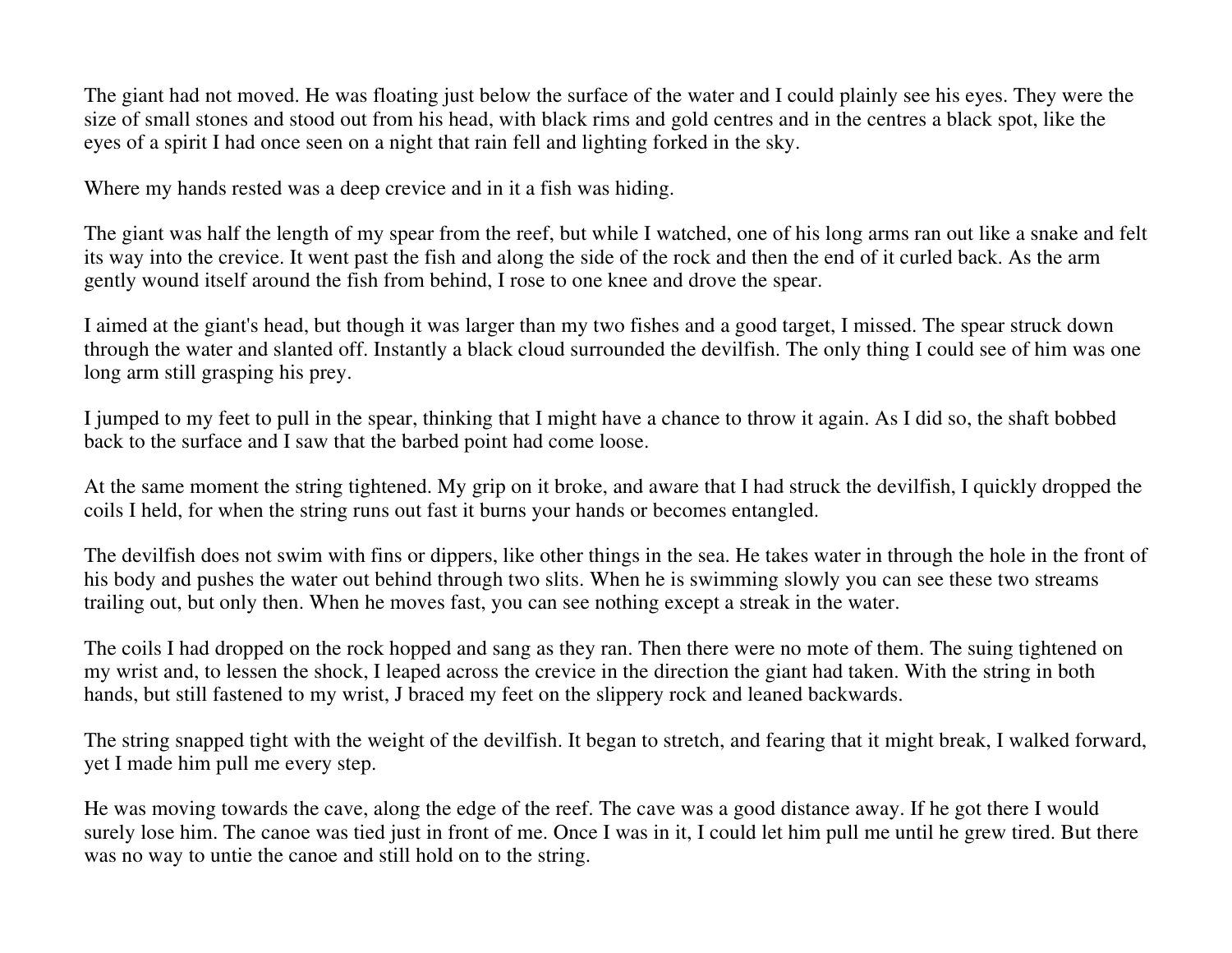The giant had not moved. He was floating just below the surface of the water and I could plainly see his eyes. They were the size of small stones and stood out from his head, with black rims and gold centres and in the centres a black spot, like the eyes of a spirit I had once seen on a night that rain fell and lighting forked in the sky.

Where my hands rested was a deep crevice and in it a fish was hiding.

The giant was half the length of my spear from the reef, but while I watched, one of his long arms ran out like a snake and felt its way into the crevice. It went past the fish and along the side of the rock and then the end of it curled back. As the arm gently wound itself around the fish from behind, I rose to one knee and drove the spear.

I aimed at the giant's head, but though it was larger than my two fishes and a good target, I missed. The spear struck down through the water and slanted off. Instantly a black cloud surrounded the devilfish. The only thing I could see of him was one long arm still grasping his prey.

I jumped to my feet to pull in the spear, thinking that I might have a chance to throw it again. As I did so, the shaft bobbed back to the surface and I saw that the barbed point had come loose.

At the same moment the string tightened. My grip on it broke, and aware that I had struck the devilfish, I quickly dropped the coils I held, for when the string runs out fast it burns your hands or becomes entangled.

The devilfish does not swim with fins or dippers, like other things in the sea. He takes water in through the hole in the front of his body and pushes the water out behind through two slits. When he is swimming slowly you can see these two streams trailing out, but only then. When he moves fast, you can see nothing except a streak in the water.

The coils I had dropped on the rock hopped and sang as they ran. Then there were no mote of them. The suing tightened on my wrist and, to lessen the shock, I leaped across the crevice in the direction the giant had taken. With the string in both hands, but still fastened to my wrist, J braced my feet on the slippery rock and leaned backwards.

The string snapped tight with the weight of the devilfish. It began to stretch, and fearing that it might break, I walked forward, yet I made him pull me every step.

He was moving towards the cave, along the edge of the reef. The cave was a good distance away. If he got there I would surely lose him. The canoe was tied just in front of me. Once I was in it, I could let him pull me until he grew tired. But there was no way to untie the canoe and still hold on to the string.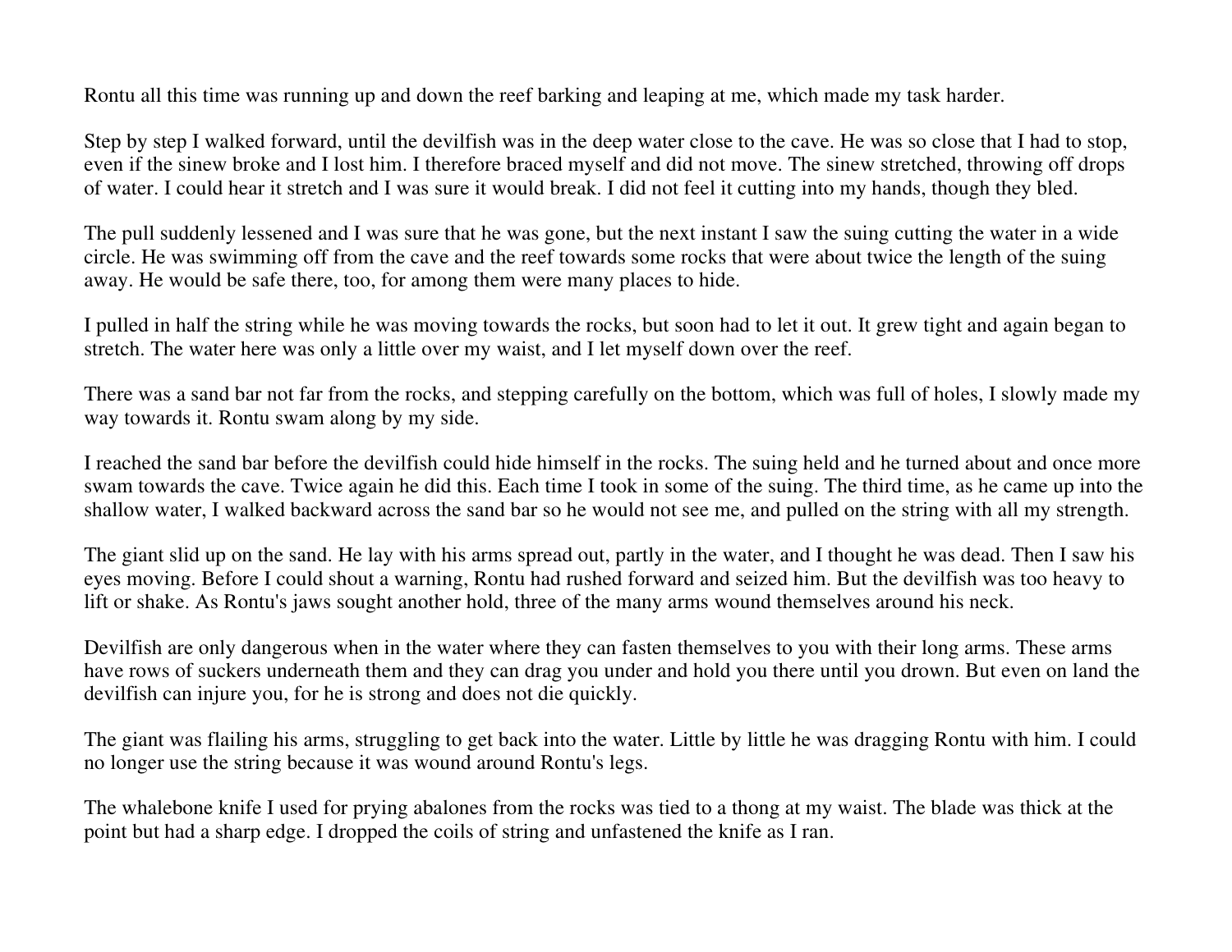Rontu all this time was running up and down the reef barking and leaping at me, which made my task harder.

Step by step I walked forward, until the devilfish was in the deep water close to the cave. He was so close that I had to stop, even if the sinew broke and I lost him. I therefore braced myself and did not move. The sinew stretched, throwing off drops of water. I could hear it stretch and I was sure it would break. I did not feel it cutting into my hands, though they bled.

The pull suddenly lessened and I was sure that he was gone, but the next instant I saw the suing cutting the water in a wide circle. He was swimming off from the cave and the reef towards some rocks that were about twice the length of the suing away. He would be safe there, too, for among them were many places to hide.

I pulled in half the string while he was moving towards the rocks, but soon had to let it out. It grew tight and again began to stretch. The water here was only a little over my waist, and I let myself down over the reef.

There was a sand bar not far from the rocks, and stepping carefully on the bottom, which was full of holes, I slowly made my way towards it. Rontu swam along by my side.

I reached the sand bar before the devilfish could hide himself in the rocks. The suing held and he turned about and once more swam towards the cave. Twice again he did this. Each time I took in some of the suing. The third time, as he came up into the shallow water, I walked backward across the sand bar so he would not see me, and pulled on the string with all my strength.

The giant slid up on the sand. He lay with his arms spread out, partly in the water, and I thought he was dead. Then I saw his eyes moving. Before I could shout a warning, Rontu had rushed forward and seized him. But the devilfish was too heavy to lift or shake. As Rontu's jaws sought another hold, three of the many arms wound themselves around his neck.

Devilfish are only dangerous when in the water where they can fasten themselves to you with their long arms. These arms have rows of suckers underneath them and they can drag you under and hold you there until you drown. But even on land the devilfish can injure you, for he is strong and does not die quickly.

The giant was flailing his arms, struggling to get back into the water. Little by little he was dragging Rontu with him. I could no longer use the string because it was wound around Rontu's legs.

The whalebone knife I used for prying abalones from the rocks was tied to a thong at my waist. The blade was thick at the point but had a sharp edge. I dropped the coils of string and unfastened the knife as I ran.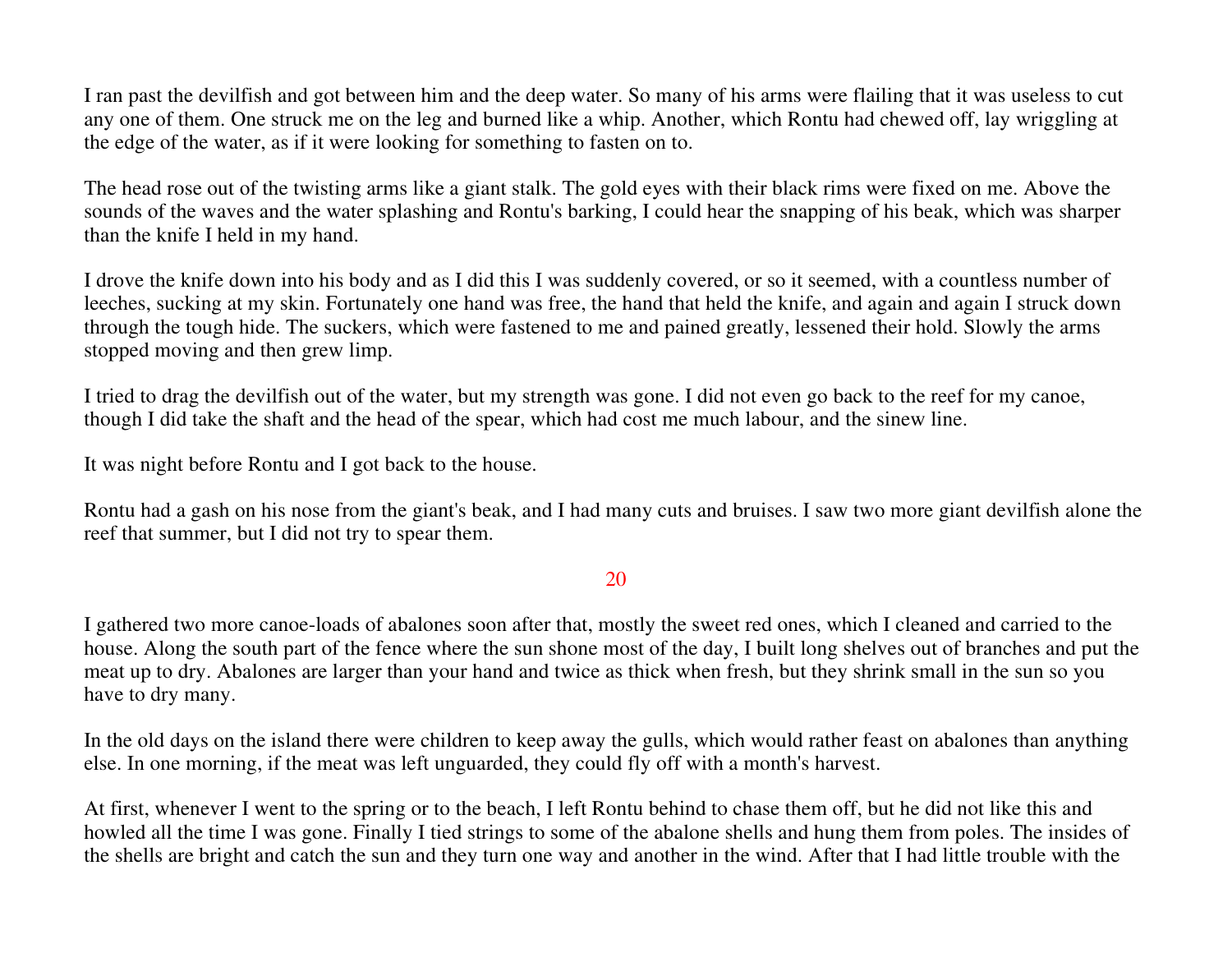I ran past the devilfish and got between him and the deep water. So many of his arms were flailing that it was useless to cut any one of them. One struck me on the leg and burned like a whip. Another, which Rontu had chewed off, lay wriggling at the edge of the water, as if it were looking for something to fasten on to.

The head rose out of the twisting arms like a giant stalk. The gold eyes with their black rims were fixed on me. Above the sounds of the waves and the water splashing and Rontu's barking, I could hear the snapping of his beak, which was sharper than the knife I held in my hand.

I drove the knife down into his body and as I did this I was suddenly covered, or so it seemed, with a countless number of leeches, sucking at my skin. Fortunately one hand was free, the hand that held the knife, and again and again I struck down through the tough hide. The suckers, which were fastened to me and pained greatly, lessened their hold. Slowly the arms stopped moving and then grew limp.

I tried to drag the devilfish out of the water, but my strength was gone. I did not even go back to the reef for my canoe, though I did take the shaft and the head of the spear, which had cost me much labour, and the sinew line.

It was night before Rontu and I got back to the house.

Rontu had a gash on his nose from the giant's beak, and I had many cuts and bruises. I saw two more giant devilfish alone the reef that summer, but I did not try to spear them.

## 20

I gathered two more canoe-loads of abalones soon after that, mostly the sweet red ones, which I cleaned and carried to the house. Along the south part of the fence where the sun shone most of the day, I built long shelves out of branches and put the meat up to dry. Abalones are larger than your hand and twice as thick when fresh, but they shrink small in the sun so you have to dry many.

In the old days on the island there were children to keep away the gulls, which would rather feast on abalones than anything else. In one morning, if the meat was left unguarded, they could fly off with a month's harvest.

At first, whenever I went to the spring or to the beach, I left Rontu behind to chase them off, but he did not like this and howled all the time I was gone. Finally I tied strings to some of the abalone shells and hung them from poles. The insides of the shells are bright and catch the sun and they turn one way and another in the wind. After that I had little trouble with the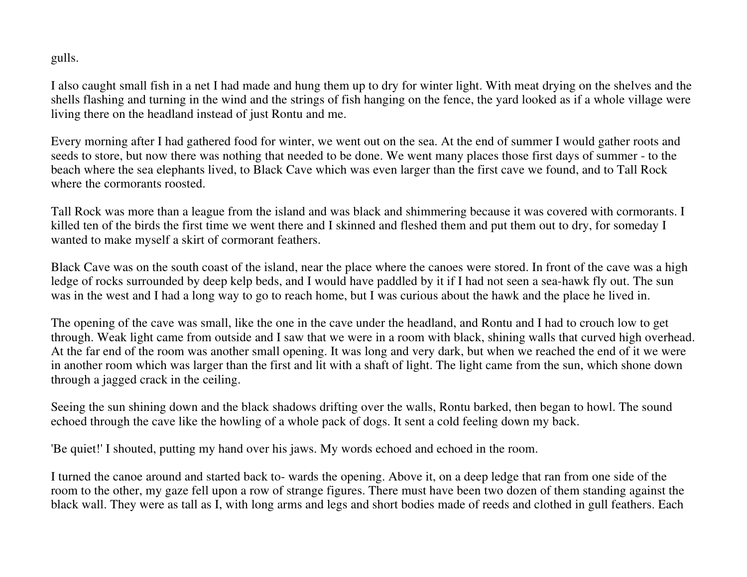gulls.

I also caught small fish in a net I had made and hung them up to dry for winter light. With meat drying on the shelves and the shells flashing and turning in the wind and the strings of fish hanging on the fence, the yard looked as if a whole village were living there on the headland instead of just Rontu and me.

Every morning after I had gathered food for winter, we went out on the sea. At the end of summer I would gather roots and seeds to store, but now there was nothing that needed to be done. We went many places those first days of summer - to the beach where the sea elephants lived, to Black Cave which was even larger than the first cave we found, and to Tall Rock where the cormorants roosted.

Tall Rock was more than a league from the island and was black and shimmering because it was covered with cormorants. I killed ten of the birds the first time we went there and I skinned and fleshed them and put them out to dry, for someday I wanted to make myself a skirt of cormorant feathers.

Black Cave was on the south coast of the island, near the place where the canoes were stored. In front of the cave was a high ledge of rocks surrounded by deep kelp beds, and I would have paddled by it if I had not seen a sea-hawk fly out. The sun was in the west and I had a long way to go to reach home, but I was curious about the hawk and the place he lived in.

The opening of the cave was small, like the one in the cave under the headland, and Rontu and I had to crouch low to get through. Weak light came from outside and I saw that we were in a room with black, shining walls that curved high overhead. At the far end of the room was another small opening. It was long and very dark, but when we reached the end of it we were in another room which was larger than the first and lit with a shaft of light. The light came from the sun, which shone down through a jagged crack in the ceiling.

Seeing the sun shining down and the black shadows drifting over the walls, Rontu barked, then began to howl. The sound echoed through the cave like the howling of a whole pack of dogs. It sent a cold feeling down my back.

'Be quiet!' I shouted, putting my hand over his jaws. My words echoed and echoed in the room.

I turned the canoe around and started back to- wards the opening. Above it, on a deep ledge that ran from one side of the room to the other, my gaze fell upon a row of strange figures. There must have been two dozen of them standing against the black wall. They were as tall as I, with long arms and legs and short bodies made of reeds and clothed in gull feathers. Each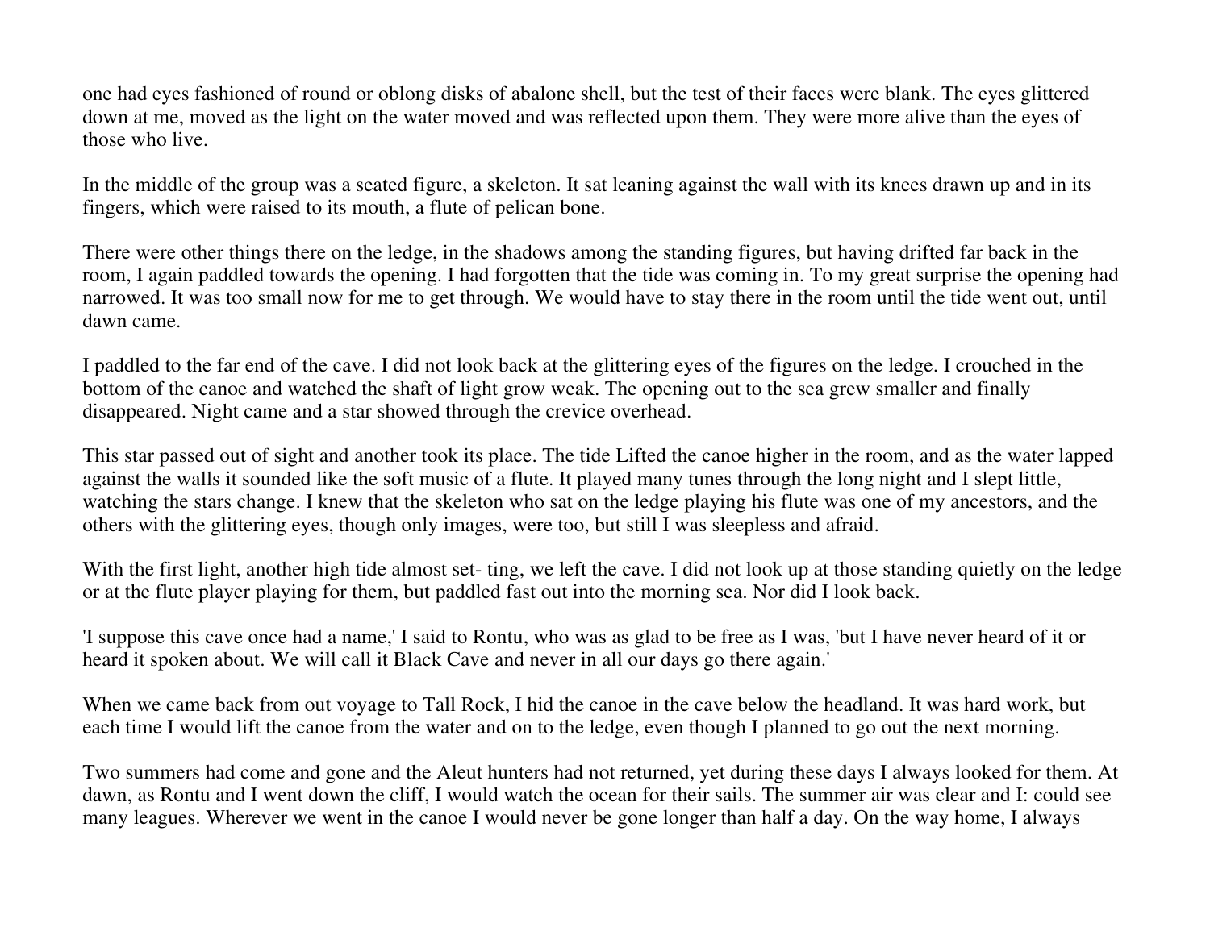one had eyes fashioned of round or oblong disks of abalone shell, but the test of their faces were blank. The eyes glittered down at me, moved as the light on the water moved and was reflected upon them. They were more alive than the eyes of those who live.

In the middle of the group was a seated figure, a skeleton. It sat leaning against the wall with its knees drawn up and in its fingers, which were raised to its mouth, a flute of pelican bone.

There were other things there on the ledge, in the shadows among the standing figures, but having drifted far back in the room, I again paddled towards the opening. I had forgotten that the tide was coming in. To my great surprise the opening had narrowed. It was too small now for me to get through. We would have to stay there in the room until the tide went out, until dawn came.

I paddled to the far end of the cave. I did not look back at the glittering eyes of the figures on the ledge. I crouched in the bottom of the canoe and watched the shaft of light grow weak. The opening out to the sea grew smaller and finally disappeared. Night came and a star showed through the crevice overhead.

This star passed out of sight and another took its place. The tide Lifted the canoe higher in the room, and as the water lapped against the walls it sounded like the soft music of a flute. It played many tunes through the long night and I slept little, watching the stars change. I knew that the skeleton who sat on the ledge playing his flute was one of my ancestors, and the others with the glittering eyes, though only images, were too, but still I was sleepless and afraid.

With the first light, another high tide almost set- ting, we left the cave. I did not look up at those standing quietly on the ledge or at the flute player playing for them, but paddled fast out into the morning sea. Nor did I look back.

'I suppose this cave once had a name,' I said to Rontu, who was as glad to be free as I was, 'but I have never heard of it or heard it spoken about. We will call it Black Cave and never in all our days go there again.'

When we came back from out voyage to Tall Rock, I hid the canoe in the cave below the headland. It was hard work, but each time I would lift the canoe from the water and on to the ledge, even though I planned to go out the next morning.

Two summers had come and gone and the Aleut hunters had not returned, yet during these days I always looked for them. At dawn, as Rontu and I went down the cliff, I would watch the ocean for their sails. The summer air was clear and I: could see many leagues. Wherever we went in the canoe I would never be gone longer than half a day. On the way home, I always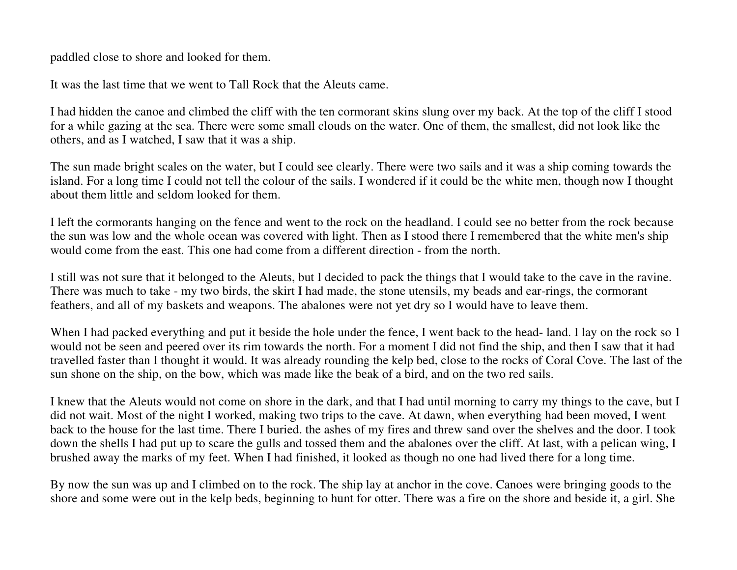paddled close to shore and looked for them.

It was the last time that we went to Tall Rock that the Aleuts came.

I had hidden the canoe and climbed the cliff with the ten cormorant skins slung over my back. At the top of the cliff I stood for a while gazing at the sea. There were some small clouds on the water. One of them, the smallest, did not look like the others, and as I watched, I saw that it was a ship.

The sun made bright scales on the water, but I could see clearly. There were two sails and it was a ship coming towards the island. For a long time I could not tell the colour of the sails. I wondered if it could be the white men, though now I thought about them little and seldom looked for them.

I left the cormorants hanging on the fence and went to the rock on the headland. I could see no better from the rock because the sun was low and the whole ocean was covered with light. Then as I stood there I remembered that the white men's ship would come from the east. This one had come from a different direction - from the north.

I still was not sure that it belonged to the Aleuts, but I decided to pack the things that I would take to the cave in the ravine. There was much to take - my two birds, the skirt I had made, the stone utensils, my beads and ear-rings, the cormorant feathers, and all of my baskets and weapons. The abalones were not yet dry so I would have to leave them.

When I had packed everything and put it beside the hole under the fence, I went back to the head- land. I lay on the rock so 1 would not be seen and peered over its rim towards the north. For a moment I did not find the ship, and then I saw that it had travelled faster than I thought it would. It was already rounding the kelp bed, close to the rocks of Coral Cove. The last of the sun shone on the ship, on the bow, which was made like the beak of a bird, and on the two red sails.

I knew that the Aleuts would not come on shore in the dark, and that I had until morning to carry my things to the cave, but I did not wait. Most of the night I worked, making two trips to the cave. At dawn, when everything had been moved, I went back to the house for the last time. There I buried. the ashes of my fires and threw sand over the shelves and the door. I took down the shells I had put up to scare the gulls and tossed them and the abalones over the cliff. At last, with a pelican wing, I brushed away the marks of my feet. When I had finished, it looked as though no one had lived there for a long time.

By now the sun was up and I climbed on to the rock. The ship lay at anchor in the cove. Canoes were bringing goods to the shore and some were out in the kelp beds, beginning to hunt for otter. There was a fire on the shore and beside it, a girl. She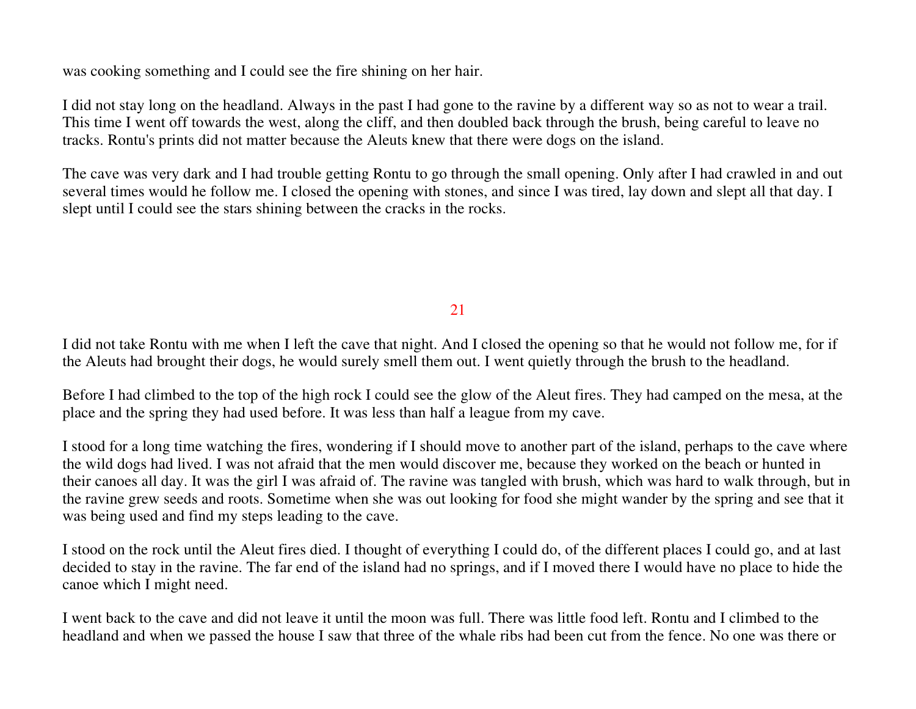was cooking something and I could see the fire shining on her hair.

I did not stay long on the headland. Always in the past I had gone to the ravine by a different way so as not to wear a trail. This time I went off towards the west, along the cliff, and then doubled back through the brush, being careful to leave no tracks. Rontu's prints did not matter because the Aleuts knew that there were dogs on the island.

The cave was very dark and I had trouble getting Rontu to go through the small opening. Only after I had crawled in and out several times would he follow me. I closed the opening with stones, and since I was tired, lay down and slept all that day. I slept until I could see the stars shining between the cracks in the rocks.

## 21

I did not take Rontu with me when I left the cave that night. And I closed the opening so that he would not follow me, for if the Aleuts had brought their dogs, he would surely smell them out. I went quietly through the brush to the headland.

Before I had climbed to the top of the high rock I could see the glow of the Aleut fires. They had camped on the mesa, at the place and the spring they had used before. It was less than half a league from my cave.

I stood for a long time watching the fires, wondering if I should move to another part of the island, perhaps to the cave where the wild dogs had lived. I was not afraid that the men would discover me, because they worked on the beach or hunted in their canoes all day. It was the girl I was afraid of. The ravine was tangled with brush, which was hard to walk through, but in the ravine grew seeds and roots. Sometime when she was out looking for food she might wander by the spring and see that it was being used and find my steps leading to the cave.

I stood on the rock until the Aleut fires died. I thought of everything I could do, of the different places I could go, and at last decided to stay in the ravine. The far end of the island had no springs, and if I moved there I would have no place to hide the canoe which I might need.

I went back to the cave and did not leave it until the moon was full. There was little food left. Rontu and I climbed to the headland and when we passed the house I saw that three of the whale ribs had been cut from the fence. No one was there or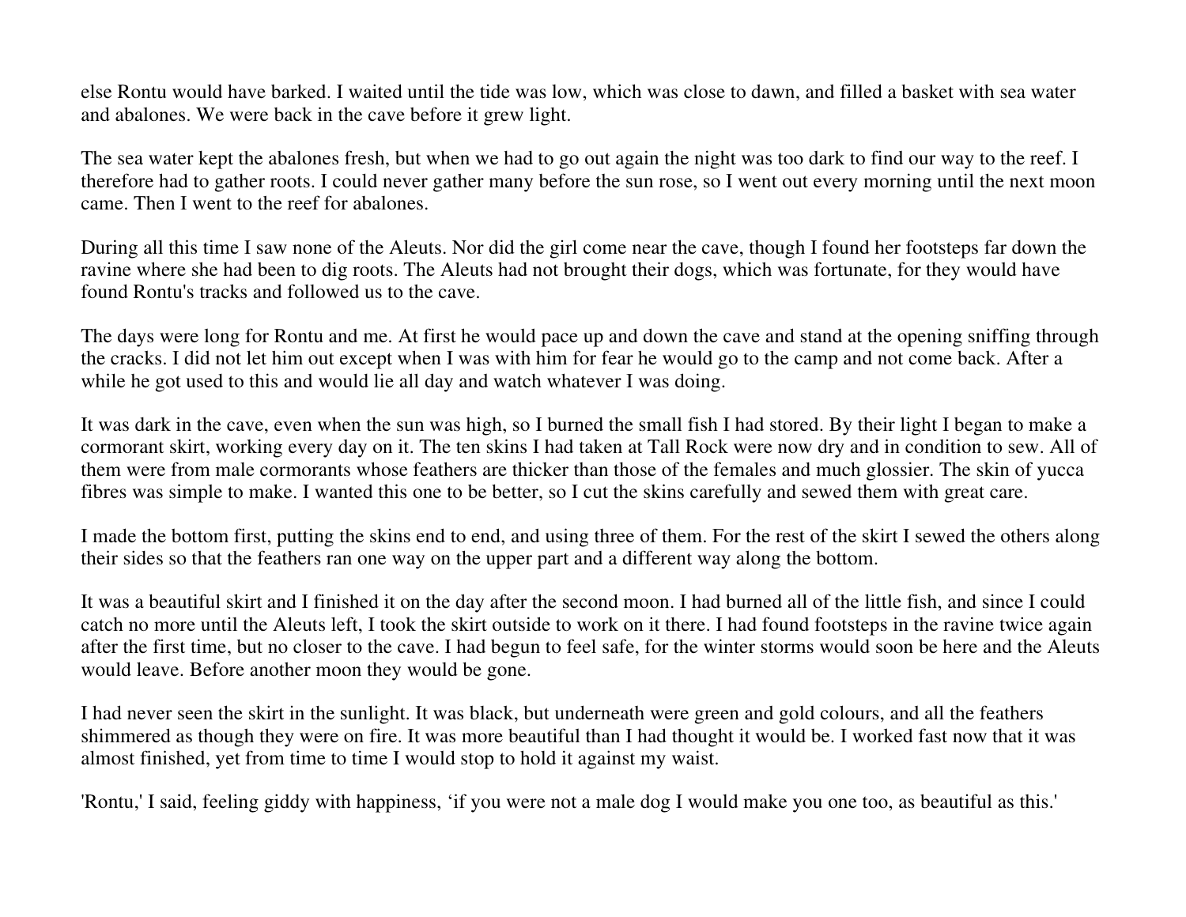else Rontu would have barked. I waited until the tide was low, which was close to dawn, and filled a basket with sea water and abalones. We were back in the cave before it grew light.

The sea water kept the abalones fresh, but when we had to go out again the night was too dark to find our way to the reef. I therefore had to gather roots. I could never gather many before the sun rose, so I went out every morning until the next moon came. Then I went to the reef for abalones.

During all this time I saw none of the Aleuts. Nor did the girl come near the cave, though I found her footsteps far down the ravine where she had been to dig roots. The Aleuts had not brought their dogs, which was fortunate, for they would have found Rontu's tracks and followed us to the cave.

The days were long for Rontu and me. At first he would pace up and down the cave and stand at the opening sniffing through the cracks. I did not let him out except when I was with him for fear he would go to the camp and not come back. After a while he got used to this and would lie all day and watch whatever I was doing.

It was dark in the cave, even when the sun was high, so I burned the small fish I had stored. By their light I began to make a cormorant skirt, working every day on it. The ten skins I had taken at Tall Rock were now dry and in condition to sew. All of them were from male cormorants whose feathers are thicker than those of the females and much glossier. The skin of yucca fibres was simple to make. I wanted this one to be better, so I cut the skins carefully and sewed them with great care.

I made the bottom first, putting the skins end to end, and using three of them. For the rest of the skirt I sewed the others along their sides so that the feathers ran one way on the upper part and a different way along the bottom.

It was a beautiful skirt and I finished it on the day after the second moon. I had burned all of the little fish, and since I could catch no more until the Aleuts left, I took the skirt outside to work on it there. I had found footsteps in the ravine twice again after the first time, but no closer to the cave. I had begun to feel safe, for the winter storms would soon be here and the Aleuts would leave. Before another moon they would be gone.

I had never seen the skirt in the sunlight. It was black, but underneath were green and gold colours, and all the feathers shimmered as though they were on fire. It was more beautiful than I had thought it would be. I worked fast now that it was almost finished, yet from time to time I would stop to hold it against my waist.

'Rontu,' I said, feeling giddy with happiness, 'if you were not a male dog I would make you one too, as beautiful as this.'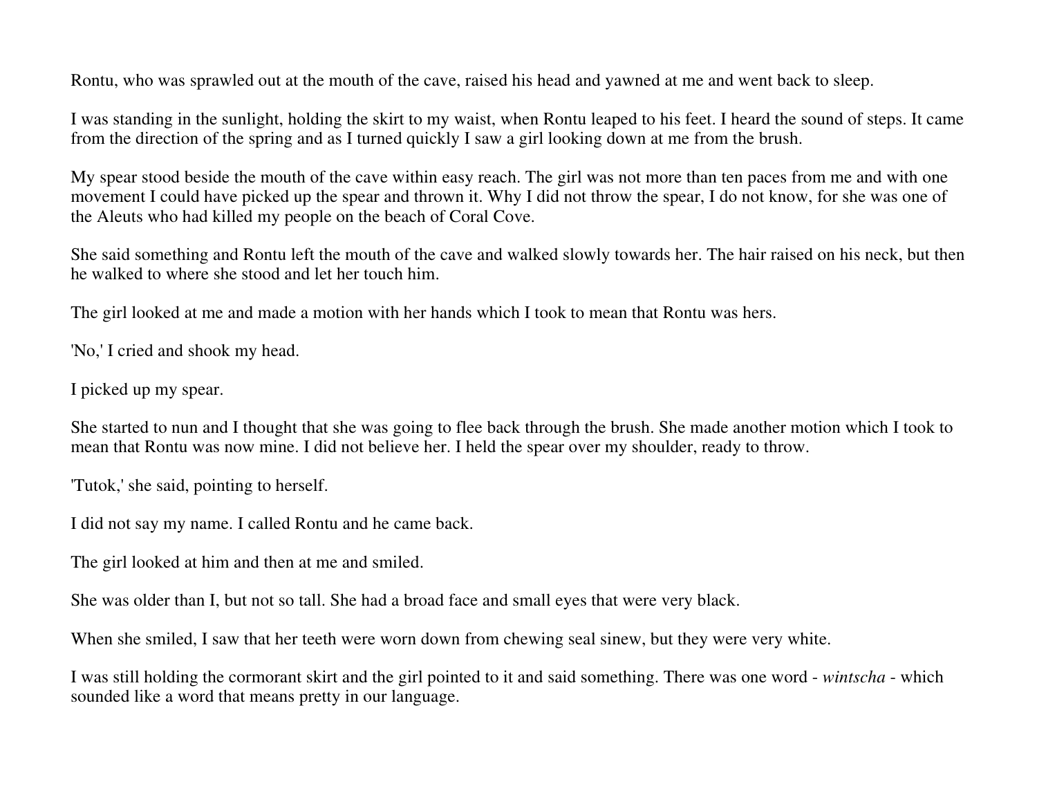Rontu, who was sprawled out at the mouth of the cave, raised his head and yawned at me and went back to sleep.

I was standing in the sunlight, holding the skirt to my waist, when Rontu leaped to his feet. I heard the sound of steps. It came from the direction of the spring and as I turned quickly I saw a girl looking down at me from the brush.

My spear stood beside the mouth of the cave within easy reach. The girl was not more than ten paces from me and with one movement I could have picked up the spear and thrown it. Why I did not throw the spear, I do not know, for she was one of the Aleuts who had killed my people on the beach of Coral Cove.

She said something and Rontu left the mouth of the cave and walked slowly towards her. The hair raised on his neck, but then he walked to where she stood and let her touch him.

The girl looked at me and made a motion with her hands which I took to mean that Rontu was hers.

'No,' I cried and shook my head.

I picked up my spear.

She started to nun and I thought that she was going to flee back through the brush. She made another motion which I took to mean that Rontu was now mine. I did not believe her. I held the spear over my shoulder, ready to throw.

'Tutok,' she said, pointing to herself.

I did not say my name. I called Rontu and he came back.

The girl looked at him and then at me and smiled.

She was older than I, but not so tall. She had a broad face and small eyes that were very black.

When she smiled, I saw that her teeth were worn down from chewing seal sinew, but they were very white.

I was still holding the cormorant skirt and the girl pointed to it and said something. There was one word - *wintscha* - which sounded like a word that means pretty in our language.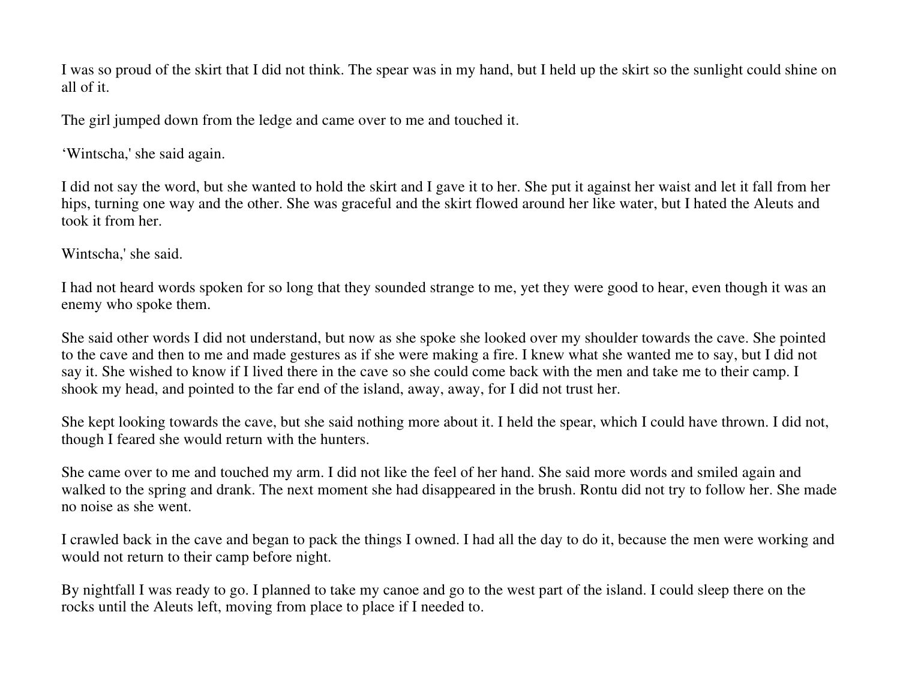I was so proud of the skirt that I did not think. The spear was in my hand, but I held up the skirt so the sunlight could shine on all of it.

The girl jumped down from the ledge and came over to me and touched it.

‘Wintscha,' she said again.

I did not say the word, but she wanted to hold the skirt and I gave it to her. She put it against her waist and let it fall from her hips, turning one way and the other. She was graceful and the skirt flowed around her like water, but I hated the Aleuts and took it from her.

Wintscha,' she said.

I had not heard words spoken for so long that they sounded strange to me, yet they were good to hear, even though it was an enemy who spoke them.

She said other words I did not understand, but now as she spoke she looked over my shoulder towards the cave. She pointed to the cave and then to me and made gestures as if she were making a fire. I knew what she wanted me to say, but I did not say it. She wished to know if I lived there in the cave so she could come back with the men and take me to their camp. I shook my head, and pointed to the far end of the island, away, away, for I did not trust her.

She kept looking towards the cave, but she said nothing more about it. I held the spear, which I could have thrown. I did not, though I feared she would return with the hunters.

She came over to me and touched my arm. I did not like the feel of her hand. She said more words and smiled again and walked to the spring and drank. The next moment she had disappeared in the brush. Rontu did not try to follow her. She made no noise as she went.

I crawled back in the cave and began to pack the things I owned. I had all the day to do it, because the men were working and would not return to their camp before night.

By nightfall I was ready to go. I planned to take my canoe and go to the west part of the island. I could sleep there on the rocks until the Aleuts left, moving from place to place if I needed to.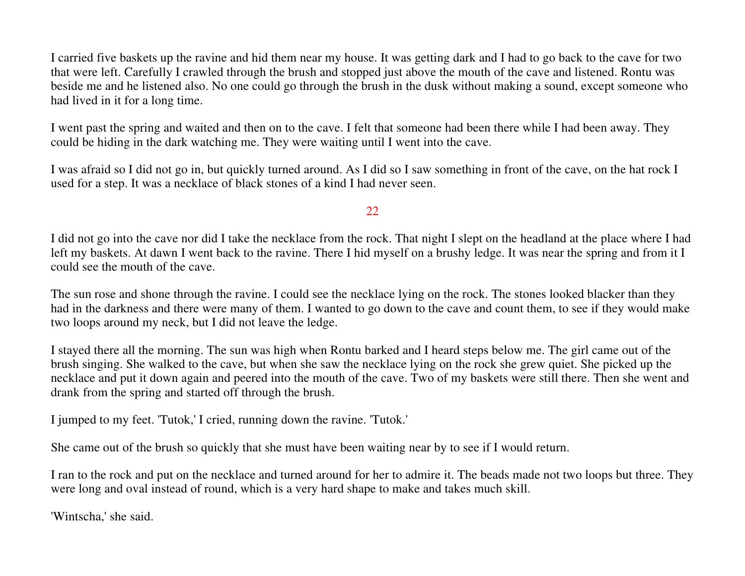I carried five baskets up the ravine and hid them near my house. It was getting dark and I had to go back to the cave for two that were left. Carefully I crawled through the brush and stopped just above the mouth of the cave and listened. Rontu was beside me and he listened also. No one could go through the brush in the dusk without making a sound, except someone who had lived in it for a long time.

I went past the spring and waited and then on to the cave. I felt that someone had been there while I had been away. They could be hiding in the dark watching me. They were waiting until I went into the cave.

I was afraid so I did not go in, but quickly turned around. As I did so I saw something in front of the cave, on the hat rock I used for a step. It was a necklace of black stones of a kind I had never seen.

## 22

I did not go into the cave nor did I take the necklace from the rock. That night I slept on the headland at the place where I had left my baskets. At dawn I went back to the ravine. There I hid myself on a brushy ledge. It was near the spring and from it I could see the mouth of the cave.

The sun rose and shone through the ravine. I could see the necklace lying on the rock. The stones looked blacker than they had in the darkness and there were many of them. I wanted to go down to the cave and count them, to see if they would make two loops around my neck, but I did not leave the ledge.

I stayed there all the morning. The sun was high when Rontu barked and I heard steps below me. The girl came out of the brush singing. She walked to the cave, but when she saw the necklace lying on the rock she grew quiet. She picked up the necklace and put it down again and peered into the mouth of the cave. Two of my baskets were still there. Then she went and drank from the spring and started off through the brush.

I jumped to my feet. 'Tutok,' I cried, running down the ravine. 'Tutok.'

She came out of the brush so quickly that she must have been waiting near by to see if I would return.

I ran to the rock and put on the necklace and turned around for her to admire it. The beads made not two loops but three. They were long and oval instead of round, which is a very hard shape to make and takes much skill.

'Wintscha,' she said.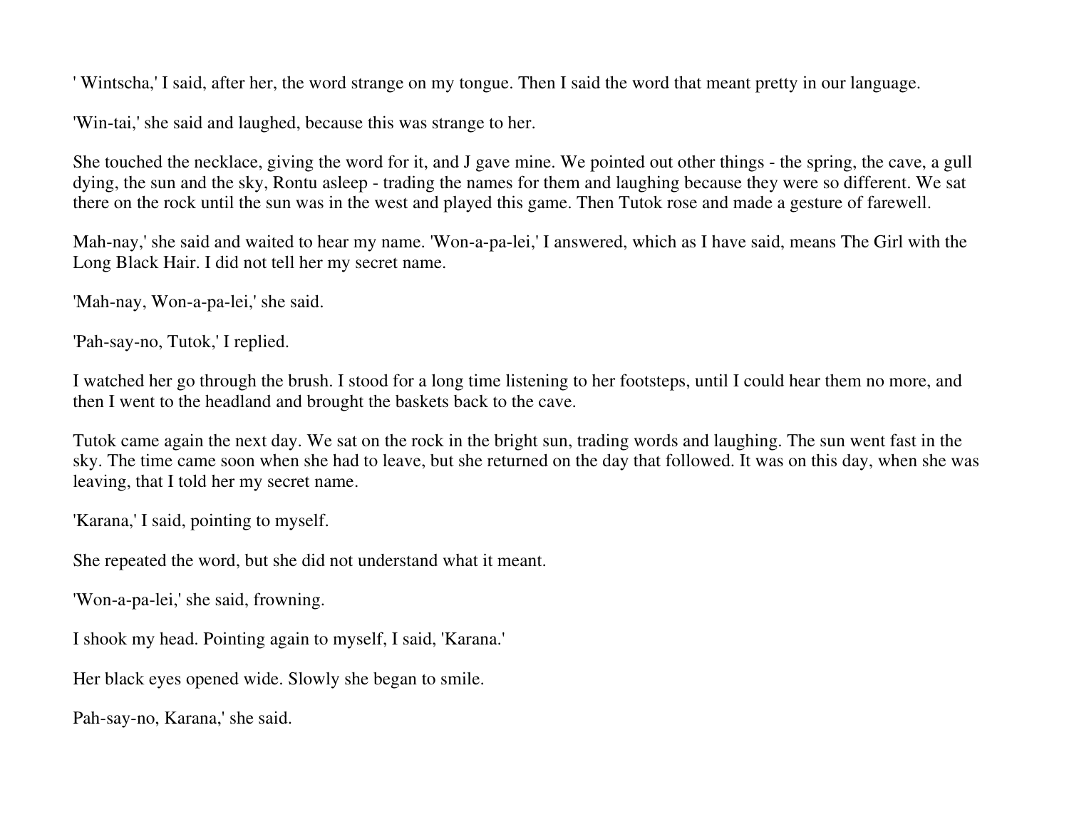' Wintscha,' I said, after her, the word strange on my tongue. Then I said the word that meant pretty in our language.

'Win-tai,' she said and laughed, because this was strange to her.

She touched the necklace, giving the word for it, and J gave mine. We pointed out other things - the spring, the cave, a gull dying, the sun and the sky, Rontu asleep - trading the names for them and laughing because they were so different. We sat there on the rock until the sun was in the west and played this game. Then Tutok rose and made a gesture of farewell.

Mah-nay,' she said and waited to hear my name. 'Won-a-pa-lei,' I answered, which as I have said, means The Girl with the Long Black Hair. I did not tell her my secret name.

'Mah-nay, Won-a-pa-lei,' she said.

'Pah-say-no, Tutok,' I replied.

I watched her go through the brush. I stood for a long time listening to her footsteps, until I could hear them no more, and then I went to the headland and brought the baskets back to the cave.

Tutok came again the next day. We sat on the rock in the bright sun, trading words and laughing. The sun went fast in the sky. The time came soon when she had to leave, but she returned on the day that followed. It was on this day, when she was leaving, that I told her my secret name.

'Karana,' I said, pointing to myself.

She repeated the word, but she did not understand what it meant.

'Won-a-pa-lei,' she said, frowning.

I shook my head. Pointing again to myself, I said, 'Karana.'

Her black eyes opened wide. Slowly she began to smile.

Pah-say-no, Karana,' she said.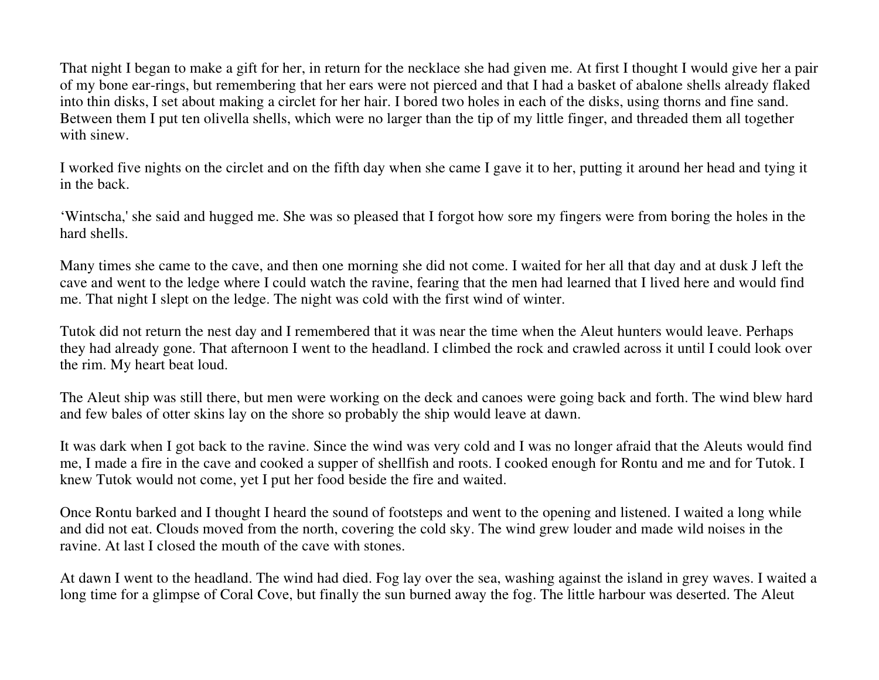That night I began to make a gift for her, in return for the necklace she had given me. At first I thought I would give her a pair of my bone ear-rings, but remembering that her ears were not pierced and that I had a basket of abalone shells already flaked into thin disks, I set about making a circlet for her hair. I bored two holes in each of the disks, using thorns and fine sand. Between them I put ten olivella shells, which were no larger than the tip of my little finger, and threaded them all together with sinew.

I worked five nights on the circlet and on the fifth day when she came I gave it to her, putting it around her head and tying it in the back.

‘Wintscha,' she said and hugged me. She was so pleased that I forgot how sore my fingers were from boring the holes in the hard shells.

Many times she came to the cave, and then one morning she did not come. I waited for her all that day and at dusk J left the cave and went to the ledge where I could watch the ravine, fearing that the men had learned that I lived here and would find me. That night I slept on the ledge. The night was cold with the first wind of winter.

Tutok did not return the nest day and I remembered that it was near the time when the Aleut hunters would leave. Perhaps they had already gone. That afternoon I went to the headland. I climbed the rock and crawled across it until I could look over the rim. My heart beat loud.

The Aleut ship was still there, but men were working on the deck and canoes were going back and forth. The wind blew hard and few bales of otter skins lay on the shore so probably the ship would leave at dawn.

It was dark when I got back to the ravine. Since the wind was very cold and I was no longer afraid that the Aleuts would find me, I made a fire in the cave and cooked a supper of shellfish and roots. I cooked enough for Rontu and me and for Tutok. I knew Tutok would not come, yet I put her food beside the fire and waited.

Once Rontu barked and I thought I heard the sound of footsteps and went to the opening and listened. I waited a long while and did not eat. Clouds moved from the north, covering the cold sky. The wind grew louder and made wild noises in the ravine. At last I closed the mouth of the cave with stones.

At dawn I went to the headland. The wind had died. Fog lay over the sea, washing against the island in grey waves. I waited a long time for a glimpse of Coral Cove, but finally the sun burned away the fog. The little harbour was deserted. The Aleut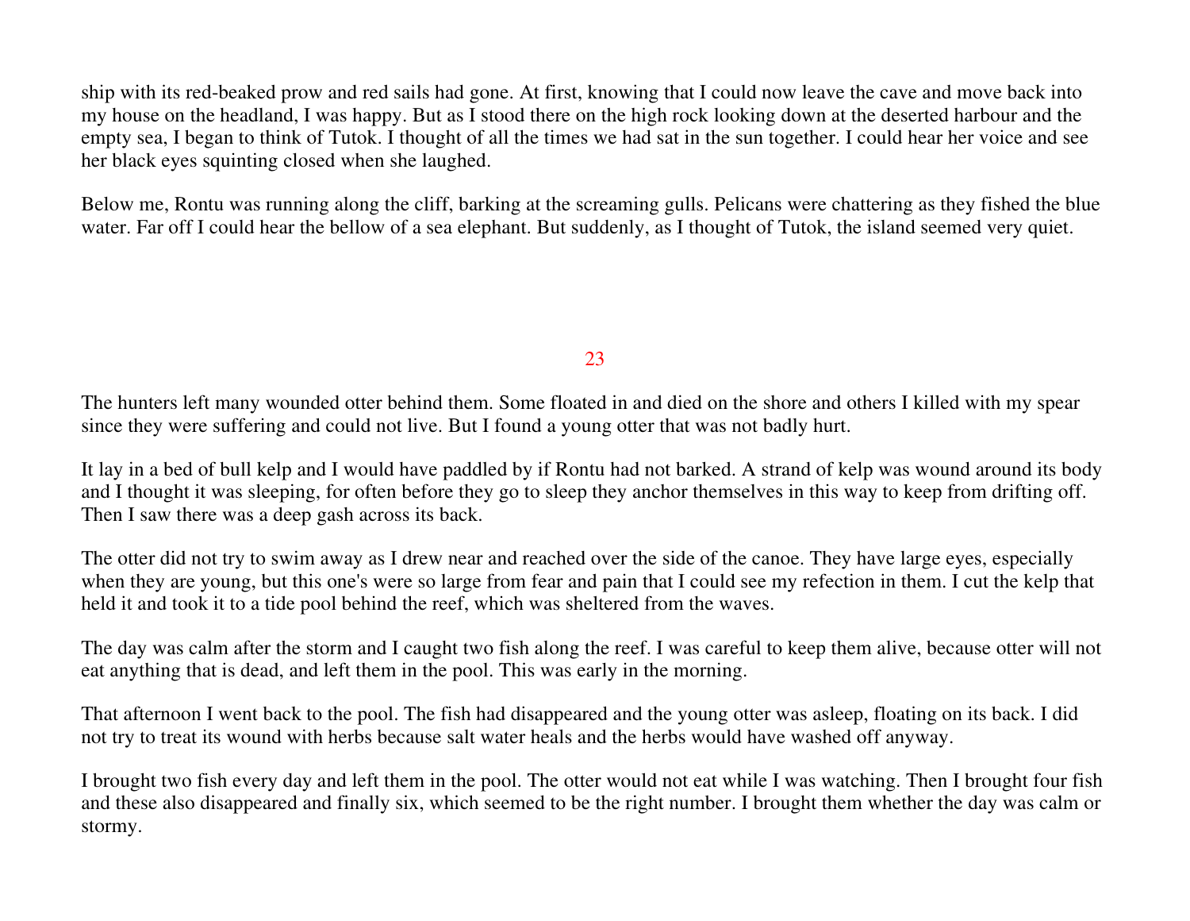ship with its red-beaked prow and red sails had gone. At first, knowing that I could now leave the cave and move back into my house on the headland, I was happy. But as I stood there on the high rock looking down at the deserted harbour and the empty sea, I began to think of Tutok. I thought of all the times we had sat in the sun together. I could hear her voice and see her black eyes squinting closed when she laughed.

Below me, Rontu was running along the cliff, barking at the screaming gulls. Pelicans were chattering as they fished the blue water. Far off I could hear the bellow of a sea elephant. But suddenly, as I thought of Tutok, the island seemed very quiet.

## 23

The hunters left many wounded otter behind them. Some floated in and died on the shore and others I killed with my spear since they were suffering and could not live. But I found a young otter that was not badly hurt.

It lay in a bed of bull kelp and I would have paddled by if Rontu had not barked. A strand of kelp was wound around its body and I thought it was sleeping, for often before they go to sleep they anchor themselves in this way to keep from drifting off. Then I saw there was a deep gash across its back.

The otter did not try to swim away as I drew near and reached over the side of the canoe. They have large eyes, especially when they are young, but this one's were so large from fear and pain that I could see my refection in them. I cut the kelp that held it and took it to a tide pool behind the reef, which was sheltered from the waves.

The day was calm after the storm and I caught two fish along the reef. I was careful to keep them alive, because otter will not eat anything that is dead, and left them in the pool. This was early in the morning.

That afternoon I went back to the pool. The fish had disappeared and the young otter was asleep, floating on its back. I did not try to treat its wound with herbs because salt water heals and the herbs would have washed off anyway.

I brought two fish every day and left them in the pool. The otter would not eat while I was watching. Then I brought four fish and these also disappeared and finally six, which seemed to be the right number. I brought them whether the day was calm or stormy.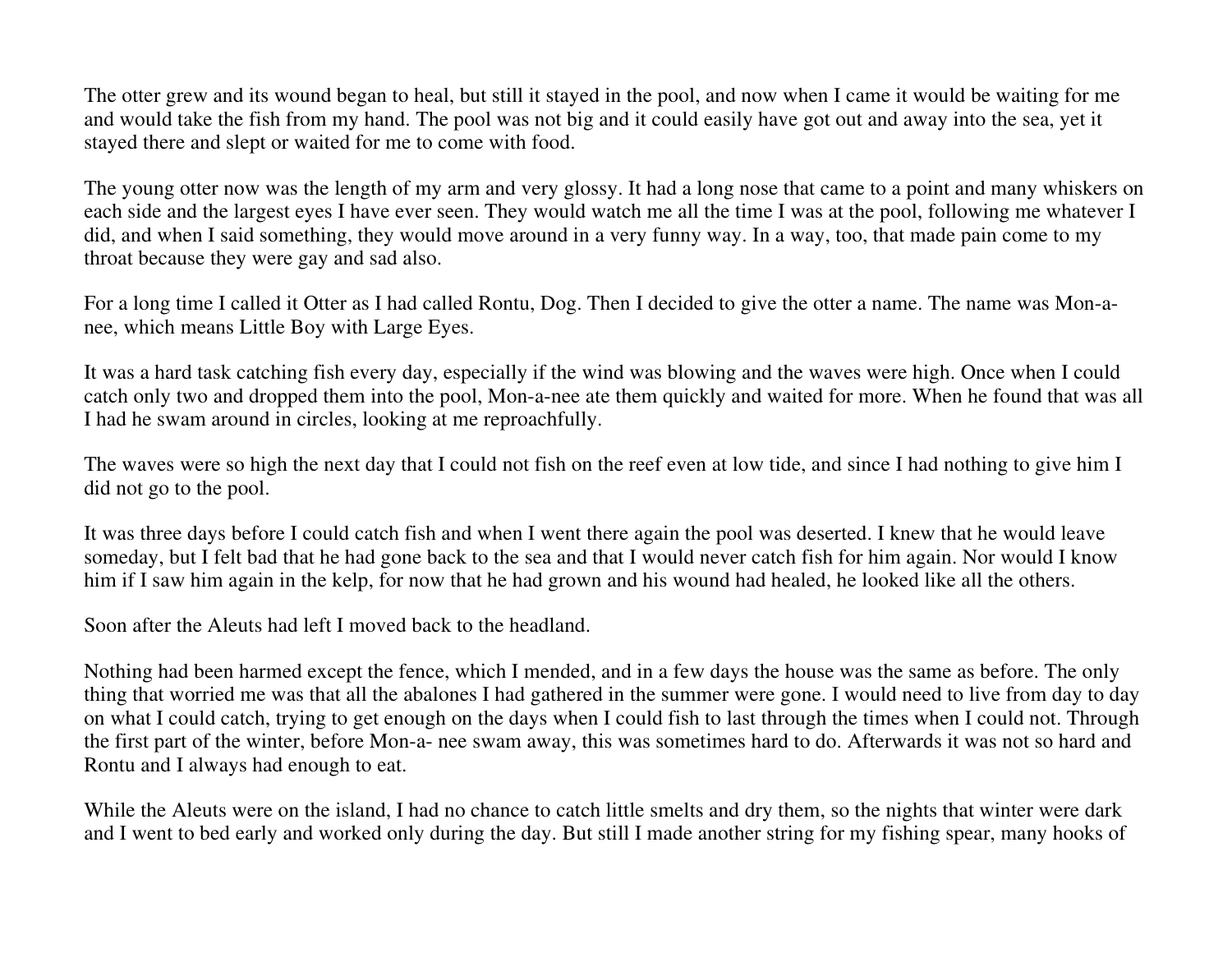The otter grew and its wound began to heal, but still it stayed in the pool, and now when I came it would be waiting for me and would take the fish from my hand. The pool was not big and it could easily have got out and away into the sea, yet it stayed there and slept or waited for me to come with food.

The young otter now was the length of my arm and very glossy. It had a long nose that came to a point and many whiskers on each side and the largest eyes I have ever seen. They would watch me all the time I was at the pool, following me whatever I did, and when I said something, they would move around in a very funny way. In a way, too, that made pain come to my throat because they were gay and sad also.

For a long time I called it Otter as I had called Rontu, Dog. Then I decided to give the otter a name. The name was Mon-a-nee, which means Little Boy with Large Eyes.

It was a hard task catching fish every day, especially if the wind was blowing and the waves were high. Once when I could catch only two and dropped them into the pool, Mon-a-nee ate them quickly and waited for more. When he found that was all I had he swam around in circles, looking at me reproachfully.

The waves were so high the next day that I could not fish on the reef even at low tide, and since I had nothing to give him I did not go to the pool.

It was three days before I could catch fish and when I went there again the pool was deserted. I knew that he would leave someday, but I felt bad that he had gone back to the sea and that I would never catch fish for him again. Nor would I know him if I saw him again in the kelp, for now that he had grown and his wound had healed, he looked like all the others.

Soon after the Aleuts had left I moved back to the headland.

Nothing had been harmed except the fence, which I mended, and in a few days the house was the same as before. The only thing that worried me was that all the abalones I had gathered in the summer were gone. I would need to live from day to day on what I could catch, trying to get enough on the days when I could fish to last through the times when I could not. Through the first part of the winter, before Mon-a- nee swam away, this was sometimes hard to do. Afterwards it was not so hard and Rontu and I always had enough to eat.

While the Aleuts were on the island, I had no chance to catch little smelts and dry them, so the nights that winter were dark and I went to bed early and worked only during the day. But still I made another string for my fishing spear, many hooks of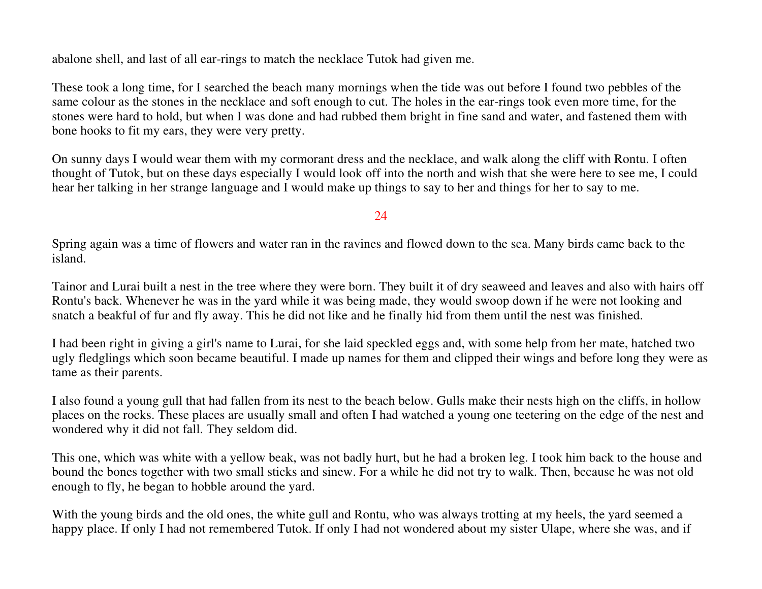abalone shell, and last of all ear-rings to match the necklace Tutok had given me.

These took a long time, for I searched the beach many mornings when the tide was out before I found two pebbles of the same colour as the stones in the necklace and soft enough to cut. The holes in the ear-rings took even more time, for the stones were hard to hold, but when I was done and had rubbed them bright in fine sand and water, and fastened them with bone hooks to fit my ears, they were very pretty.

On sunny days I would wear them with my cormorant dress and the necklace, and walk along the cliff with Rontu. I often thought of Tutok, but on these days especially I would look off into the north and wish that she were here to see me, I could hear her talking in her strange language and I would make up things to say to her and things for her to say to me.

## 24

Spring again was a time of flowers and water ran in the ravines and flowed down to the sea. Many birds came back to the island.

Tainor and Lurai built a nest in the tree where they were born. They built it of dry seaweed and leaves and also with hairs off Rontu's back. Whenever he was in the yard while it was being made, they would swoop down if he were not looking and snatch a beakful of fur and fly away. This he did not like and he finally hid from them until the nest was finished.

I had been right in giving a girl's name to Lurai, for she laid speckled eggs and, with some help from her mate, hatched two ugly fledglings which soon became beautiful. I made up names for them and clipped their wings and before long they were as tame as their parents.

I also found a young gull that had fallen from its nest to the beach below. Gulls make their nests high on the cliffs, in hollow places on the rocks. These places are usually small and often I had watched a young one teetering on the edge of the nest and wondered why it did not fall. They seldom did.

This one, which was white with a yellow beak, was not badly hurt, but he had a broken leg. I took him back to the house and bound the bones together with two small sticks and sinew. For a while he did not try to walk. Then, because he was not old enough to fly, he began to hobble around the yard.

With the young birds and the old ones, the white gull and Rontu, who was always trotting at my heels, the yard seemed a happy place. If only I had not remembered Tutok. If only I had not wondered about my sister Ulape, where she was, and if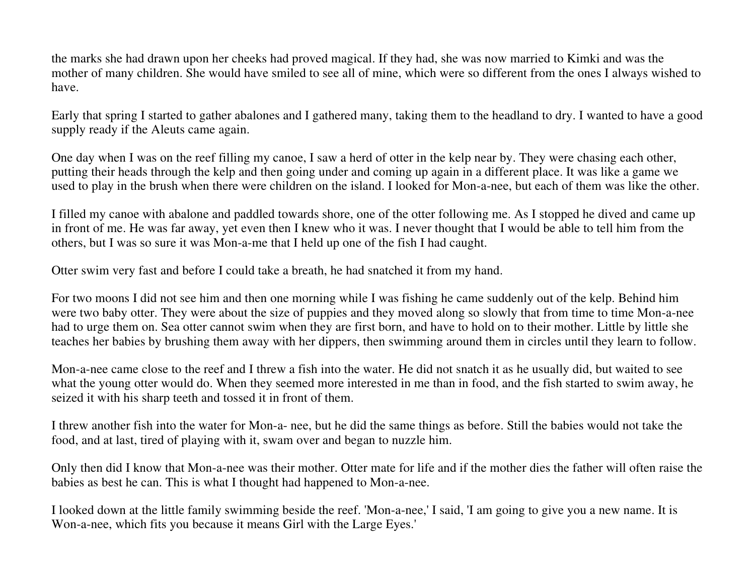the marks she had drawn upon her cheeks had proved magical. If they had, she was now married to Kimki and was the mother of many children. She would have smiled to see all of mine, which were so different from the ones I always wished to have.

Early that spring I started to gather abalones and I gathered many, taking them to the headland to dry. I wanted to have a good supply ready if the Aleuts came again.

One day when I was on the reef filling my canoe, I saw a herd of otter in the kelp near by. They were chasing each other, putting their heads through the kelp and then going under and coming up again in a different place. It was like a game we used to play in the brush when there were children on the island. I looked for Mon-a-nee, but each of them was like the other.

I filled my canoe with abalone and paddled towards shore, one of the otter following me. As I stopped he dived and came up in front of me. He was far away, yet even then I knew who it was. I never thought that I would be able to tell him from the others, but I was so sure it was Mon-a-me that I held up one of the fish I had caught.

Otter swim very fast and before I could take a breath, he had snatched it from my hand.

For two moons I did not see him and then one morning while I was fishing he came suddenly out of the kelp. Behind him were two baby otter. They were about the size of puppies and they moved along so slowly that from time to time Mon-a-nee had to urge them on. Sea otter cannot swim when they are first born, and have to hold on to their mother. Little by little she teaches her babies by brushing them away with her dippers, then swimming around them in circles until they learn to follow.

Mon-a-nee came close to the reef and I threw a fish into the water. He did not snatch it as he usually did, but waited to see what the young otter would do. When they seemed more interested in me than in food, and the fish started to swim away, he seized it with his sharp teeth and tossed it in front of them.

I threw another fish into the water for Mon-a- nee, but he did the same things as before. Still the babies would not take the food, and at last, tired of playing with it, swam over and began to nuzzle him.

Only then did I know that Mon-a-nee was their mother. Otter mate for life and if the mother dies the father will often raise the babies as best he can. This is what I thought had happened to Mon-a-nee.

I looked down at the little family swimming beside the reef. 'Mon-a-nee,' I said, 'I am going to give you a new name. It is Won-a-nee, which fits you because it means Girl with the Large Eyes.'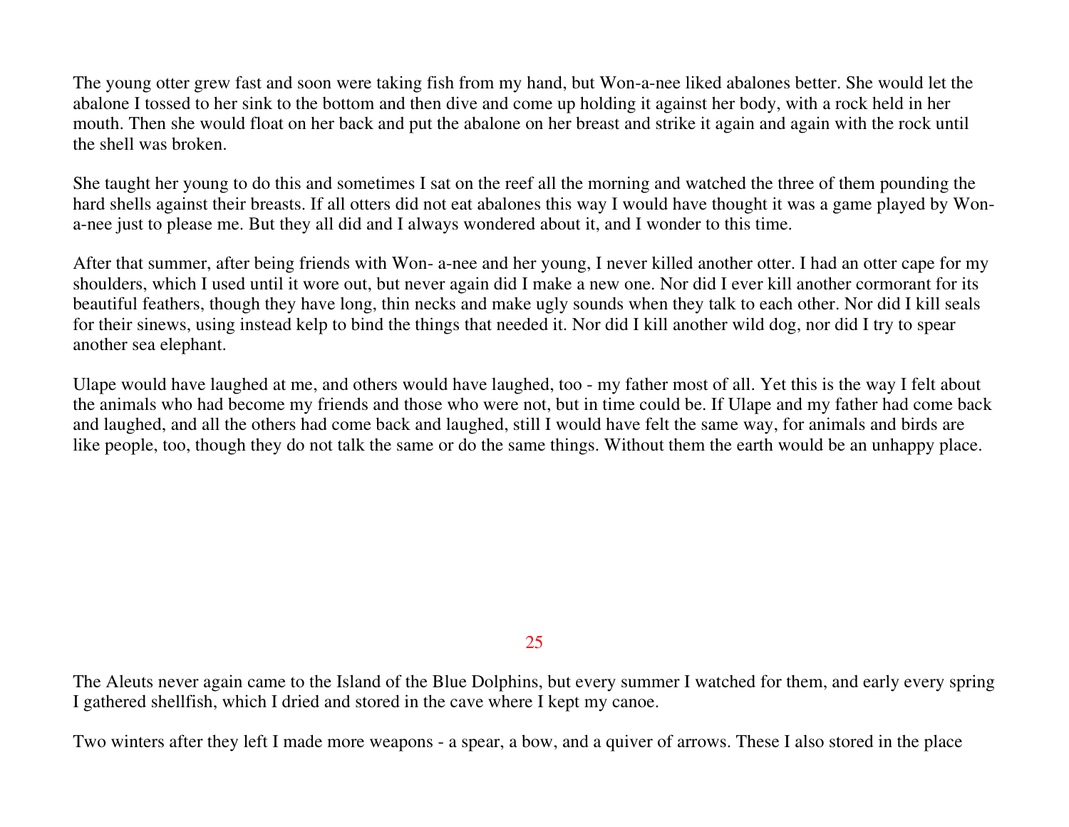The young otter grew fast and soon were taking fish from my hand, but Won-a-nee liked abalones better. She would let the abalone I tossed to her sink to the bottom and then dive and come up holding it against her body, with a rock held in her mouth. Then she would float on her back and put the abalone on her breast and strike it again and again with the rock until the shell was broken.

She taught her young to do this and sometimes I sat on the reef all the morning and watched the three of them pounding the hard shells against their breasts. If all otters did not eat abalones this way I would have thought it was a game played by Won-a-nee just to please me. But they all did and I always wondered about it, and I wonder to this time.

After that summer, after being friends with Won- a-nee and her young, I never killed another otter. I had an otter cape for my shoulders, which I used until it wore out, but never again did I make a new one. Nor did I ever kill another cormorant for its beautiful feathers, though they have long, thin necks and make ugly sounds when they talk to each other. Nor did I kill seals for their sinews, using instead kelp to bind the things that needed it. Nor did I kill another wild dog, nor did I try to spear another sea elephant.

Ulape would have laughed at me, and others would have laughed, too - my father most of all. Yet this is the way I felt about the animals who had become my friends and those who were not, but in time could be. If Ulape and my father had come back and laughed, and all the others had come back and laughed, still I would have felt the same way, for animals and birds are like people, too, though they do not talk the same or do the same things. Without them the earth would be an unhappy place.

## 25

The Aleuts never again came to the Island of the Blue Dolphins, but every summer I watched for them, and early every spring I gathered shellfish, which I dried and stored in the cave where I kept my canoe.

Two winters after they left I made more weapons - a spear, a bow, and a quiver of arrows. These I also stored in the place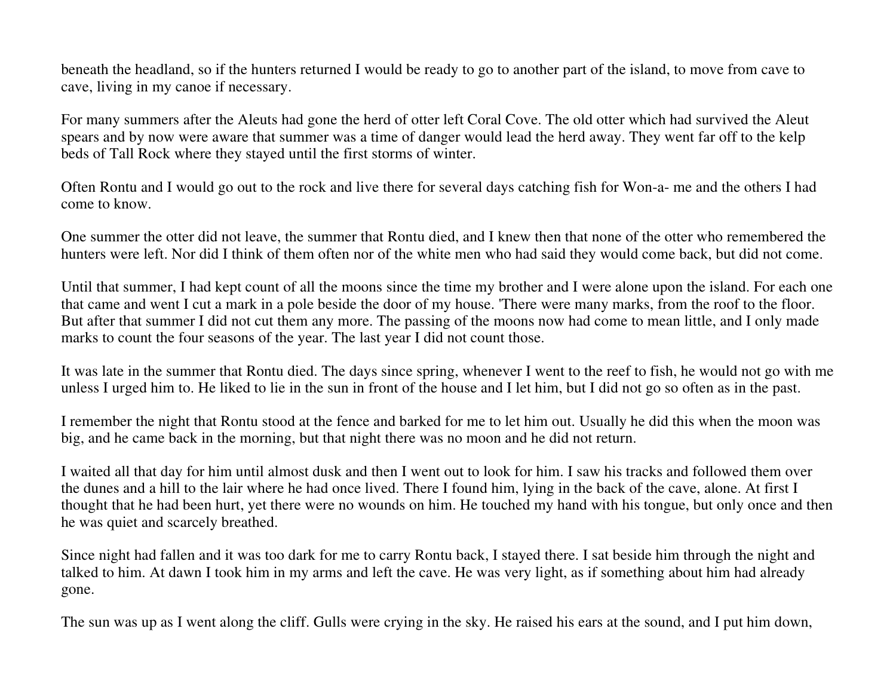beneath the headland, so if the hunters returned I would be ready to go to another part of the island, to move from cave to cave, living in my canoe if necessary.

For many summers after the Aleuts had gone the herd of otter left Coral Cove. The old otter which had survived the Aleut spears and by now were aware that summer was a time of danger would lead the herd away. They went far off to the kelp beds of Tall Rock where they stayed until the first storms of winter.

Often Rontu and I would go out to the rock and live there for several days catching fish for Won-a- me and the others I had come to know.

One summer the otter did not leave, the summer that Rontu died, and I knew then that none of the otter who remembered the hunters were left. Nor did I think of them often nor of the white men who had said they would come back, but did not come.

Until that summer, I had kept count of all the moons since the time my brother and I were alone upon the island. For each one that came and went I cut a mark in a pole beside the door of my house. 'There were many marks, from the roof to the floor. But after that summer I did not cut them any more. The passing of the moons now had come to mean little, and I only made marks to count the four seasons of the year. The last year I did not count those.

It was late in the summer that Rontu died. The days since spring, whenever I went to the reef to fish, he would not go with me unless I urged him to. He liked to lie in the sun in front of the house and I let him, but I did not go so often as in the past.

I remember the night that Rontu stood at the fence and barked for me to let him out. Usually he did this when the moon was big, and he came back in the morning, but that night there was no moon and he did not return.

I waited all that day for him until almost dusk and then I went out to look for him. I saw his tracks and followed them over the dunes and a hill to the lair where he had once lived. There I found him, lying in the back of the cave, alone. At first I thought that he had been hurt, yet there were no wounds on him. He touched my hand with his tongue, but only once and then he was quiet and scarcely breathed.

Since night had fallen and it was too dark for me to carry Rontu back, I stayed there. I sat beside him through the night and talked to him. At dawn I took him in my arms and left the cave. He was very light, as if something about him had already gone.

The sun was up as I went along the cliff. Gulls were crying in the sky. He raised his ears at the sound, and I put him down,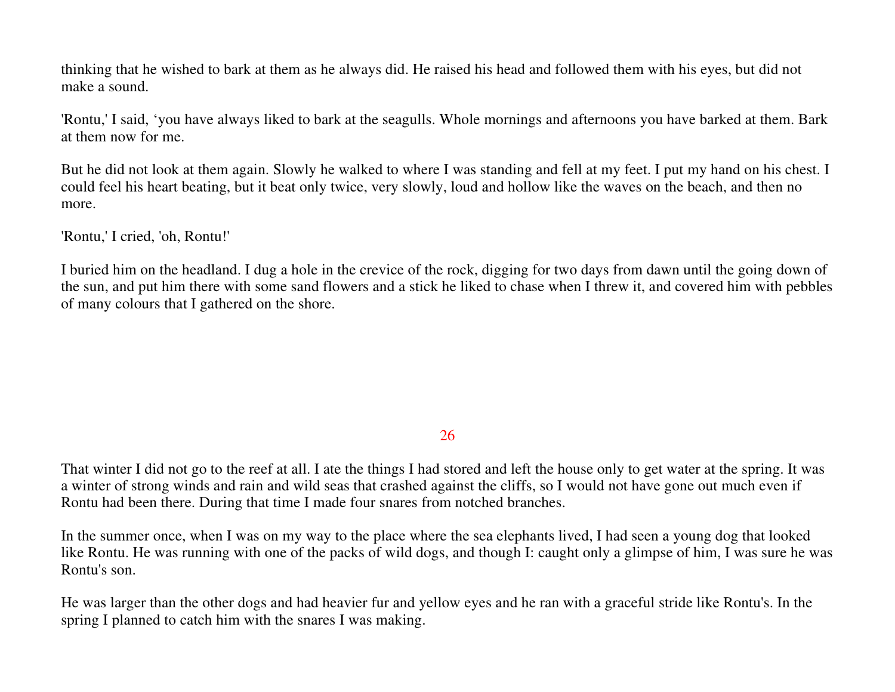thinking that he wished to bark at them as he always did. He raised his head and followed them with his eyes, but did not make a sound.

'Rontu,' I said, ‘you have always liked to bark at the seagulls. Whole mornings and afternoons you have barked at them. Bark at them now for me.

But he did not look at them again. Slowly he walked to where I was standing and fell at my feet. I put my hand on his chest. I could feel his heart beating, but it beat only twice, very slowly, loud and hollow like the waves on the beach, and then no more.

'Rontu,' I cried, 'oh, Rontu!'

I buried him on the headland. I dug a hole in the crevice of the rock, digging for two days from dawn until the going down of the sun, and put him there with some sand flowers and a stick he liked to chase when I threw it, and covered him with pebbles of many colours that I gathered on the shore.

## 26

That winter I did not go to the reef at all. I ate the things I had stored and left the house only to get water at the spring. It was a winter of strong winds and rain and wild seas that crashed against the cliffs, so I would not have gone out much even if Rontu had been there. During that time I made four snares from notched branches.

In the summer once, when I was on my way to the place where the sea elephants lived, I had seen a young dog that looked like Rontu. He was running with one of the packs of wild dogs, and though I: caught only a glimpse of him, I was sure he was Rontu's son.

He was larger than the other dogs and had heavier fur and yellow eyes and he ran with a graceful stride like Rontu's. In the spring I planned to catch him with the snares I was making.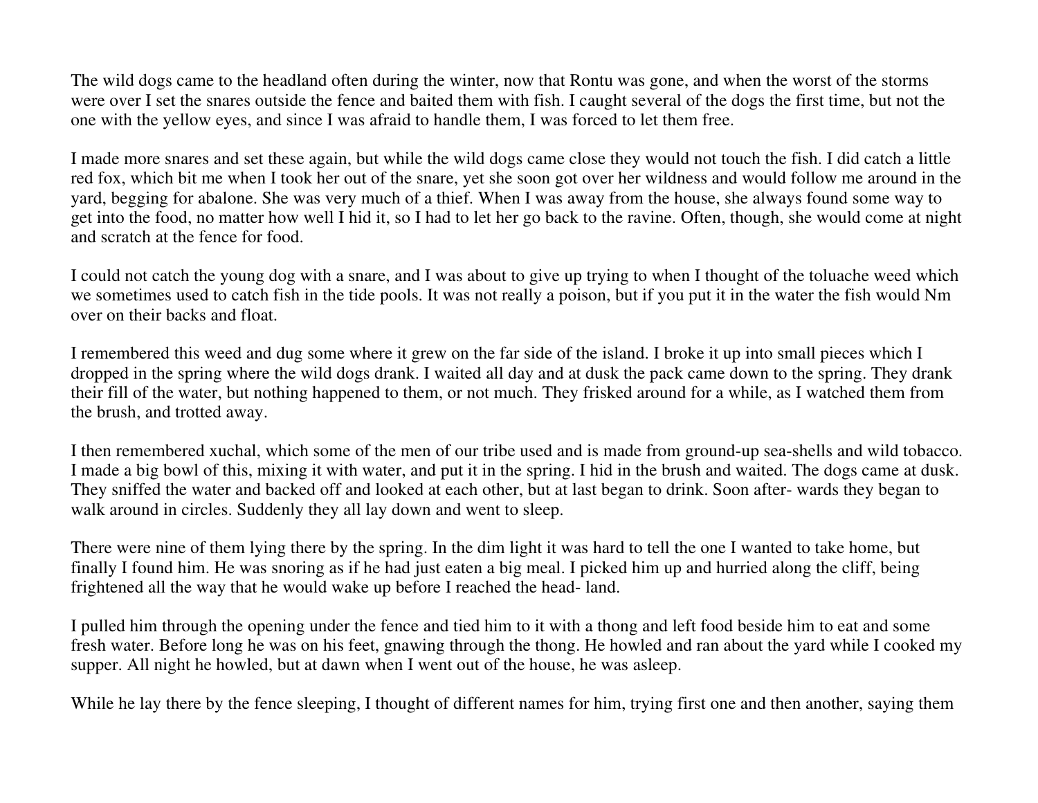The wild dogs came to the headland often during the winter, now that Rontu was gone, and when the worst of the storms were over I set the snares outside the fence and baited them with fish. I caught several of the dogs the first time, but not the one with the yellow eyes, and since I was afraid to handle them, I was forced to let them free.

I made more snares and set these again, but while the wild dogs came close they would not touch the fish. I did catch a little red fox, which bit me when I took her out of the snare, yet she soon got over her wildness and would follow me around in the yard, begging for abalone. She was very much of a thief. When I was away from the house, she always found some way to get into the food, no matter how well I hid it, so I had to let her go back to the ravine. Often, though, she would come at night and scratch at the fence for food.

I could not catch the young dog with a snare, and I was about to give up trying to when I thought of the toluache weed which we sometimes used to catch fish in the tide pools. It was not really a poison, but if you put it in the water the fish would Nm over on their backs and float.

I remembered this weed and dug some where it grew on the far side of the island. I broke it up into small pieces which I dropped in the spring where the wild dogs drank. I waited all day and at dusk the pack came down to the spring. They drank their fill of the water, but nothing happened to them, or not much. They frisked around for a while, as I watched them from the brush, and trotted away.

I then remembered xuchal, which some of the men of our tribe used and is made from ground-up sea-shells and wild tobacco. I made a big bowl of this, mixing it with water, and put it in the spring. I hid in the brush and waited. The dogs came at dusk. They sniffed the water and backed off and looked at each other, but at last began to drink. Soon after- wards they began to walk around in circles. Suddenly they all lay down and went to sleep.

There were nine of them lying there by the spring. In the dim light it was hard to tell the one I wanted to take home, but finally I found him. He was snoring as if he had just eaten a big meal. I picked him up and hurried along the cliff, being frightened all the way that he would wake up before I reached the head- land.

I pulled him through the opening under the fence and tied him to it with a thong and left food beside him to eat and some fresh water. Before long he was on his feet, gnawing through the thong. He howled and ran about the yard while I cooked my supper. All night he howled, but at dawn when I went out of the house, he was asleep.

While he lay there by the fence sleeping, I thought of different names for him, trying first one and then another, saying them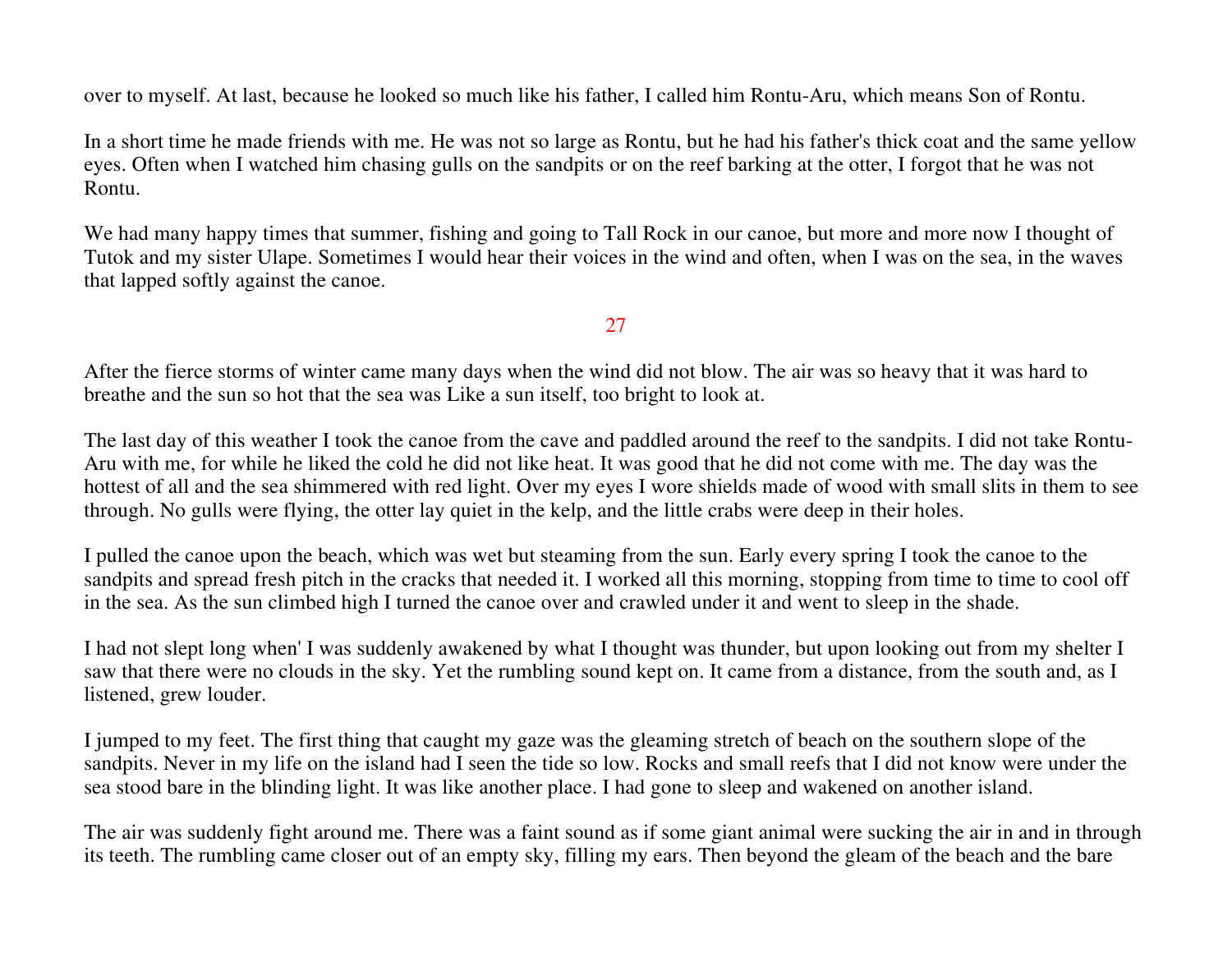over to myself. At last, because he looked so much like his father, I called him Rontu-Aru, which means Son of Rontu.

In a short time he made friends with me. He was not so large as Rontu, but he had his father's thick coat and the same yellow eyes. Often when I watched him chasing gulls on the sandpits or on the reef barking at the otter, I forgot that he was not Rontu.

We had many happy times that summer, fishing and going to Tall Rock in our canoe, but more and more now I thought of Tutok and my sister Ulape. Sometimes I would hear their voices in the wind and often, when I was on the sea, in the waves that lapped softly against the canoe.

## 27

After the fierce storms of winter came many days when the wind did not blow. The air was so heavy that it was hard to breathe and the sun so hot that the sea was Like a sun itself, too bright to look at.

The last day of this weather I took the canoe from the cave and paddled around the reef to the sandpits. I did not take Rontu-Aru with me, for while he liked the cold he did not like heat. It was good that he did not come with me. The day was the hottest of all and the sea shimmered with red light. Over my eyes I wore shields made of wood with small slits in them to see through. No gulls were flying, the otter lay quiet in the kelp, and the little crabs were deep in their holes.

I pulled the canoe upon the beach, which was wet but steaming from the sun. Early every spring I took the canoe to the sandpits and spread fresh pitch in the cracks that needed it. I worked all this morning, stopping from time to time to cool off in the sea. As the sun climbed high I turned the canoe over and crawled under it and went to sleep in the shade.

I had not slept long when' I was suddenly awakened by what I thought was thunder, but upon looking out from my shelter I saw that there were no clouds in the sky. Yet the rumbling sound kept on. It came from a distance, from the south and, as I listened, grew louder.

I jumped to my feet. The first thing that caught my gaze was the gleaming stretch of beach on the southern slope of the sandpits. Never in my life on the island had I seen the tide so low. Rocks and small reefs that I did not know were under the sea stood bare in the blinding light. It was like another place. I had gone to sleep and wakened on another island.

The air was suddenly fight around me. There was a faint sound as if some giant animal were sucking the air in and in through its teeth. The rumbling came closer out of an empty sky, filling my ears. Then beyond the gleam of the beach and the bare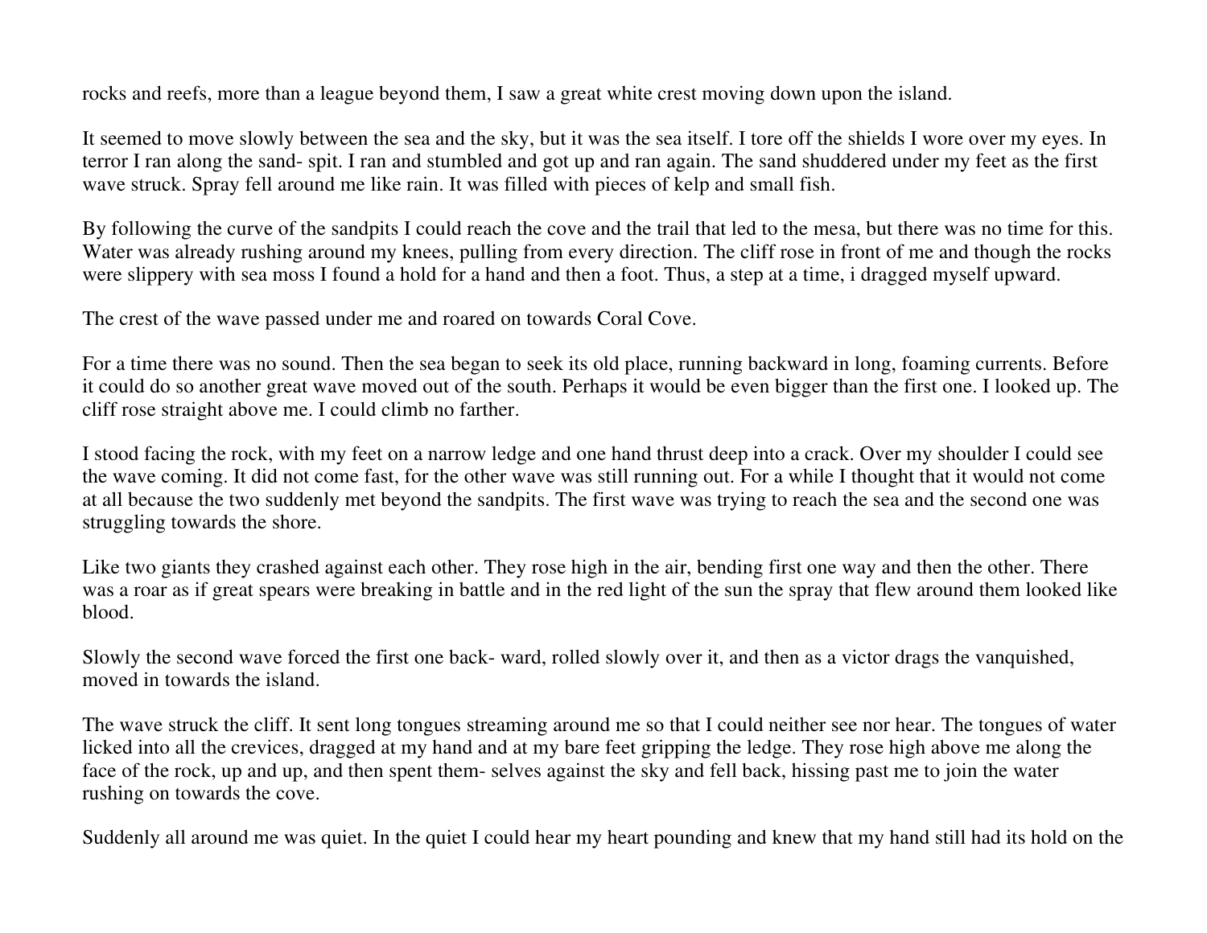rocks and reefs, more than a league beyond them, I saw a great white crest moving down upon the island.

It seemed to move slowly between the sea and the sky, but it was the sea itself. I tore off the shields I wore over my eyes. In terror I ran along the sand- spit. I ran and stumbled and got up and ran again. The sand shuddered under my feet as the first wave struck. Spray fell around me like rain. It was filled with pieces of kelp and small fish.

By following the curve of the sandpits I could reach the cove and the trail that led to the mesa, but there was no time for this. Water was already rushing around my knees, pulling from every direction. The cliff rose in front of me and though the rocks were slippery with sea moss I found a hold for a hand and then a foot. Thus, a step at a time, i dragged myself upward.

The crest of the wave passed under me and roared on towards Coral Cove.

For a time there was no sound. Then the sea began to seek its old place, running backward in long, foaming currents. Before it could do so another great wave moved out of the south. Perhaps it would be even bigger than the first one. I looked up. The cliff rose straight above me. I could climb no farther.

I stood facing the rock, with my feet on a narrow ledge and one hand thrust deep into a crack. Over my shoulder I could see the wave coming. It did not come fast, for the other wave was still running out. For a while I thought that it would not come at all because the two suddenly met beyond the sandpits. The first wave was trying to reach the sea and the second one was struggling towards the shore.

Like two giants they crashed against each other. They rose high in the air, bending first one way and then the other. There was a roar as if great spears were breaking in battle and in the red light of the sun the spray that flew around them looked like blood.

Slowly the second wave forced the first one back- ward, rolled slowly over it, and then as a victor drags the vanquished, moved in towards the island.

The wave struck the cliff. It sent long tongues streaming around me so that I could neither see nor hear. The tongues of water licked into all the crevices, dragged at my hand and at my bare feet gripping the ledge. They rose high above me along the face of the rock, up and up, and then spent them- selves against the sky and fell back, hissing past me to join the water rushing on towards the cove.

Suddenly all around me was quiet. In the quiet I could hear my heart pounding and knew that my hand still had its hold on the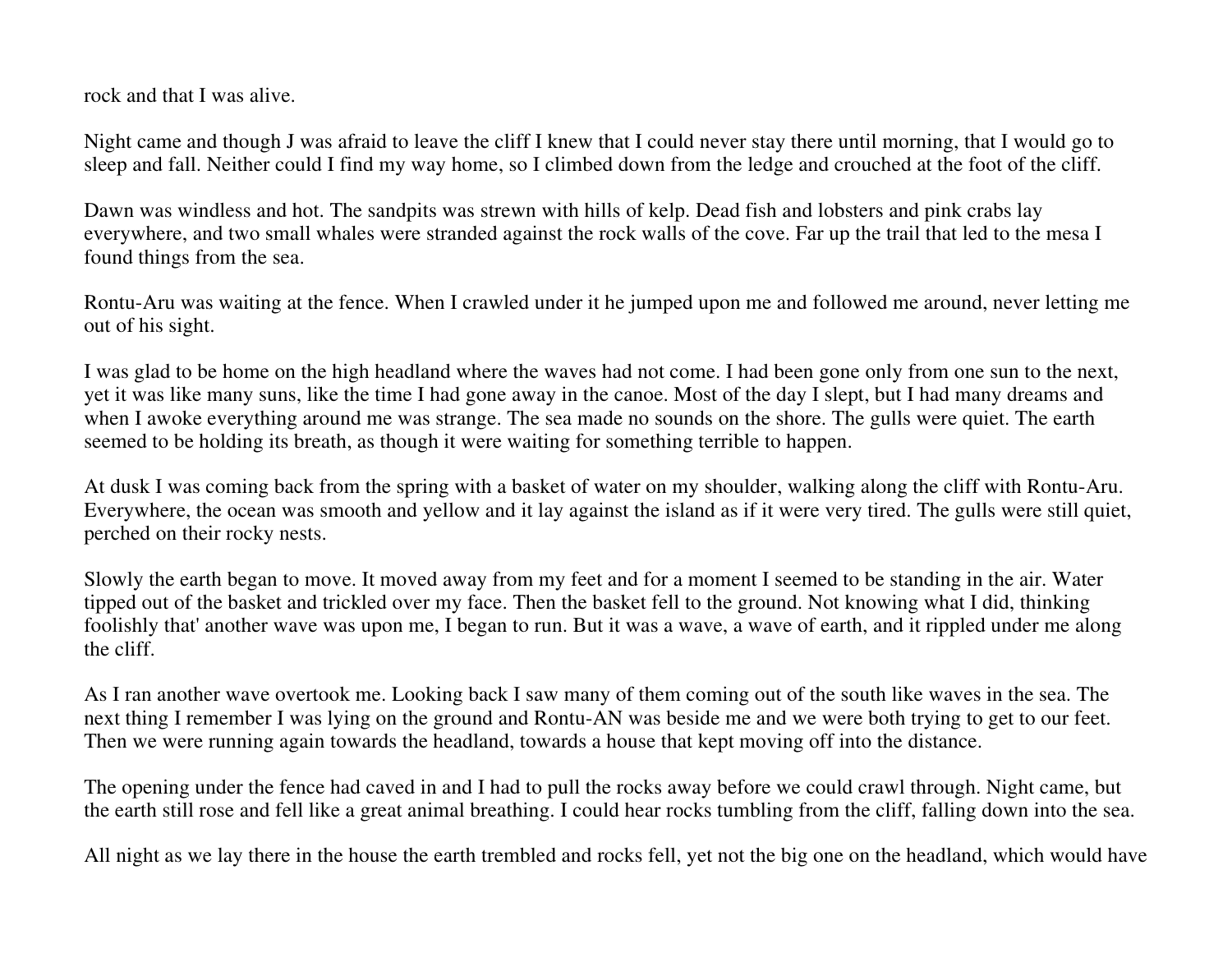rock and that I was alive.

Night came and though J was afraid to leave the cliff I knew that I could never stay there until morning, that I would go to sleep and fall. Neither could I find my way home, so I climbed down from the ledge and crouched at the foot of the cliff.

Dawn was windless and hot. The sandpits was strewn with hills of kelp. Dead fish and lobsters and pink crabs lay everywhere, and two small whales were stranded against the rock walls of the cove. Far up the trail that led to the mesa I found things from the sea.

Rontu-Aru was waiting at the fence. When I crawled under it he jumped upon me and followed me around, never letting me out of his sight.

I was glad to be home on the high headland where the waves had not come. I had been gone only from one sun to the next, yet it was like many suns, like the time I had gone away in the canoe. Most of the day I slept, but I had many dreams and when I awoke everything around me was strange. The sea made no sounds on the shore. The gulls were quiet. The earth seemed to be holding its breath, as though it were waiting for something terrible to happen.

At dusk I was coming back from the spring with a basket of water on my shoulder, walking along the cliff with Rontu-Aru. Everywhere, the ocean was smooth and yellow and it lay against the island as if it were very tired. The gulls were still quiet, perched on their rocky nests.

Slowly the earth began to move. It moved away from my feet and for a moment I seemed to be standing in the air. Water tipped out of the basket and trickled over my face. Then the basket fell to the ground. Not knowing what I did, thinking foolishly that' another wave was upon me, I began to run. But it was a wave, a wave of earth, and it rippled under me along the cliff.

As I ran another wave overtook me. Looking back I saw many of them coming out of the south like waves in the sea. The next thing I remember I was lying on the ground and Rontu-AN was beside me and we were both trying to get to our feet. Then we were running again towards the headland, towards a house that kept moving off into the distance.

The opening under the fence had caved in and I had to pull the rocks away before we could crawl through. Night came, but the earth still rose and fell like a great animal breathing. I could hear rocks tumbling from the cliff, falling down into the sea.

All night as we lay there in the house the earth trembled and rocks fell, yet not the big one on the headland, which would have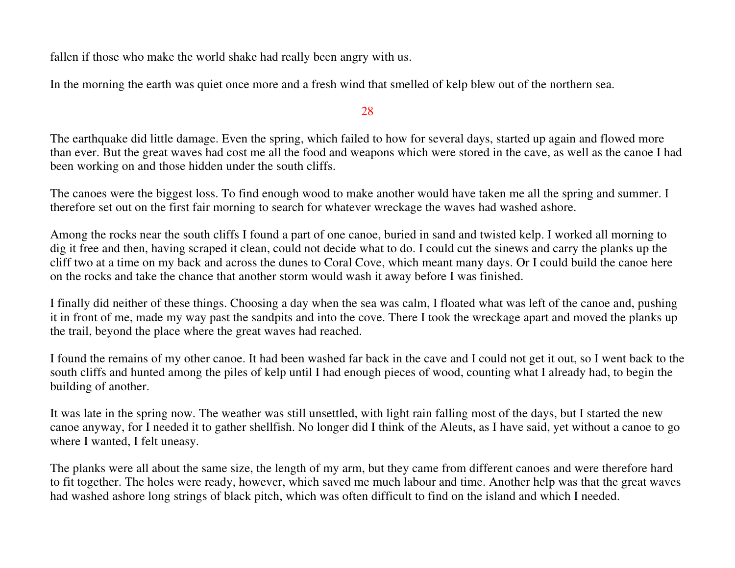fallen if those who make the world shake had really been angry with us.

In the morning the earth was quiet once more and a fresh wind that smelled of kelp blew out of the northern sea.

## 28

The earthquake did little damage. Even the spring, which failed to how for several days, started up again and flowed more than ever. But the great waves had cost me all the food and weapons which were stored in the cave, as well as the canoe I had been working on and those hidden under the south cliffs.

The canoes were the biggest loss. To find enough wood to make another would have taken me all the spring and summer. I therefore set out on the first fair morning to search for whatever wreckage the waves had washed ashore.

Among the rocks near the south cliffs I found a part of one canoe, buried in sand and twisted kelp. I worked all morning to dig it free and then, having scraped it clean, could not decide what to do. I could cut the sinews and carry the planks up the cliff two at a time on my back and across the dunes to Coral Cove, which meant many days. Or I could build the canoe here on the rocks and take the chance that another storm would wash it away before I was finished.

I finally did neither of these things. Choosing a day when the sea was calm, I floated what was left of the canoe and, pushing it in front of me, made my way past the sandpits and into the cove. There I took the wreckage apart and moved the planks up the trail, beyond the place where the great waves had reached.

I found the remains of my other canoe. It had been washed far back in the cave and I could not get it out, so I went back to the south cliffs and hunted among the piles of kelp until I had enough pieces of wood, counting what I already had, to begin the building of another.

It was late in the spring now. The weather was still unsettled, with light rain falling most of the days, but I started the new canoe anyway, for I needed it to gather shellfish. No longer did I think of the Aleuts, as I have said, yet without a canoe to go where I wanted, I felt uneasy.

The planks were all about the same size, the length of my arm, but they came from different canoes and were therefore hard to fit together. The holes were ready, however, which saved me much labour and time. Another help was that the great waves had washed ashore long strings of black pitch, which was often difficult to find on the island and which I needed.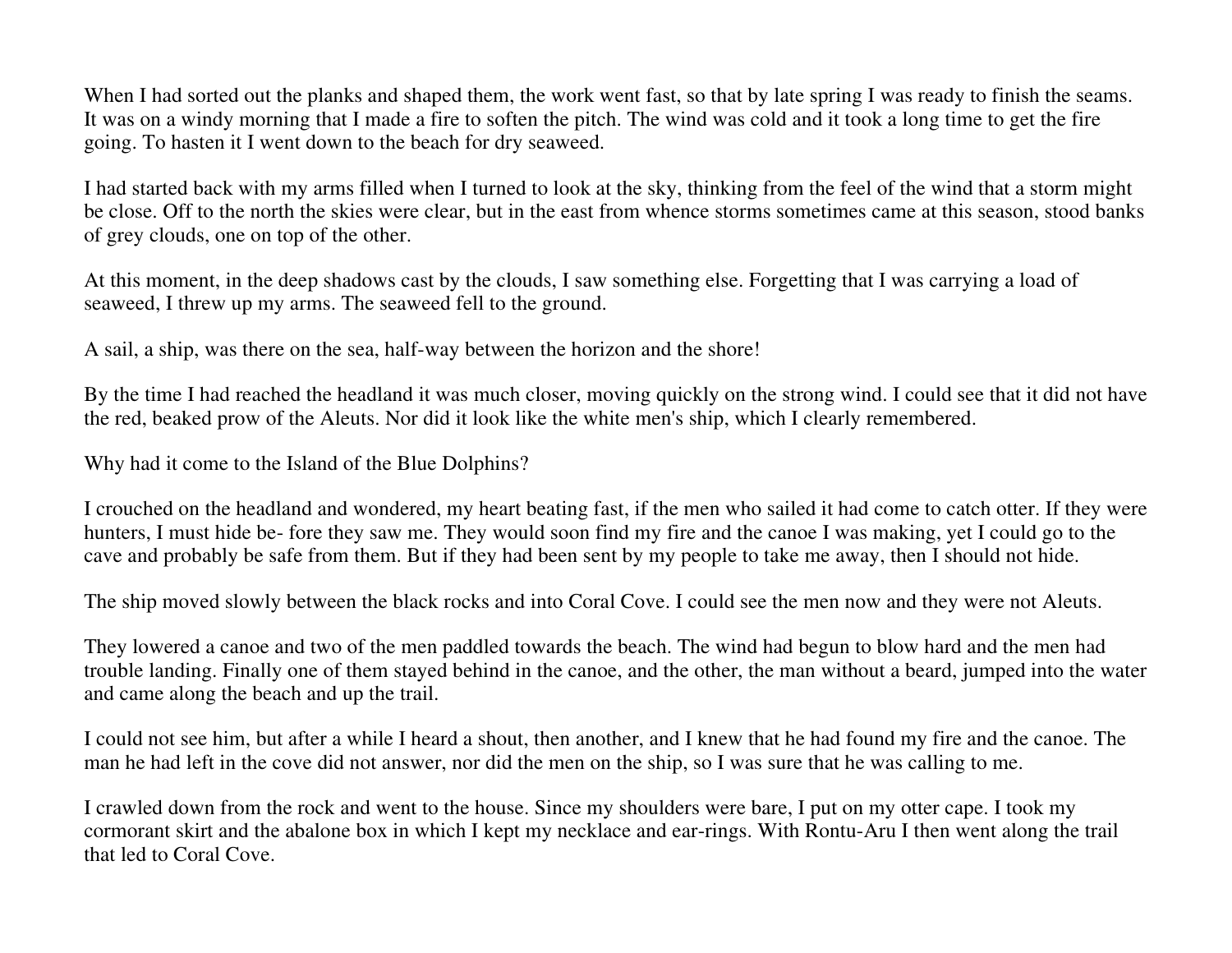When I had sorted out the planks and shaped them, the work went fast, so that by late spring I was ready to finish the seams. It was on a windy morning that I made a fire to soften the pitch. The wind was cold and it took a long time to get the fire going. To hasten it I went down to the beach for dry seaweed.

I had started back with my arms filled when I turned to look at the sky, thinking from the feel of the wind that a storm might be close. Off to the north the skies were clear, but in the east from whence storms sometimes came at this season, stood banks of grey clouds, one on top of the other.

At this moment, in the deep shadows cast by the clouds, I saw something else. Forgetting that I was carrying a load of seaweed, I threw up my arms. The seaweed fell to the ground.

A sail, a ship, was there on the sea, half-way between the horizon and the shore!

By the time I had reached the headland it was much closer, moving quickly on the strong wind. I could see that it did not have the red, beaked prow of the Aleuts. Nor did it look like the white men's ship, which I clearly remembered.

Why had it come to the Island of the Blue Dolphins?

I crouched on the headland and wondered, my heart beating fast, if the men who sailed it had come to catch otter. If they were hunters, I must hide be- fore they saw me. They would soon find my fire and the canoe I was making, yet I could go to the cave and probably be safe from them. But if they had been sent by my people to take me away, then I should not hide.

The ship moved slowly between the black rocks and into Coral Cove. I could see the men now and they were not Aleuts.

They lowered a canoe and two of the men paddled towards the beach. The wind had begun to blow hard and the men had trouble landing. Finally one of them stayed behind in the canoe, and the other, the man without a beard, jumped into the water and came along the beach and up the trail.

I could not see him, but after a while I heard a shout, then another, and I knew that he had found my fire and the canoe. The man he had left in the cove did not answer, nor did the men on the ship, so I was sure that he was calling to me.

I crawled down from the rock and went to the house. Since my shoulders were bare, I put on my otter cape. I took my cormorant skirt and the abalone box in which I kept my necklace and ear-rings. With Rontu-Aru I then went along the trail that led to Coral Cove.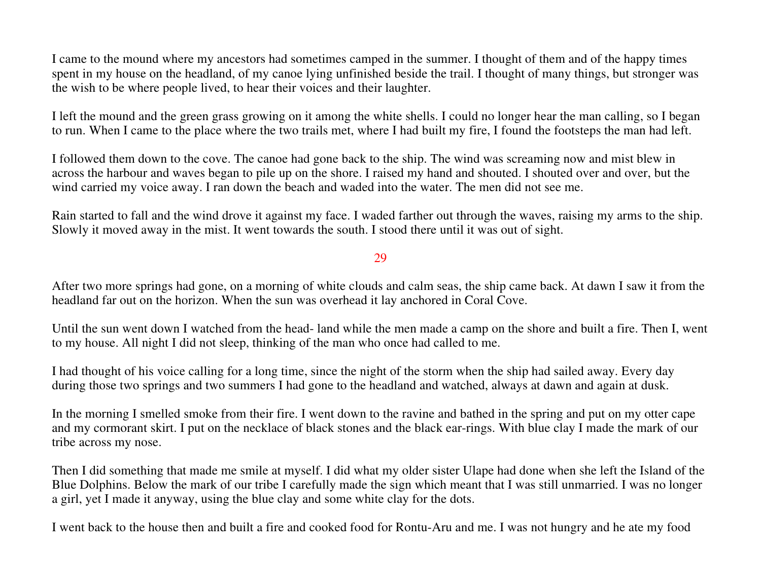I came to the mound where my ancestors had sometimes camped in the summer. I thought of them and of the happy times spent in my house on the headland, of my canoe lying unfinished beside the trail. I thought of many things, but stronger was the wish to be where people lived, to hear their voices and their laughter.

I left the mound and the green grass growing on it among the white shells. I could no longer hear the man calling, so I began to run. When I came to the place where the two trails met, where I had built my fire, I found the footsteps the man had left.

I followed them down to the cove. The canoe had gone back to the ship. The wind was screaming now and mist blew in across the harbour and waves began to pile up on the shore. I raised my hand and shouted. I shouted over and over, but the wind carried my voice away. I ran down the beach and waded into the water. The men did not see me.

Rain started to fall and the wind drove it against my face. I waded farther out through the waves, raising my arms to the ship. Slowly it moved away in the mist. It went towards the south. I stood there until it was out of sight.

## 29

After two more springs had gone, on a morning of white clouds and calm seas, the ship came back. At dawn I saw it from the headland far out on the horizon. When the sun was overhead it lay anchored in Coral Cove.

Until the sun went down I watched from the head- land while the men made a camp on the shore and built a fire. Then I, went to my house. All night I did not sleep, thinking of the man who once had called to me.

I had thought of his voice calling for a long time, since the night of the storm when the ship had sailed away. Every day during those two springs and two summers I had gone to the headland and watched, always at dawn and again at dusk.

In the morning I smelled smoke from their fire. I went down to the ravine and bathed in the spring and put on my otter cape and my cormorant skirt. I put on the necklace of black stones and the black ear-rings. With blue clay I made the mark of our tribe across my nose.

Then I did something that made me smile at myself. I did what my older sister Ulape had done when she left the Island of the Blue Dolphins. Below the mark of our tribe I carefully made the sign which meant that I was still unmarried. I was no longer a girl, yet I made it anyway, using the blue clay and some white clay for the dots.

I went back to the house then and built a fire and cooked food for Rontu-Aru and me. I was not hungry and he ate my food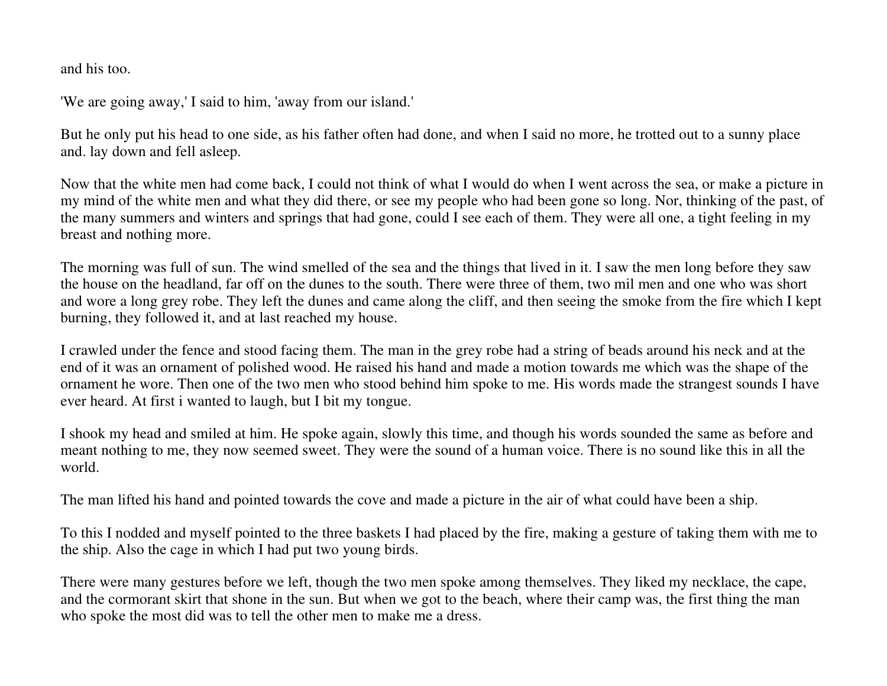and his too.

'We are going away,' I said to him, 'away from our island.'

But he only put his head to one side, as his father often had done, and when I said no more, he trotted out to a sunny place and. lay down and fell asleep.

Now that the white men had come back, I could not think of what I would do when I went across the sea, or make a picture in my mind of the white men and what they did there, or see my people who had been gone so long. Nor, thinking of the past, of the many summers and winters and springs that had gone, could I see each of them. They were all one, a tight feeling in my breast and nothing more.

The morning was full of sun. The wind smelled of the sea and the things that lived in it. I saw the men long before they saw the house on the headland, far off on the dunes to the south. There were three of them, two mil men and one who was short and wore a long grey robe. They left the dunes and came along the cliff, and then seeing the smoke from the fire which I kept burning, they followed it, and at last reached my house.

I crawled under the fence and stood facing them. The man in the grey robe had a string of beads around his neck and at the end of it was an ornament of polished wood. He raised his hand and made a motion towards me which was the shape of the ornament he wore. Then one of the two men who stood behind him spoke to me. His words made the strangest sounds I have ever heard. At first i wanted to laugh, but I bit my tongue.

I shook my head and smiled at him. He spoke again, slowly this time, and though his words sounded the same as before and meant nothing to me, they now seemed sweet. They were the sound of a human voice. There is no sound like this in all the world.

The man lifted his hand and pointed towards the cove and made a picture in the air of what could have been a ship.

To this I nodded and myself pointed to the three baskets I had placed by the fire, making a gesture of taking them with me to the ship. Also the cage in which I had put two young birds.

There were many gestures before we left, though the two men spoke among themselves. They liked my necklace, the cape, and the cormorant skirt that shone in the sun. But when we got to the beach, where their camp was, the first thing the man who spoke the most did was to tell the other men to make me a dress.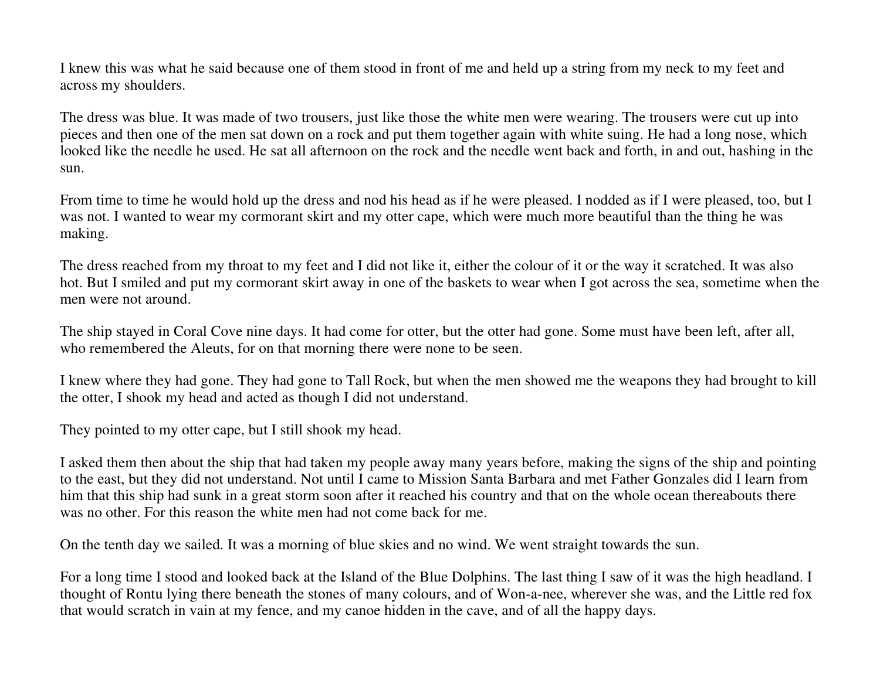I knew this was what he said because one of them stood in front of me and held up a string from my neck to my feet and across my shoulders.

The dress was blue. It was made of two trousers, just like those the white men were wearing. The trousers were cut up into pieces and then one of the men sat down on a rock and put them together again with white suing. He had a long nose, which looked like the needle he used. He sat all afternoon on the rock and the needle went back and forth, in and out, hashing in the sun.

From time to time he would hold up the dress and nod his head as if he were pleased. I nodded as if I were pleased, too, but I was not. I wanted to wear my cormorant skirt and my otter cape, which were much more beautiful than the thing he was making.

The dress reached from my throat to my feet and I did not like it, either the colour of it or the way it scratched. It was also hot. But I smiled and put my cormorant skirt away in one of the baskets to wear when I got across the sea, sometime when the men were not around.

The ship stayed in Coral Cove nine days. It had come for otter, but the otter had gone. Some must have been left, after all, who remembered the Aleuts, for on that morning there were none to be seen.

I knew where they had gone. They had gone to Tall Rock, but when the men showed me the weapons they had brought to kill the otter, I shook my head and acted as though I did not understand.

They pointed to my otter cape, but I still shook my head.

I asked them then about the ship that had taken my people away many years before, making the signs of the ship and pointing to the east, but they did not understand. Not until I came to Mission Santa Barbara and met Father Gonzales did I learn from him that this ship had sunk in a great storm soon after it reached his country and that on the whole ocean thereabouts there was no other. For this reason the white men had not come back for me.

On the tenth day we sailed. It was a morning of blue skies and no wind. We went straight towards the sun.

For a long time I stood and looked back at the Island of the Blue Dolphins. The last thing I saw of it was the high headland. I thought of Rontu lying there beneath the stones of many colours, and of Won-a-nee, wherever she was, and the Little red fox that would scratch in vain at my fence, and my canoe hidden in the cave, and of all the happy days.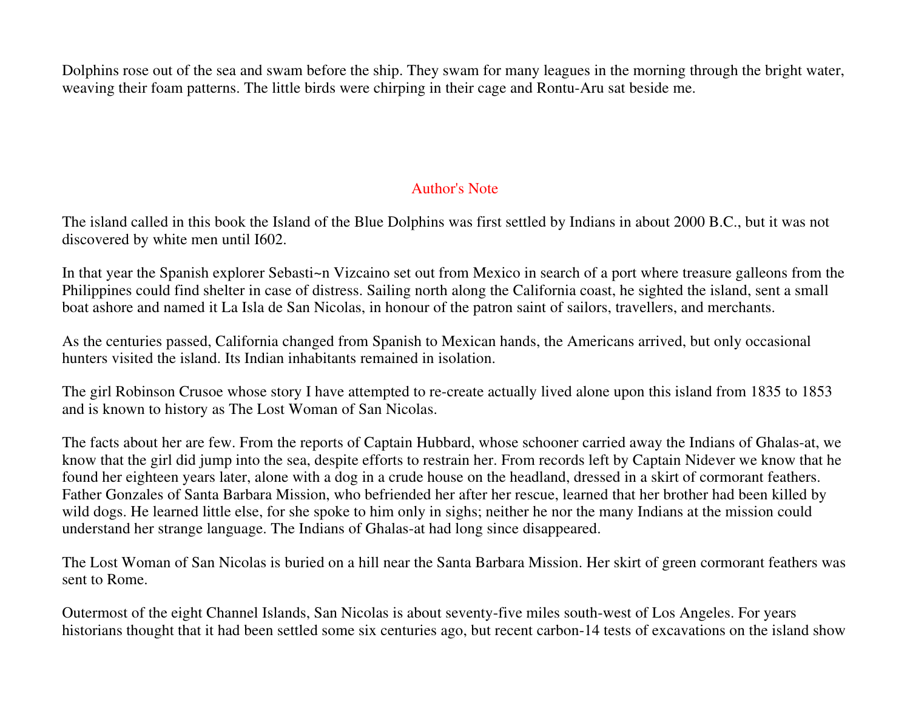Dolphins rose out of the sea and swam before the ship. They swam for many leagues in the morning through the bright water, weaving their foam patterns. The little birds were chirping in their cage and Rontu-Aru sat beside me.

## Author's Note

The island called in this book the Island of the Blue Dolphins was first settled by Indians in about 2000 B.C., but it was not discovered by white men until I602.

In that year the Spanish explorer Sebasti~n Vizcaino set out from Mexico in search of a port where treasure galleons from the Philippines could find shelter in case of distress. Sailing north along the California coast, he sighted the island, sent a small boat ashore and named it La Isla de San Nicolas, in honour of the patron saint of sailors, travellers, and merchants.

As the centuries passed, California changed from Spanish to Mexican hands, the Americans arrived, but only occasional hunters visited the island. Its Indian inhabitants remained in isolation.

The girl Robinson Crusoe whose story I have attempted to re-create actually lived alone upon this island from 1835 to 1853 and is known to history as The Lost Woman of San Nicolas.

The facts about her are few. From the reports of Captain Hubbard, whose schooner carried away the Indians of Ghalas-at, we know that the girl did jump into the sea, despite efforts to restrain her. From records left by Captain Nidever we know that he found her eighteen years later, alone with a dog in a crude house on the headland, dressed in a skirt of cormorant feathers. Father Gonzales of Santa Barbara Mission, who befriended her after her rescue, learned that her brother had been killed by wild dogs. He learned little else, for she spoke to him only in sighs; neither he nor the many Indians at the mission could understand her strange language. The Indians of Ghalas-at had long since disappeared.

The Lost Woman of San Nicolas is buried on a hill near the Santa Barbara Mission. Her skirt of green cormorant feathers was sent to Rome.

Outermost of the eight Channel Islands, San Nicolas is about seventy-five miles south-west of Los Angeles. For years historians thought that it had been settled some six centuries ago, but recent carbon-14 tests of excavations on the island show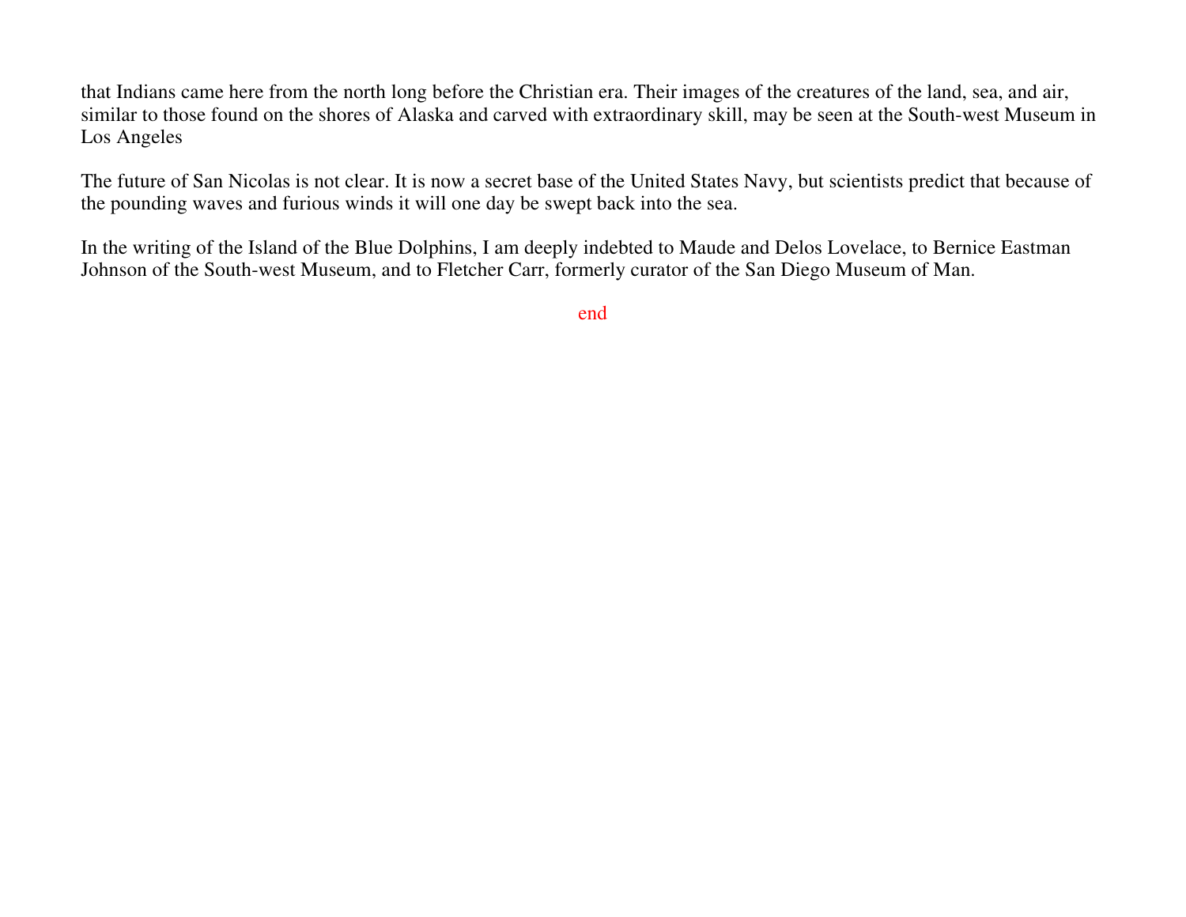that Indians came here from the north long before the Christian era. Their images of the creatures of the land, sea, and air, similar to those found on the shores of Alaska and carved with extraordinary skill, may be seen at the South-west Museum in Los Angeles

The future of San Nicolas is not clear. It is now a secret base of the United States Navy, but scientists predict that because of the pounding waves and furious winds it will one day be swept back into the sea.

In the writing of the Island of the Blue Dolphins, I am deeply indebted to Maude and Delos Lovelace, to Bernice Eastman Johnson of the South-west Museum, and to Fletcher Carr, formerly curator of the San Diego Museum of Man.

end